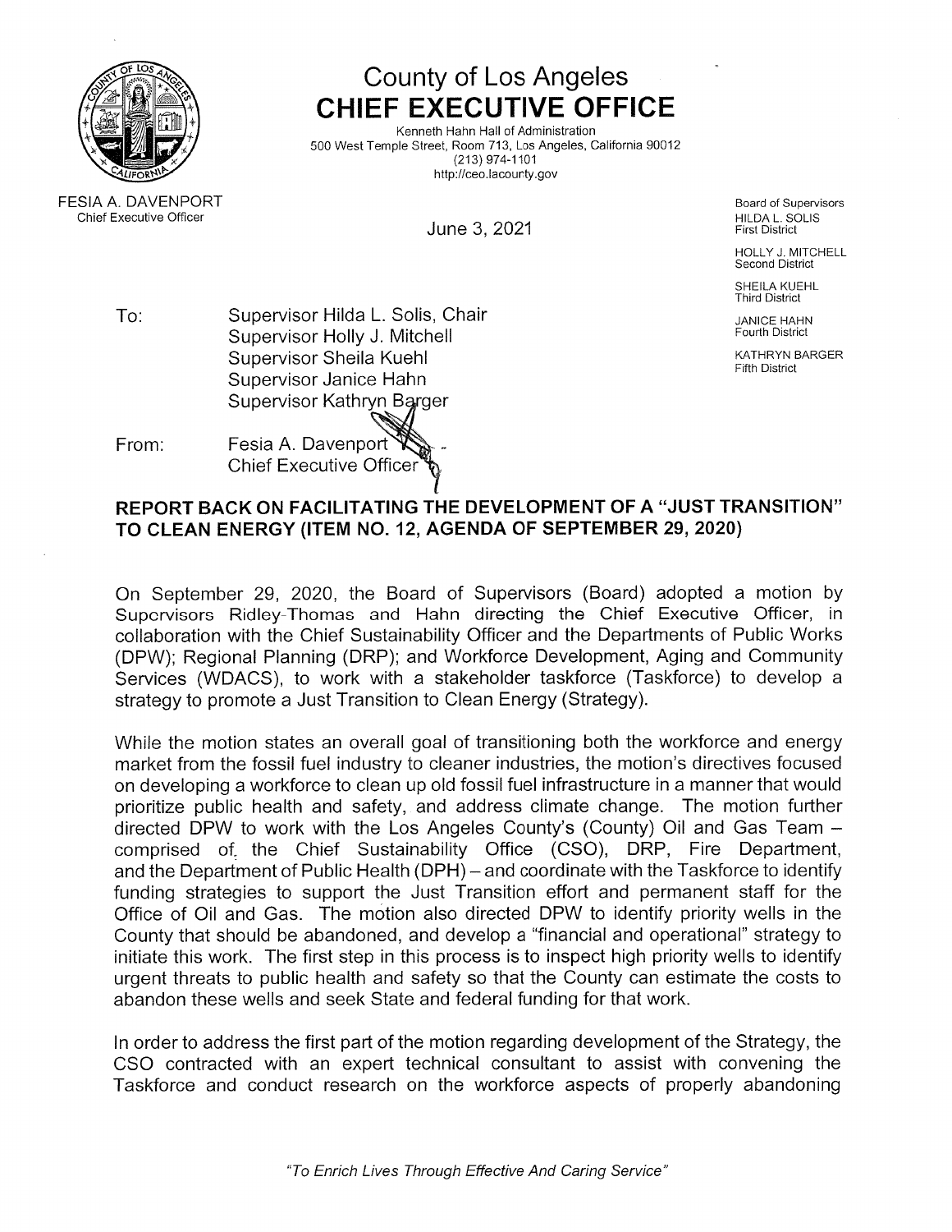# County of Los Angeles
## CHIEF EXECUTIVE OFFICE

Kenneth Hahn Hall of Administration
500 West Temple Street, Room 713, Los Angeles, California 90012
(213) 974-1101
http://ceo.lacounty.gov

FESIA A. DAVENPORT
Chief Executive Officer

June 3, 2021

Board of Supervisors
HILDA L. SOLIS
First District

HOLLY J. MITCHELL
Second District

SHEILA KUEHL
Third District

JANICE HAHN
Fourth District

KATHRYN BARGER
Fifth District

To: Supervisor Hilda L. Solis, Chair
Supervisor Holly J. Mitchell
Supervisor Sheila Kuehl
Supervisor Janice Hahn
Supervisor Kathryn Barger

From: Fesia A. Davenport
Chief Executive Officer

**REPORT BACK ON FACILITATING THE DEVELOPMENT OF A "JUST TRANSITION" TO CLEAN ENERGY (ITEM NO. 12, AGENDA OF SEPTEMBER 29, 2020)**

On September 29, 2020, the Board of Supervisors (Board) adopted a motion by Supervisors Ridley-Thomas and Hahn directing the Chief Executive Officer, in collaboration with the Chief Sustainability Officer and the Departments of Public Works (DPW); Regional Planning (DRP); and Workforce Development, Aging and Community Services (WDACS), to work with a stakeholder taskforce (Taskforce) to develop a strategy to promote a Just Transition to Clean Energy (Strategy).

While the motion states an overall goal of transitioning both the workforce and energy market from the fossil fuel industry to cleaner industries, the motion's directives focused on developing a workforce to clean up old fossil fuel infrastructure in a manner that would prioritize public health and safety, and address climate change. The motion further directed DPW to work with the Los Angeles County's (County) Oil and Gas Team – comprised of the Chief Sustainability Office (CSO), DRP, Fire Department, and the Department of Public Health (DPH) – and coordinate with the Taskforce to identify funding strategies to support the Just Transition effort and permanent staff for the Office of Oil and Gas. The motion also directed DPW to identify priority wells in the County that should be abandoned, and develop a "financial and operational" strategy to initiate this work. The first step in this process is to inspect high priority wells to identify urgent threats to public health and safety so that the County can estimate the costs to abandon these wells and seek State and federal funding for that work.

In order to address the first part of the motion regarding development of the Strategy, the CSO contracted with an expert technical consultant to assist with convening the Taskforce and conduct research on the workforce aspects of properly abandoning

*"To Enrich Lives Through Effective And Caring Service"*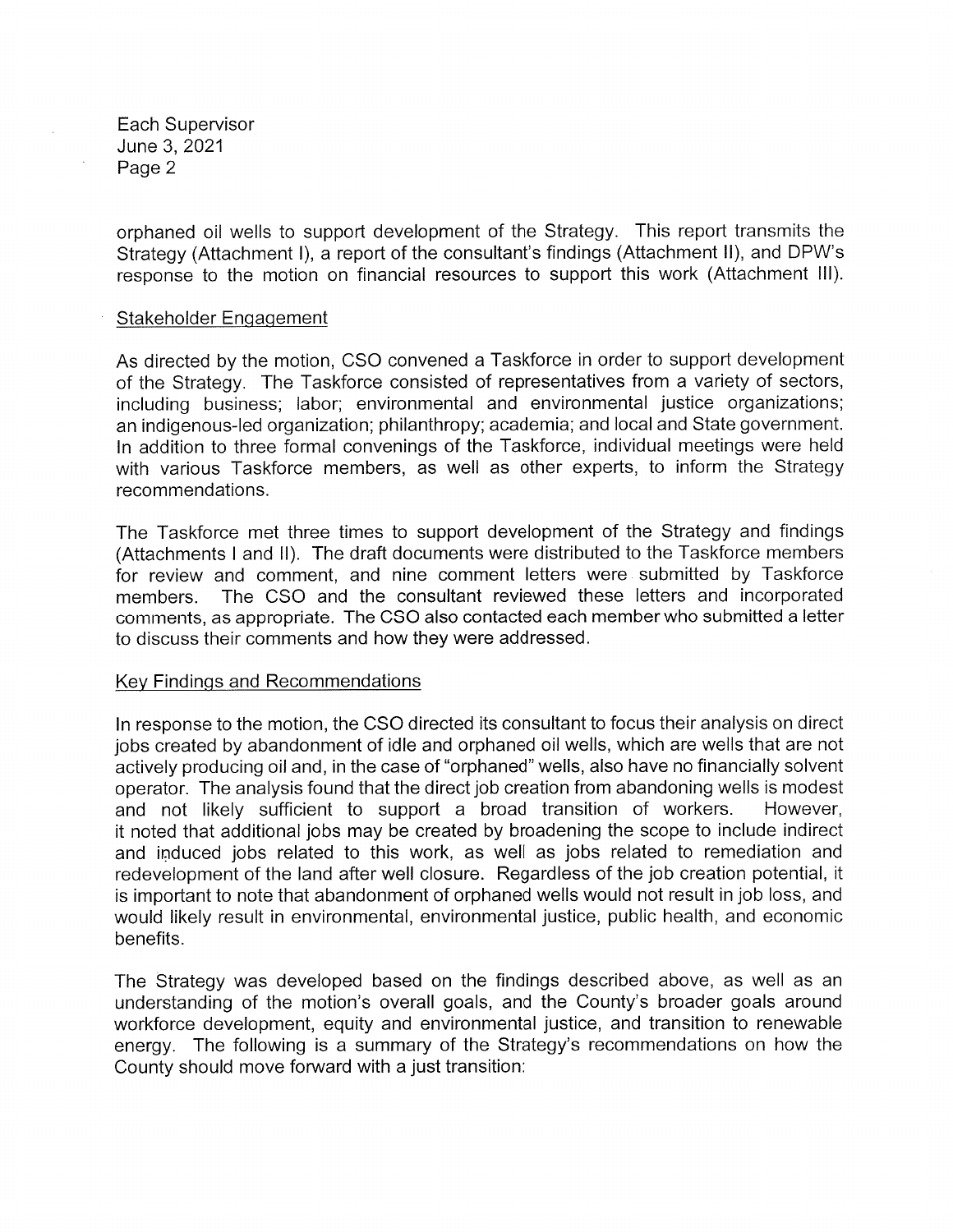orphaned oil wells to support development of the Strategy. This report transmits the Strategy (Attachment I), a report of the consultant's findings (Attachment II), and DPW's response to the motion on financial resources to support this work (Attachment III).

## Stakeholder Engagement

As directed by the motion, CSO convened a Taskforce in order to support development of the Strategy. The Taskforce consisted of representatives from a variety of sectors, including business; labor; environmental and environmental justice organizations; an indigenous-led organization; philanthropy; academia; and local and State government. In addition to three formal convenings of the Taskforce, individual meetings were held with various Taskforce members, as well as other experts, to inform the Strategy recommendations.

The Taskforce met three times to support development of the Strategy and findings (Attachments I and II). The draft documents were distributed to the Taskforce members for review and comment, and nine comment letters were submitted by Taskforce members. The CSO and the consultant reviewed these letters and incorporated comments, as appropriate. The CSO also contacted each member who submitted a letter to discuss their comments and how they were addressed.

## Key Findings and Recommendations

In response to the motion, the CSO directed its consultant to focus their analysis on direct jobs created by abandonment of idle and orphaned oil wells, which are wells that are not actively producing oil and, in the case of "orphaned" wells, also have no financially solvent operator. The analysis found that the direct job creation from abandoning wells is modest and not likely sufficient to support a broad transition of workers. However, it noted that additional jobs may be created by broadening the scope to include indirect and induced jobs related to this work, as well as jobs related to remediation and redevelopment of the land after well closure. Regardless of the job creation potential, it is important to note that abandonment of orphaned wells would not result in job loss, and would likely result in environmental, environmental justice, public health, and economic benefits.

The Strategy was developed based on the findings described above, as well as an understanding of the motion's overall goals, and the County's broader goals around workforce development, equity and environmental justice, and transition to renewable energy. The following is a summary of the Strategy's recommendations on how the County should move forward with a just transition: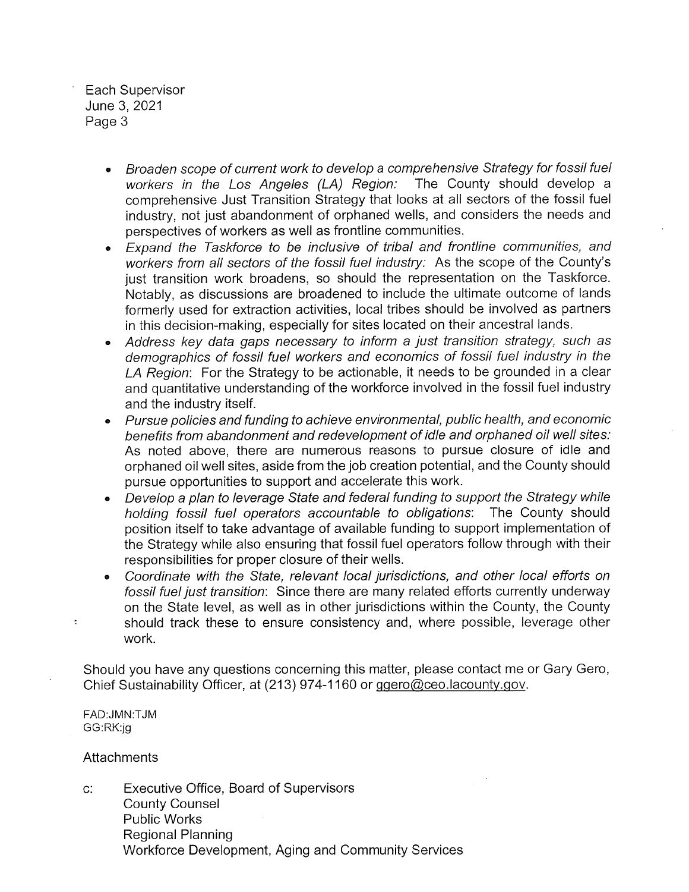- *Broaden scope of current work to develop a comprehensive Strategy for fossil fuel workers in the Los Angeles (LA) Region:* The County should develop a comprehensive Just Transition Strategy that looks at all sectors of the fossil fuel industry, not just abandonment of orphaned wells, and considers the needs and perspectives of workers as well as frontline communities.
- *Expand the Taskforce to be inclusive of tribal and frontline communities, and workers from all sectors of the fossil fuel industry:* As the scope of the County's just transition work broadens, so should the representation on the Taskforce. Notably, as discussions are broadened to include the ultimate outcome of lands formerly used for extraction activities, local tribes should be involved as partners in this decision-making, especially for sites located on their ancestral lands.
- *Address key data gaps necessary to inform a just transition strategy, such as demographics of fossil fuel workers and economics of fossil fuel industry in the LA Region*: For the Strategy to be actionable, it needs to be grounded in a clear and quantitative understanding of the workforce involved in the fossil fuel industry and the industry itself.
- *Pursue policies and funding to achieve environmental, public health, and economic benefits from abandonment and redevelopment of idle and orphaned oil well sites:* As noted above, there are numerous reasons to pursue closure of idle and orphaned oil well sites, aside from the job creation potential, and the County should pursue opportunities to support and accelerate this work.
- *Develop a plan to leverage State and federal funding to support the Strategy while holding fossil fuel operators accountable to obligations*: The County should position itself to take advantage of available funding to support implementation of the Strategy while also ensuring that fossil fuel operators follow through with their responsibilities for proper closure of their wells.
- *Coordinate with the State, relevant local jurisdictions, and other local efforts on fossil fuel just transition*: Since there are many related efforts currently underway on the State level, as well as in other jurisdictions within the County, the County should track these to ensure consistency and, where possible, leverage other work.

Should you have any questions concerning this matter, please contact me or Gary Gero, Chief Sustainability Officer, at (213) 974-1160 or ggero@ceo.lacounty.gov.

FAD:JMN:TJM
GG:RK:jg

Attachments

c: Executive Office, Board of Supervisors
County Counsel
Public Works
Regional Planning
Workforce Development, Aging and Community Services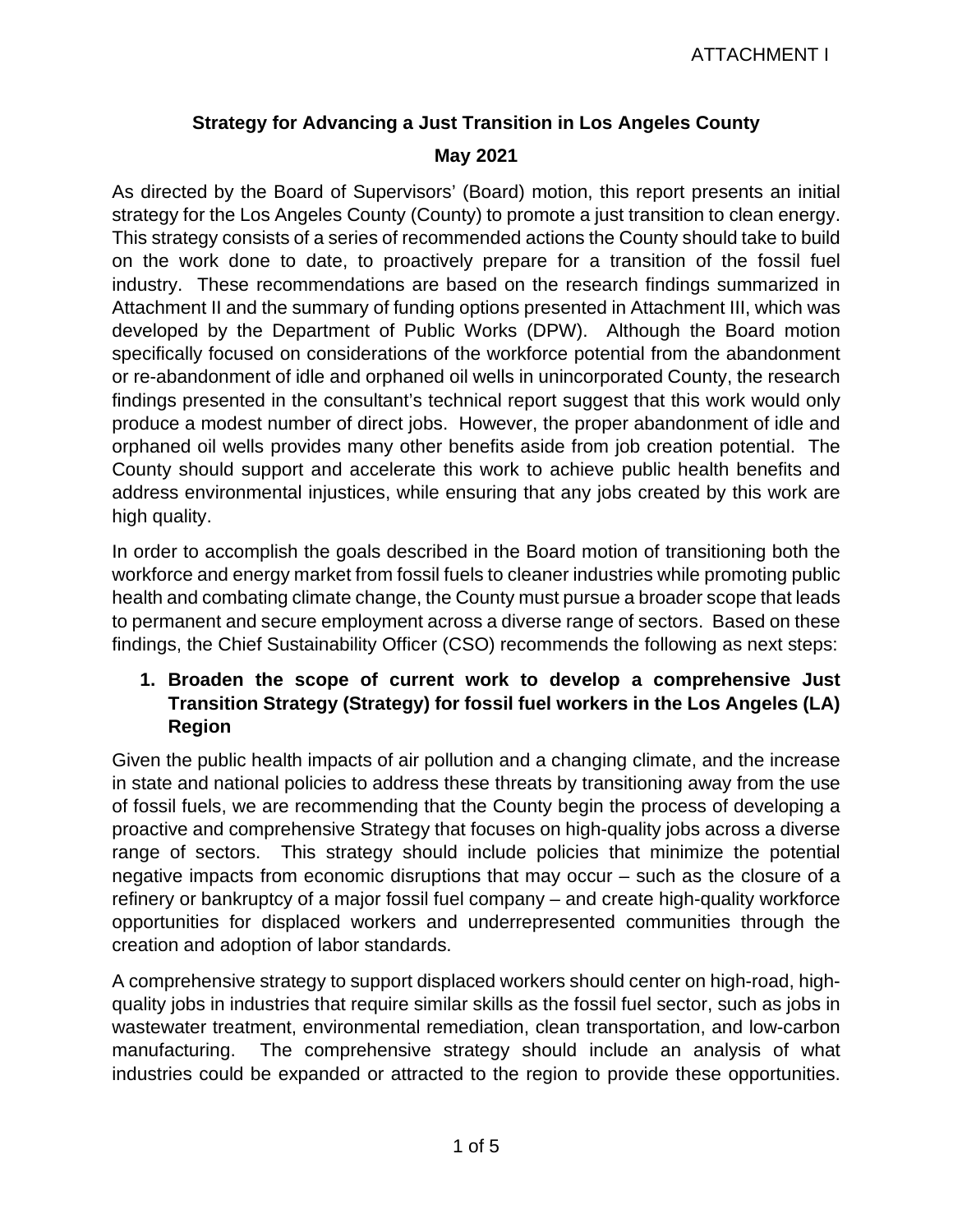ATTACHMENT I

# Strategy for Advancing a Just Transition in Los Angeles County

**May 2021**

As directed by the Board of Supervisors' (Board) motion, this report presents an initial strategy for the Los Angeles County (County) to promote a just transition to clean energy. This strategy consists of a series of recommended actions the County should take to build on the work done to date, to proactively prepare for a transition of the fossil fuel industry. These recommendations are based on the research findings summarized in Attachment II and the summary of funding options presented in Attachment III, which was developed by the Department of Public Works (DPW). Although the Board motion specifically focused on considerations of the workforce potential from the abandonment or re-abandonment of idle and orphaned oil wells in unincorporated County, the research findings presented in the consultant's technical report suggest that this work would only produce a modest number of direct jobs. However, the proper abandonment of idle and orphaned oil wells provides many other benefits aside from job creation potential. The County should support and accelerate this work to achieve public health benefits and address environmental injustices, while ensuring that any jobs created by this work are high quality.

In order to accomplish the goals described in the Board motion of transitioning both the workforce and energy market from fossil fuels to cleaner industries while promoting public health and combating climate change, the County must pursue a broader scope that leads to permanent and secure employment across a diverse range of sectors. Based on these findings, the Chief Sustainability Officer (CSO) recommends the following as next steps:

## 1. Broaden the scope of current work to develop a comprehensive Just Transition Strategy (Strategy) for fossil fuel workers in the Los Angeles (LA) Region

Given the public health impacts of air pollution and a changing climate, and the increase in state and national policies to address these threats by transitioning away from the use of fossil fuels, we are recommending that the County begin the process of developing a proactive and comprehensive Strategy that focuses on high-quality jobs across a diverse range of sectors. This strategy should include policies that minimize the potential negative impacts from economic disruptions that may occur – such as the closure of a refinery or bankruptcy of a major fossil fuel company – and create high-quality workforce opportunities for displaced workers and underrepresented communities through the creation and adoption of labor standards.

A comprehensive strategy to support displaced workers should center on high-road, high-quality jobs in industries that require similar skills as the fossil fuel sector, such as jobs in wastewater treatment, environmental remediation, clean transportation, and low-carbon manufacturing. The comprehensive strategy should include an analysis of what industries could be expanded or attracted to the region to provide these opportunities.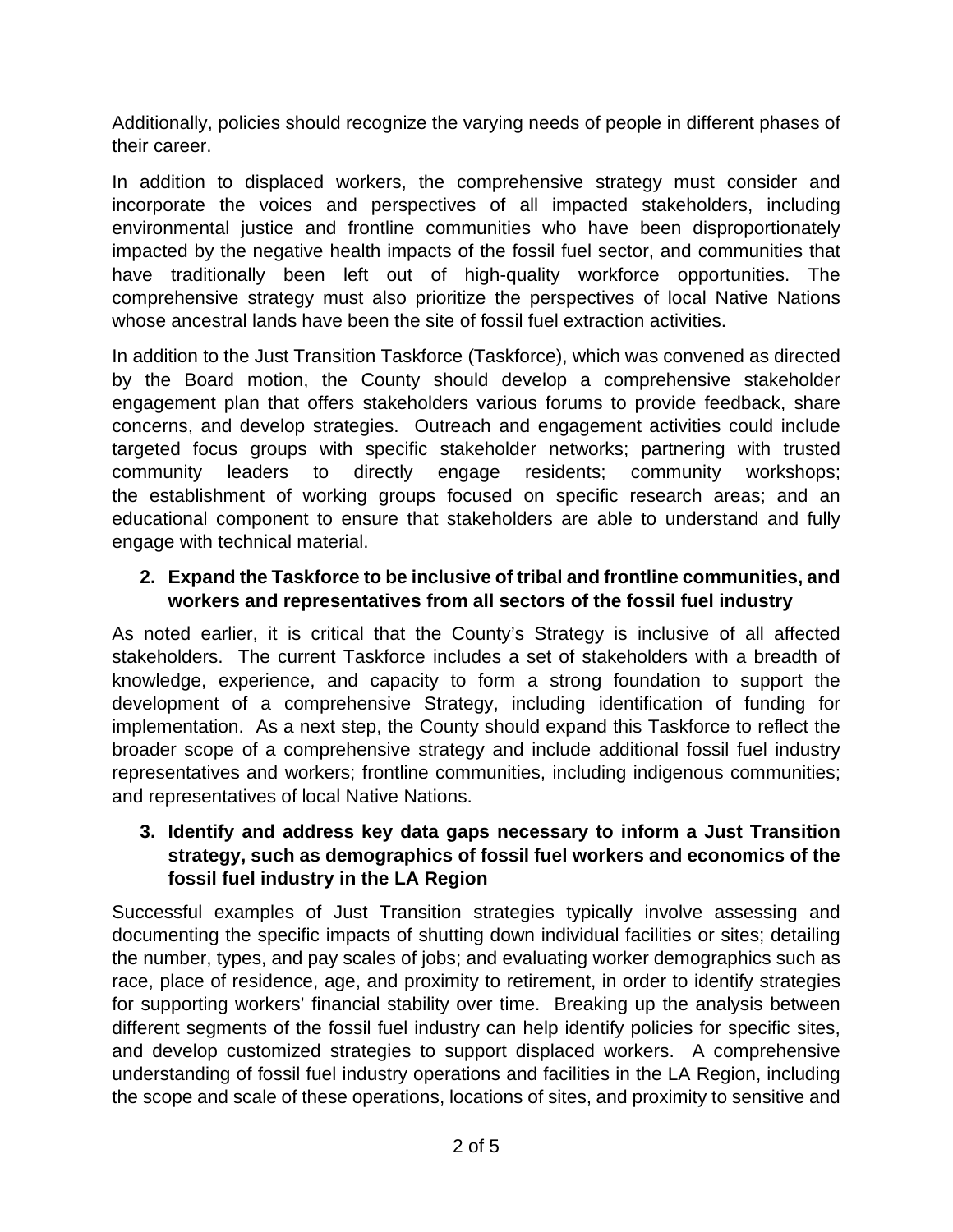Additionally, policies should recognize the varying needs of people in different phases of their career.

In addition to displaced workers, the comprehensive strategy must consider and incorporate the voices and perspectives of all impacted stakeholders, including environmental justice and frontline communities who have been disproportionately impacted by the negative health impacts of the fossil fuel sector, and communities that have traditionally been left out of high-quality workforce opportunities. The comprehensive strategy must also prioritize the perspectives of local Native Nations whose ancestral lands have been the site of fossil fuel extraction activities.

In addition to the Just Transition Taskforce (Taskforce), which was convened as directed by the Board motion, the County should develop a comprehensive stakeholder engagement plan that offers stakeholders various forums to provide feedback, share concerns, and develop strategies. Outreach and engagement activities could include targeted focus groups with specific stakeholder networks; partnering with trusted community leaders to directly engage residents; community workshops; the establishment of working groups focused on specific research areas; and an educational component to ensure that stakeholders are able to understand and fully engage with technical material.

2. **Expand the Taskforce to be inclusive of tribal and frontline communities, and workers and representatives from all sectors of the fossil fuel industry**

As noted earlier, it is critical that the County's Strategy is inclusive of all affected stakeholders. The current Taskforce includes a set of stakeholders with a breadth of knowledge, experience, and capacity to form a strong foundation to support the development of a comprehensive Strategy, including identification of funding for implementation. As a next step, the County should expand this Taskforce to reflect the broader scope of a comprehensive strategy and include additional fossil fuel industry representatives and workers; frontline communities, including indigenous communities; and representatives of local Native Nations.

3. **Identify and address key data gaps necessary to inform a Just Transition strategy, such as demographics of fossil fuel workers and economics of the fossil fuel industry in the LA Region**

Successful examples of Just Transition strategies typically involve assessing and documenting the specific impacts of shutting down individual facilities or sites; detailing the number, types, and pay scales of jobs; and evaluating worker demographics such as race, place of residence, age, and proximity to retirement, in order to identify strategies for supporting workers' financial stability over time. Breaking up the analysis between different segments of the fossil fuel industry can help identify policies for specific sites, and develop customized strategies to support displaced workers. A comprehensive understanding of fossil fuel industry operations and facilities in the LA Region, including the scope and scale of these operations, locations of sites, and proximity to sensitive and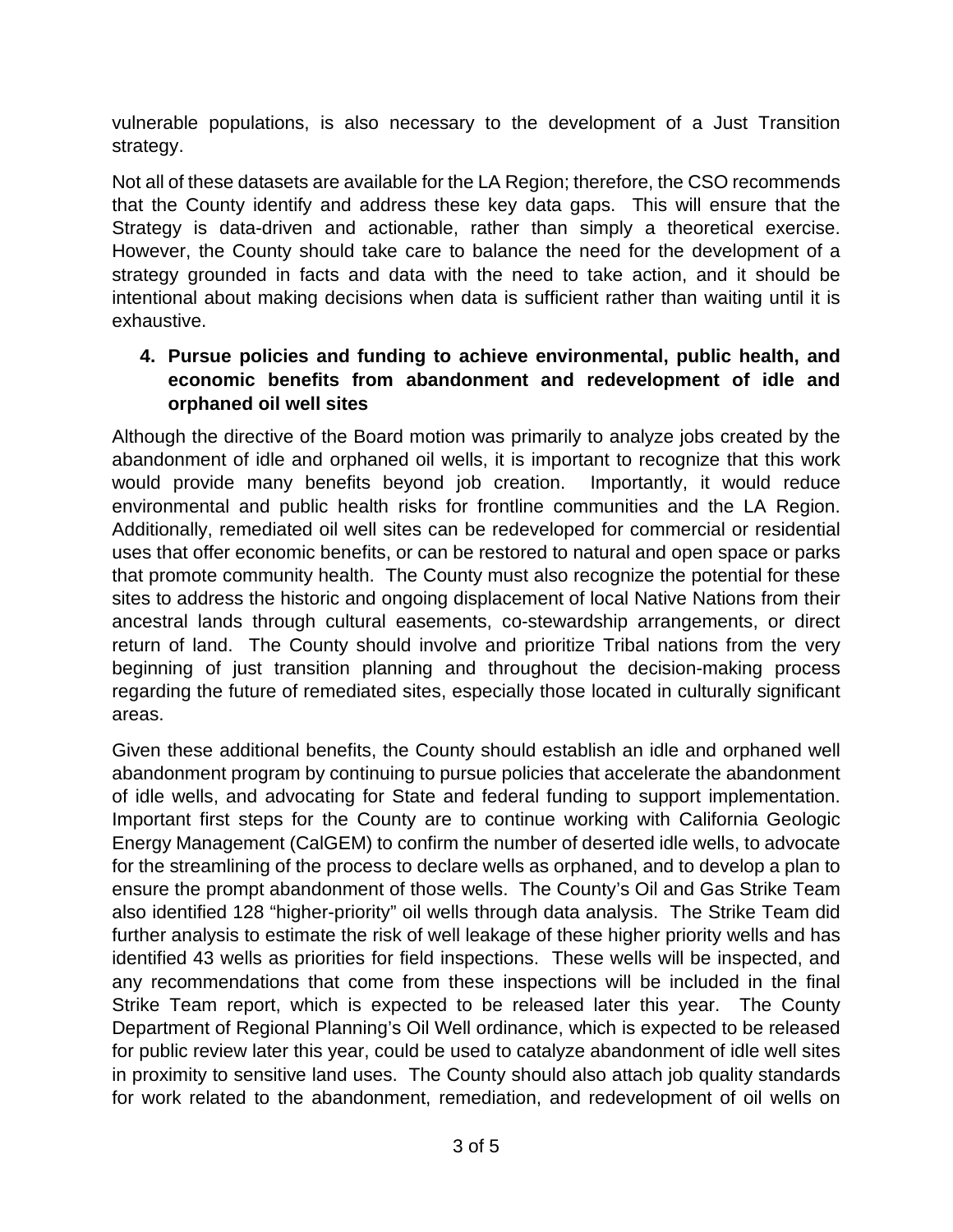vulnerable populations, is also necessary to the development of a Just Transition strategy.

Not all of these datasets are available for the LA Region; therefore, the CSO recommends that the County identify and address these key data gaps. This will ensure that the Strategy is data-driven and actionable, rather than simply a theoretical exercise. However, the County should take care to balance the need for the development of a strategy grounded in facts and data with the need to take action, and it should be intentional about making decisions when data is sufficient rather than waiting until it is exhaustive.

**4. Pursue policies and funding to achieve environmental, public health, and economic benefits from abandonment and redevelopment of idle and orphaned oil well sites**

Although the directive of the Board motion was primarily to analyze jobs created by the abandonment of idle and orphaned oil wells, it is important to recognize that this work would provide many benefits beyond job creation. Importantly, it would reduce environmental and public health risks for frontline communities and the LA Region. Additionally, remediated oil well sites can be redeveloped for commercial or residential uses that offer economic benefits, or can be restored to natural and open space or parks that promote community health. The County must also recognize the potential for these sites to address the historic and ongoing displacement of local Native Nations from their ancestral lands through cultural easements, co-stewardship arrangements, or direct return of land. The County should involve and prioritize Tribal nations from the very beginning of just transition planning and throughout the decision-making process regarding the future of remediated sites, especially those located in culturally significant areas.

Given these additional benefits, the County should establish an idle and orphaned well abandonment program by continuing to pursue policies that accelerate the abandonment of idle wells, and advocating for State and federal funding to support implementation. Important first steps for the County are to continue working with California Geologic Energy Management (CalGEM) to confirm the number of deserted idle wells, to advocate for the streamlining of the process to declare wells as orphaned, and to develop a plan to ensure the prompt abandonment of those wells. The County's Oil and Gas Strike Team also identified 128 "higher-priority" oil wells through data analysis. The Strike Team did further analysis to estimate the risk of well leakage of these higher priority wells and has identified 43 wells as priorities for field inspections. These wells will be inspected, and any recommendations that come from these inspections will be included in the final Strike Team report, which is expected to be released later this year. The County Department of Regional Planning's Oil Well ordinance, which is expected to be released for public review later this year, could be used to catalyze abandonment of idle well sites in proximity to sensitive land uses. The County should also attach job quality standards for work related to the abandonment, remediation, and redevelopment of oil wells on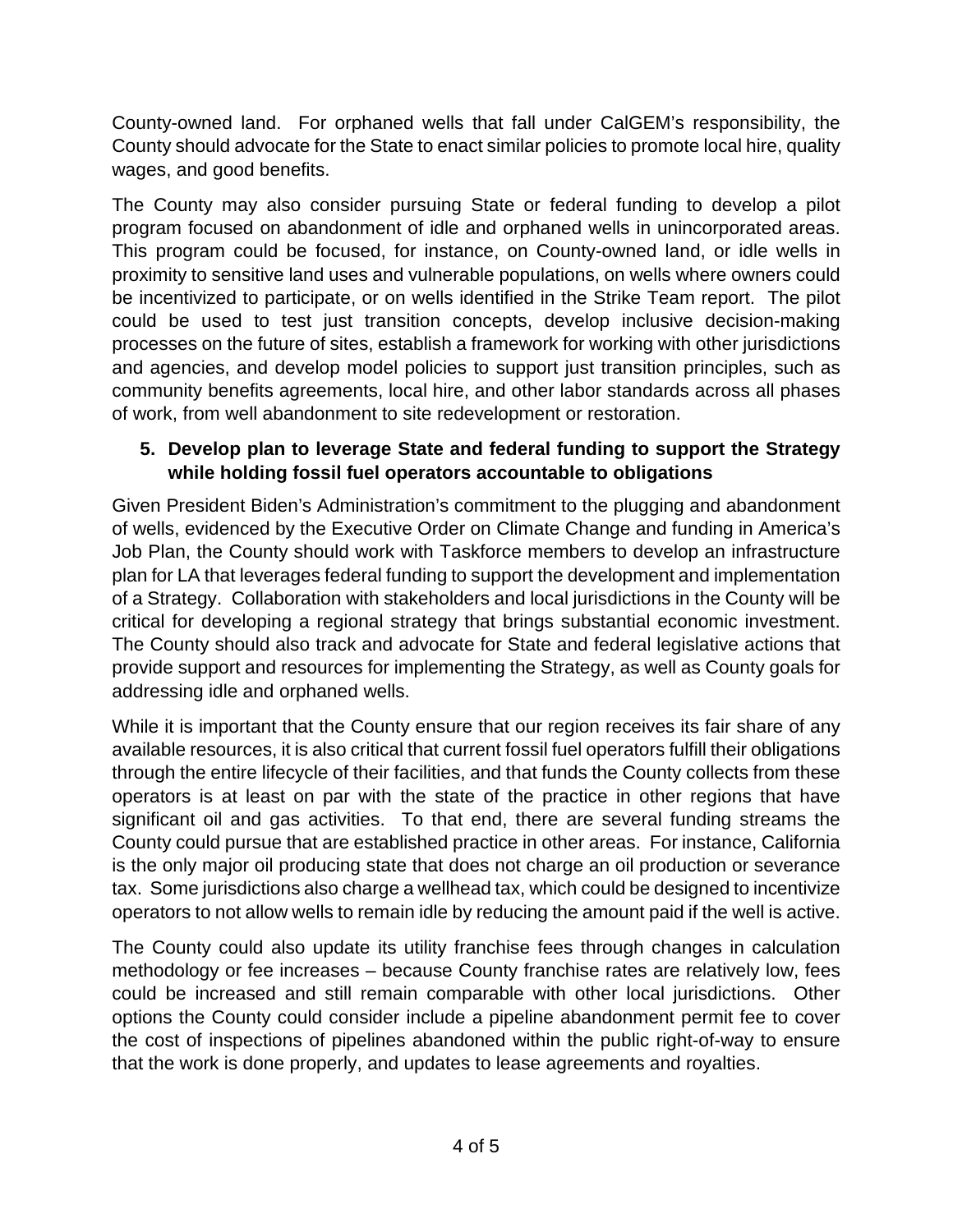County-owned land. For orphaned wells that fall under CalGEM's responsibility, the County should advocate for the State to enact similar policies to promote local hire, quality wages, and good benefits.

The County may also consider pursuing State or federal funding to develop a pilot program focused on abandonment of idle and orphaned wells in unincorporated areas. This program could be focused, for instance, on County-owned land, or idle wells in proximity to sensitive land uses and vulnerable populations, on wells where owners could be incentivized to participate, or on wells identified in the Strike Team report. The pilot could be used to test just transition concepts, develop inclusive decision-making processes on the future of sites, establish a framework for working with other jurisdictions and agencies, and develop model policies to support just transition principles, such as community benefits agreements, local hire, and other labor standards across all phases of work, from well abandonment to site redevelopment or restoration.

5. **Develop plan to leverage State and federal funding to support the Strategy while holding fossil fuel operators accountable to obligations**

Given President Biden's Administration's commitment to the plugging and abandonment of wells, evidenced by the Executive Order on Climate Change and funding in America's Job Plan, the County should work with Taskforce members to develop an infrastructure plan for LA that leverages federal funding to support the development and implementation of a Strategy. Collaboration with stakeholders and local jurisdictions in the County will be critical for developing a regional strategy that brings substantial economic investment. The County should also track and advocate for State and federal legislative actions that provide support and resources for implementing the Strategy, as well as County goals for addressing idle and orphaned wells.

While it is important that the County ensure that our region receives its fair share of any available resources, it is also critical that current fossil fuel operators fulfill their obligations through the entire lifecycle of their facilities, and that funds the County collects from these operators is at least on par with the state of the practice in other regions that have significant oil and gas activities. To that end, there are several funding streams the County could pursue that are established practice in other areas. For instance, California is the only major oil producing state that does not charge an oil production or severance tax. Some jurisdictions also charge a wellhead tax, which could be designed to incentivize operators to not allow wells to remain idle by reducing the amount paid if the well is active.

The County could also update its utility franchise fees through changes in calculation methodology or fee increases – because County franchise rates are relatively low, fees could be increased and still remain comparable with other local jurisdictions. Other options the County could consider include a pipeline abandonment permit fee to cover the cost of inspections of pipelines abandoned within the public right-of-way to ensure that the work is done properly, and updates to lease agreements and royalties.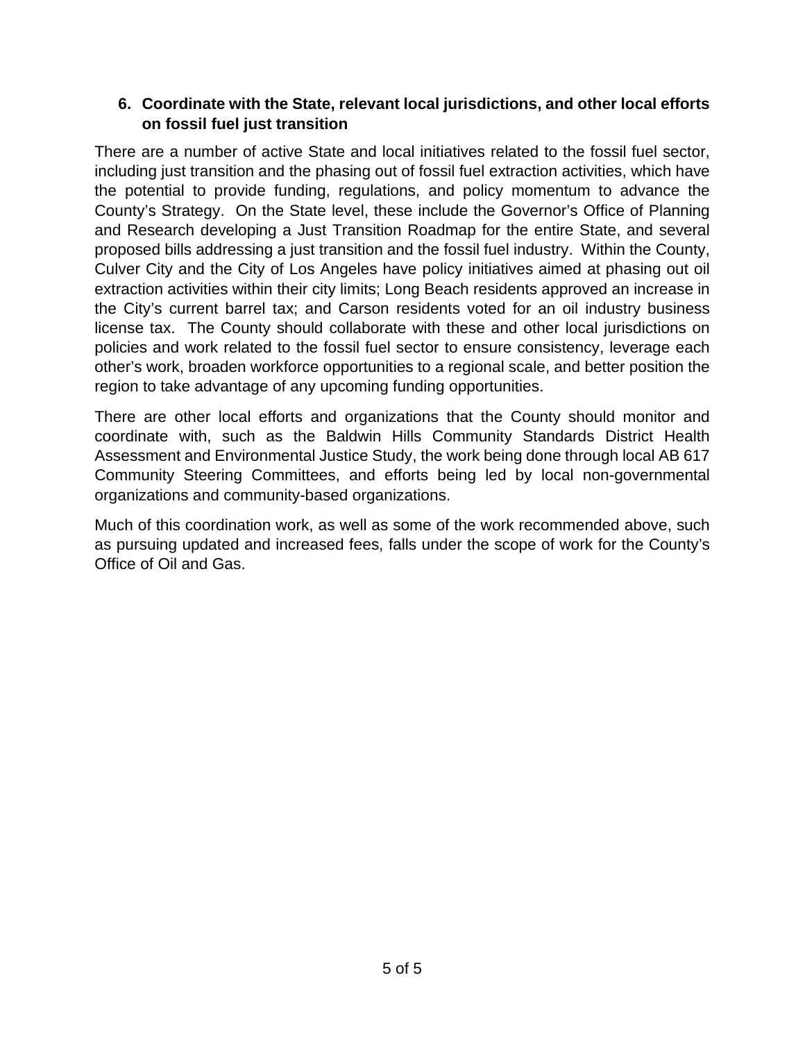6. **Coordinate with the State, relevant local jurisdictions, and other local efforts on fossil fuel just transition**

There are a number of active State and local initiatives related to the fossil fuel sector, including just transition and the phasing out of fossil fuel extraction activities, which have the potential to provide funding, regulations, and policy momentum to advance the County's Strategy. On the State level, these include the Governor's Office of Planning and Research developing a Just Transition Roadmap for the entire State, and several proposed bills addressing a just transition and the fossil fuel industry. Within the County, Culver City and the City of Los Angeles have policy initiatives aimed at phasing out oil extraction activities within their city limits; Long Beach residents approved an increase in the City's current barrel tax; and Carson residents voted for an oil industry business license tax. The County should collaborate with these and other local jurisdictions on policies and work related to the fossil fuel sector to ensure consistency, leverage each other's work, broaden workforce opportunities to a regional scale, and better position the region to take advantage of any upcoming funding opportunities.

There are other local efforts and organizations that the County should monitor and coordinate with, such as the Baldwin Hills Community Standards District Health Assessment and Environmental Justice Study, the work being done through local AB 617 Community Steering Committees, and efforts being led by local non-governmental organizations and community-based organizations.

Much of this coordination work, as well as some of the work recommended above, such as pursuing updated and increased fees, falls under the scope of work for the County's Office of Oil and Gas.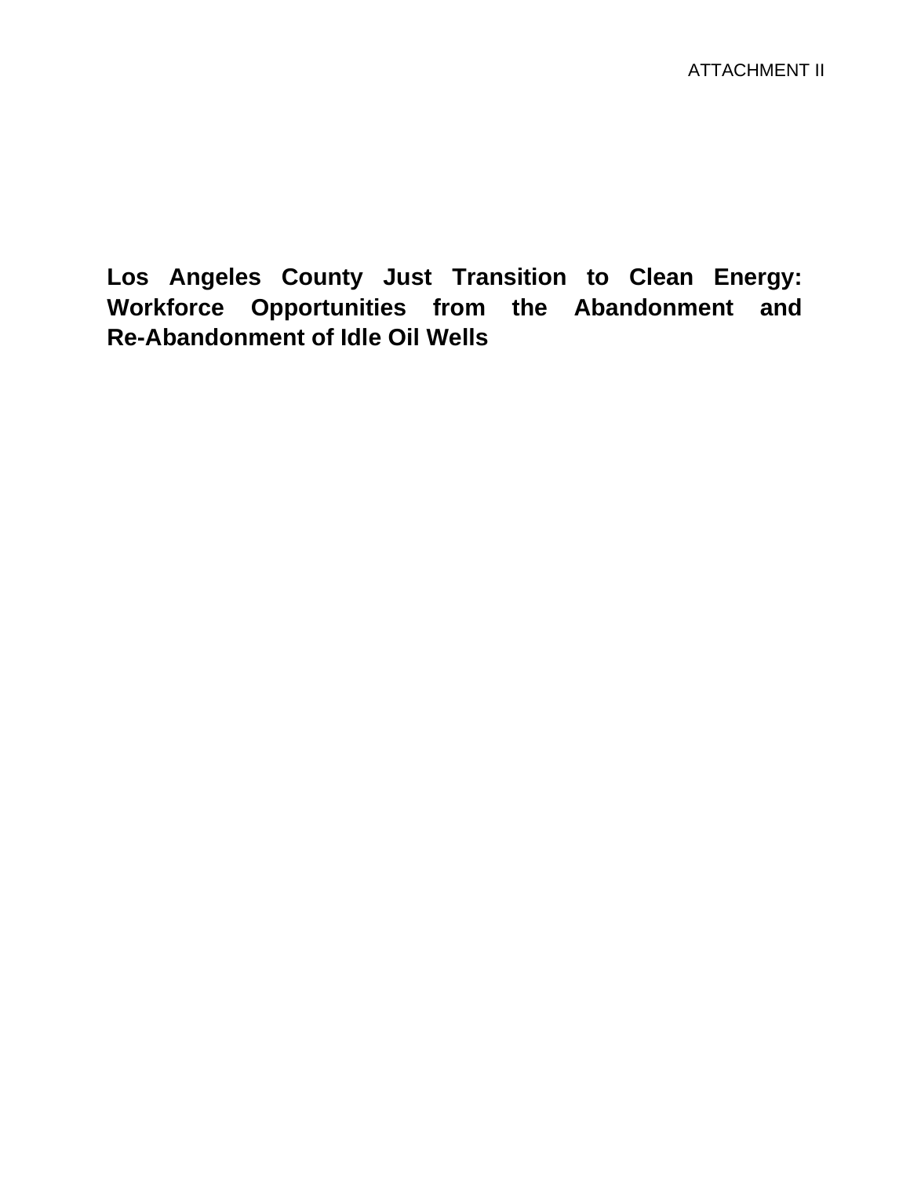ATTACHMENT II

# Los Angeles County Just Transition to Clean Energy: Workforce Opportunities from the Abandonment and Re-Abandonment of Idle Oil Wells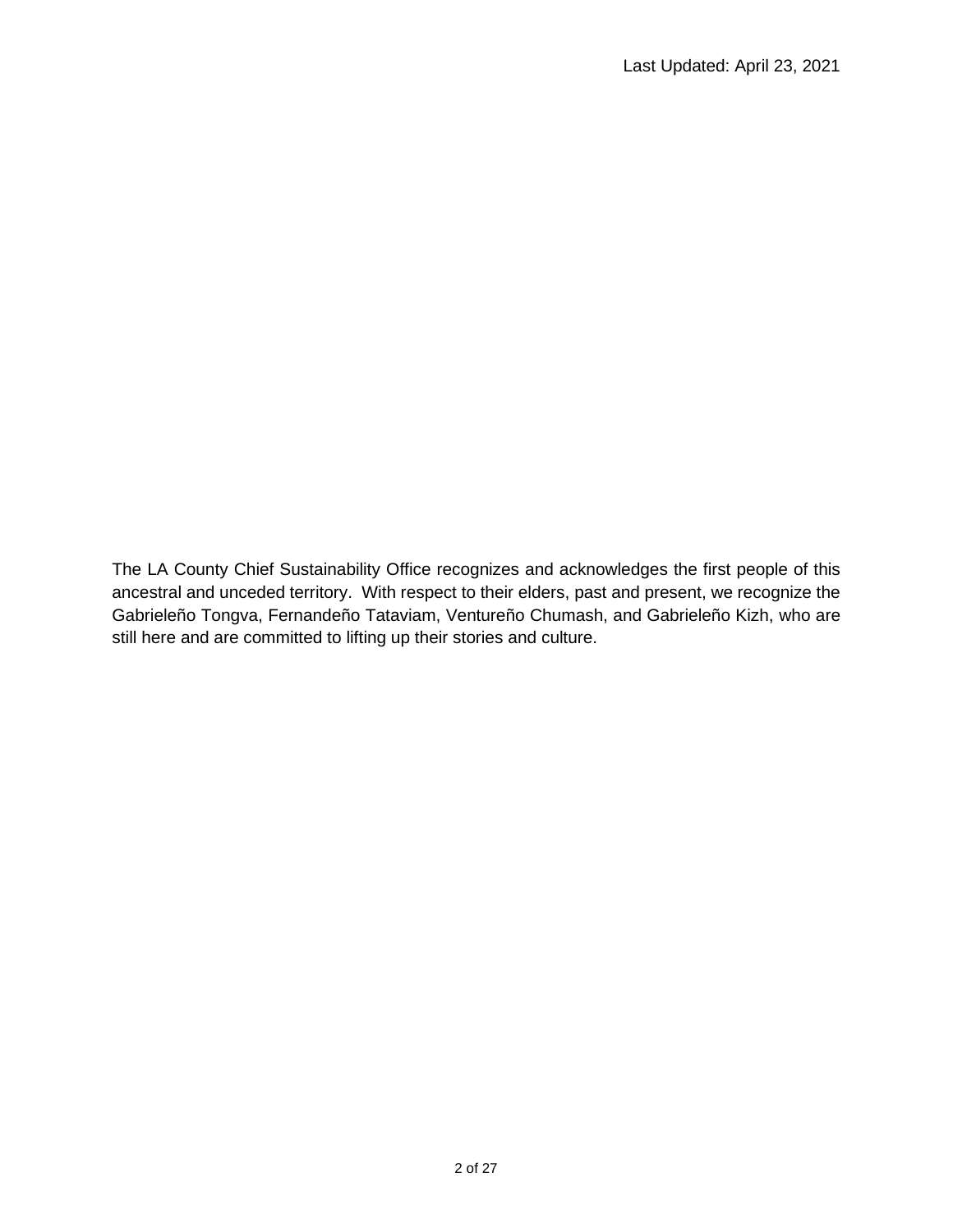Last Updated: April 23, 2021

The LA County Chief Sustainability Office recognizes and acknowledges the first people of this ancestral and unceded territory. With respect to their elders, past and present, we recognize the Gabrieleño Tongva, Fernandeño Tataviam, Ventureño Chumash, and Gabrieleño Kizh, who are still here and are committed to lifting up their stories and culture.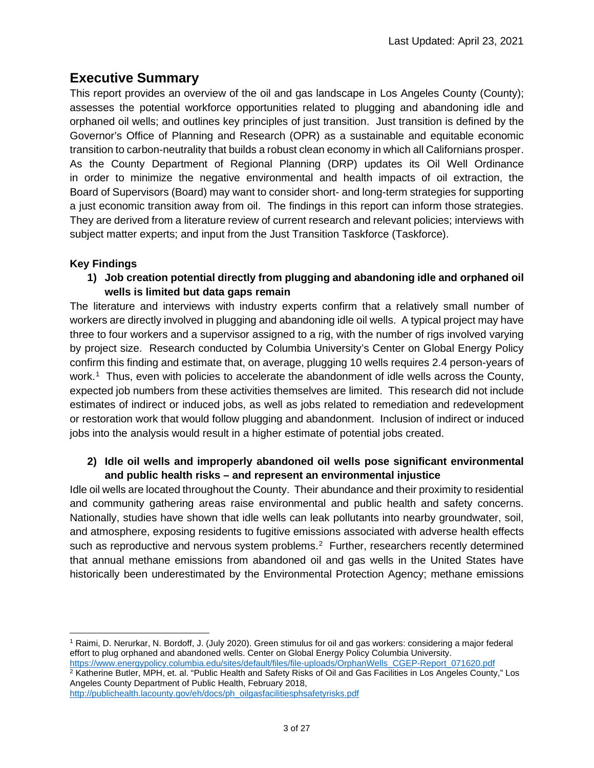## Executive Summary

This report provides an overview of the oil and gas landscape in Los Angeles County (County); assesses the potential workforce opportunities related to plugging and abandoning idle and orphaned oil wells; and outlines key principles of just transition. Just transition is defined by the Governor's Office of Planning and Research (OPR) as a sustainable and equitable economic transition to carbon-neutrality that builds a robust clean economy in which all Californians prosper. As the County Department of Regional Planning (DRP) updates its Oil Well Ordinance in order to minimize the negative environmental and health impacts of oil extraction, the Board of Supervisors (Board) may want to consider short- and long-term strategies for supporting a just economic transition away from oil. The findings in this report can inform those strategies. They are derived from a literature review of current research and relevant policies; interviews with subject matter experts; and input from the Just Transition Taskforce (Taskforce).

### Key Findings

**1) Job creation potential directly from plugging and abandoning idle and orphaned oil wells is limited but data gaps remain**

The literature and interviews with industry experts confirm that a relatively small number of workers are directly involved in plugging and abandoning idle oil wells. A typical project may have three to four workers and a supervisor assigned to a rig, with the number of rigs involved varying by project size. Research conducted by Columbia University's Center on Global Energy Policy confirm this finding and estimate that, on average, plugging 10 wells requires 2.4 person-years of work.[1] Thus, even with policies to accelerate the abandonment of idle wells across the County, expected job numbers from these activities themselves are limited. This research did not include estimates of indirect or induced jobs, as well as jobs related to remediation and redevelopment or restoration work that would follow plugging and abandonment. Inclusion of indirect or induced jobs into the analysis would result in a higher estimate of potential jobs created.

**2) Idle oil wells and improperly abandoned oil wells pose significant environmental and public health risks – and represent an environmental injustice**

Idle oil wells are located throughout the County. Their abundance and their proximity to residential and community gathering areas raise environmental and public health and safety concerns. Nationally, studies have shown that idle wells can leak pollutants into nearby groundwater, soil, and atmosphere, exposing residents to fugitive emissions associated with adverse health effects such as reproductive and nervous system problems.[2] Further, researchers recently determined that annual methane emissions from abandoned oil and gas wells in the United States have historically been underestimated by the Environmental Protection Agency; methane emissions

---

[1] Raimi, D. Nerurkar, N. Bordoff, J. (July 2020). Green stimulus for oil and gas workers: considering a major federal effort to plug orphaned and abandoned wells. Center on Global Energy Policy Columbia University. https://www.energypolicy.columbia.edu/sites/default/files/file-uploads/OrphanWells_CGEP-Report_071620.pdf

[2] Katherine Butler, MPH, et. al. "Public Health and Safety Risks of Oil and Gas Facilities in Los Angeles County," Los Angeles County Department of Public Health, February 2018, http://publichealth.lacounty.gov/eh/docs/ph_oilgasfacilitiesphsafetyrisks.pdf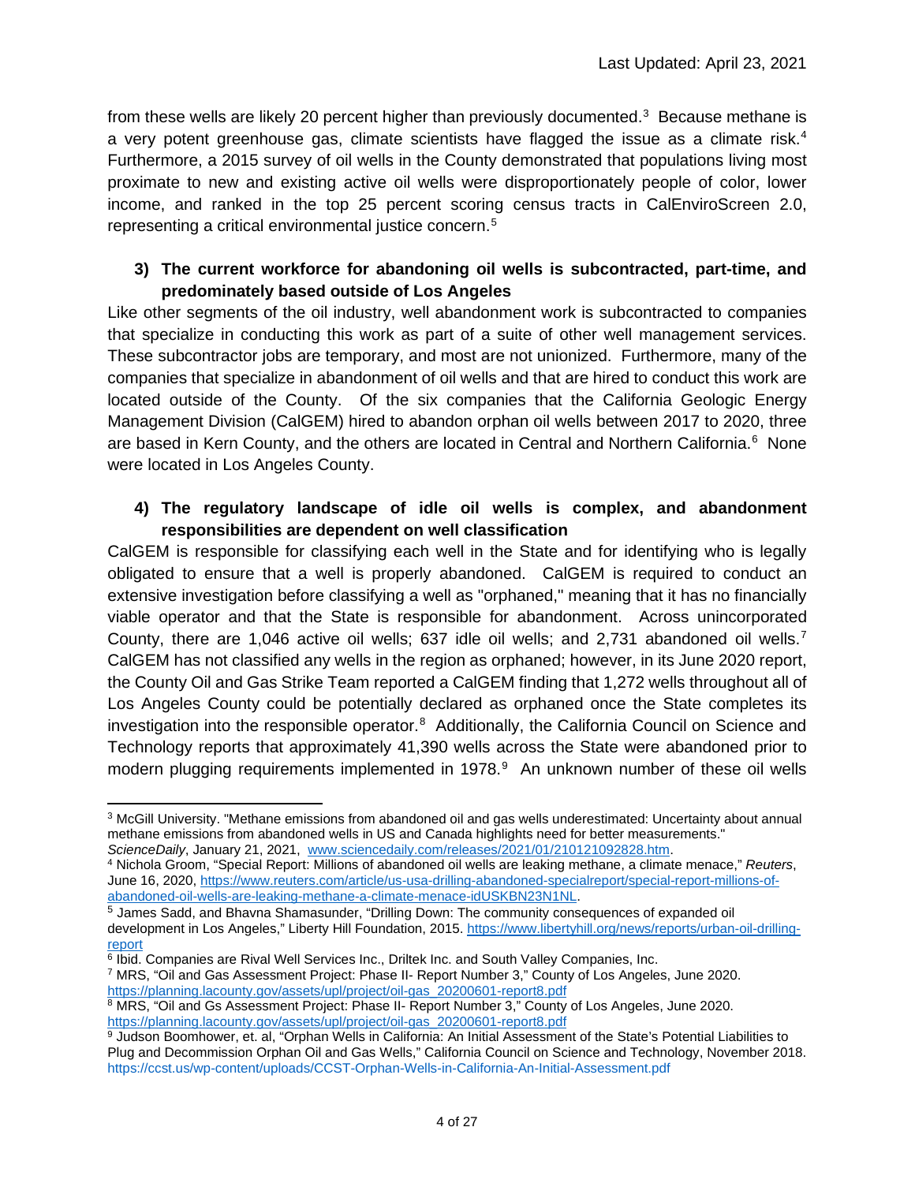from these wells are likely 20 percent higher than previously documented.[3] Because methane is a very potent greenhouse gas, climate scientists have flagged the issue as a climate risk.[4] Furthermore, a 2015 survey of oil wells in the County demonstrated that populations living most proximate to new and existing active oil wells were disproportionately people of color, lower income, and ranked in the top 25 percent scoring census tracts in CalEnviroScreen 2.0, representing a critical environmental justice concern.[5]

### 3) The current workforce for abandoning oil wells is subcontracted, part-time, and predominately based outside of Los Angeles

Like other segments of the oil industry, well abandonment work is subcontracted to companies that specialize in conducting this work as part of a suite of other well management services. These subcontractor jobs are temporary, and most are not unionized. Furthermore, many of the companies that specialize in abandonment of oil wells and that are hired to conduct this work are located outside of the County. Of the six companies that the California Geologic Energy Management Division (CalGEM) hired to abandon orphan oil wells between 2017 to 2020, three are based in Kern County, and the others are located in Central and Northern California.[6] None were located in Los Angeles County.

### 4) The regulatory landscape of idle oil wells is complex, and abandonment responsibilities are dependent on well classification

CalGEM is responsible for classifying each well in the State and for identifying who is legally obligated to ensure that a well is properly abandoned. CalGEM is required to conduct an extensive investigation before classifying a well as "orphaned," meaning that it has no financially viable operator and that the State is responsible for abandonment. Across unincorporated County, there are 1,046 active oil wells; 637 idle oil wells; and 2,731 abandoned oil wells.[7] CalGEM has not classified any wells in the region as orphaned; however, in its June 2020 report, the County Oil and Gas Strike Team reported a CalGEM finding that 1,272 wells throughout all of Los Angeles County could be potentially declared as orphaned once the State completes its investigation into the responsible operator.[8] Additionally, the California Council on Science and Technology reports that approximately 41,390 wells across the State were abandoned prior to modern plugging requirements implemented in 1978.[9] An unknown number of these oil wells

---

[3] McGill University. "Methane emissions from abandoned oil and gas wells underestimated: Uncertainty about annual methane emissions from abandoned wells in US and Canada highlights need for better measurements." *ScienceDaily*, January 21, 2021, www.sciencedaily.com/releases/2021/01/210121092828.htm.

[4] Nichola Groom, "Special Report: Millions of abandoned oil wells are leaking methane, a climate menace," *Reuters*, June 16, 2020, https://www.reuters.com/article/us-usa-drilling-abandoned-specialreport/special-report-millions-of-abandoned-oil-wells-are-leaking-methane-a-climate-menace-idUSKBN23N1NL.

[5] James Sadd, and Bhavna Shamasunder, "Drilling Down: The community consequences of expanded oil development in Los Angeles," Liberty Hill Foundation, 2015. https://www.libertyhill.org/news/reports/urban-oil-drilling-report

[6] Ibid. Companies are Rival Well Services Inc., Driltek Inc. and South Valley Companies, Inc.

[7] MRS, "Oil and Gas Assessment Project: Phase II- Report Number 3," County of Los Angeles, June 2020. https://planning.lacounty.gov/assets/upl/project/oil-gas_20200601-report8.pdf

[8] MRS, "Oil and Gs Assessment Project: Phase II- Report Number 3," County of Los Angeles, June 2020. https://planning.lacounty.gov/assets/upl/project/oil-gas_20200601-report8.pdf

[9] Judson Boomhower, et. al, "Orphan Wells in California: An Initial Assessment of the State's Potential Liabilities to Plug and Decommission Orphan Oil and Gas Wells," California Council on Science and Technology, November 2018. https://ccst.us/wp-content/uploads/CCST-Orphan-Wells-in-California-An-Initial-Assessment.pdf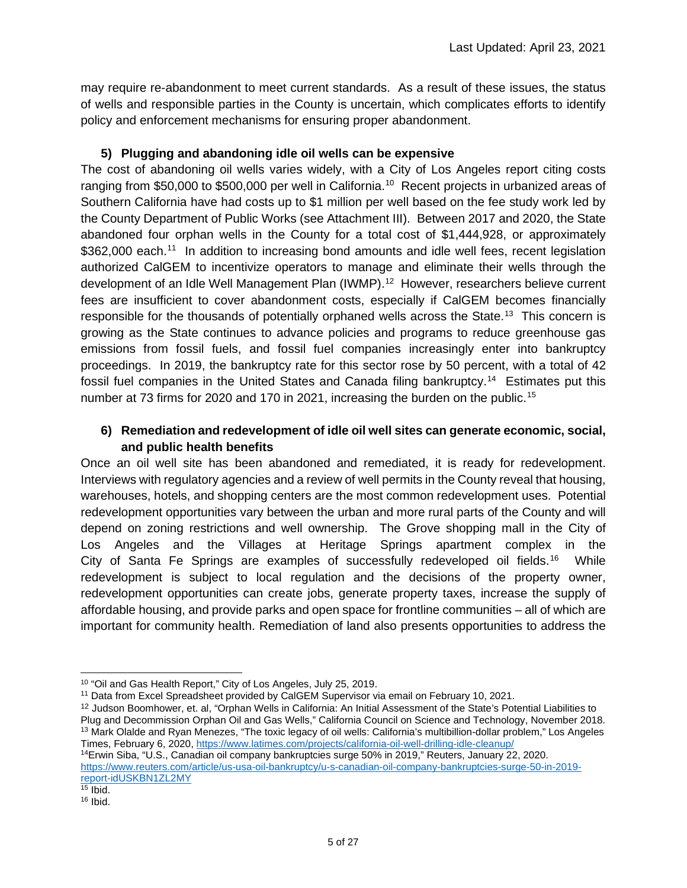may require re-abandonment to meet current standards. As a result of these issues, the status of wells and responsible parties in the County is uncertain, which complicates efforts to identify policy and enforcement mechanisms for ensuring proper abandonment.

### 5) Plugging and abandoning idle oil wells can be expensive

The cost of abandoning oil wells varies widely, with a City of Los Angeles report citing costs ranging from $50,000 to $500,000 per well in California.[10] Recent projects in urbanized areas of Southern California have had costs up to $1 million per well based on the fee study work led by the County Department of Public Works (see Attachment III). Between 2017 and 2020, the State abandoned four orphan wells in the County for a total cost of $1,444,928, or approximately $362,000 each.[11] In addition to increasing bond amounts and idle well fees, recent legislation authorized CalGEM to incentivize operators to manage and eliminate their wells through the development of an Idle Well Management Plan (IWMP).[12] However, researchers believe current fees are insufficient to cover abandonment costs, especially if CalGEM becomes financially responsible for the thousands of potentially orphaned wells across the State.[13] This concern is growing as the State continues to advance policies and programs to reduce greenhouse gas emissions from fossil fuels, and fossil fuel companies increasingly enter into bankruptcy proceedings. In 2019, the bankruptcy rate for this sector rose by 50 percent, with a total of 42 fossil fuel companies in the United States and Canada filing bankruptcy.[14] Estimates put this number at 73 firms for 2020 and 170 in 2021, increasing the burden on the public.[15]

### 6) Remediation and redevelopment of idle oil well sites can generate economic, social, and public health benefits

Once an oil well site has been abandoned and remediated, it is ready for redevelopment. Interviews with regulatory agencies and a review of well permits in the County reveal that housing, warehouses, hotels, and shopping centers are the most common redevelopment uses. Potential redevelopment opportunities vary between the urban and more rural parts of the County and will depend on zoning restrictions and well ownership. The Grove shopping mall in the City of Los Angeles and the Villages at Heritage Springs apartment complex in the City of Santa Fe Springs are examples of successfully redeveloped oil fields.[16] While redevelopment is subject to local regulation and the decisions of the property owner, redevelopment opportunities can create jobs, generate property taxes, increase the supply of affordable housing, and provide parks and open space for frontline communities – all of which are important for community health. Remediation of land also presents opportunities to address the

---

[10] "Oil and Gas Health Report," City of Los Angeles, July 25, 2019.

[11] Data from Excel Spreadsheet provided by CalGEM Supervisor via email on February 10, 2021.

[12] Judson Boomhower, et. al, "Orphan Wells in California: An Initial Assessment of the State's Potential Liabilities to Plug and Decommission Orphan Oil and Gas Wells," California Council on Science and Technology, November 2018.

[13] Mark Olalde and Ryan Menezes, "The toxic legacy of oil wells: California's multibillion-dollar problem," Los Angeles Times, February 6, 2020, https://www.latimes.com/projects/california-oil-well-drilling-idle-cleanup/

[14] Erwin Siba, "U.S., Canadian oil company bankruptcies surge 50% in 2019," Reuters, January 22, 2020. https://www.reuters.com/article/us-usa-oil-bankruptcy/u-s-canadian-oil-company-bankruptcies-surge-50-in-2019-report-idUSKBN1ZL2MY

[15] Ibid.

[16] Ibid.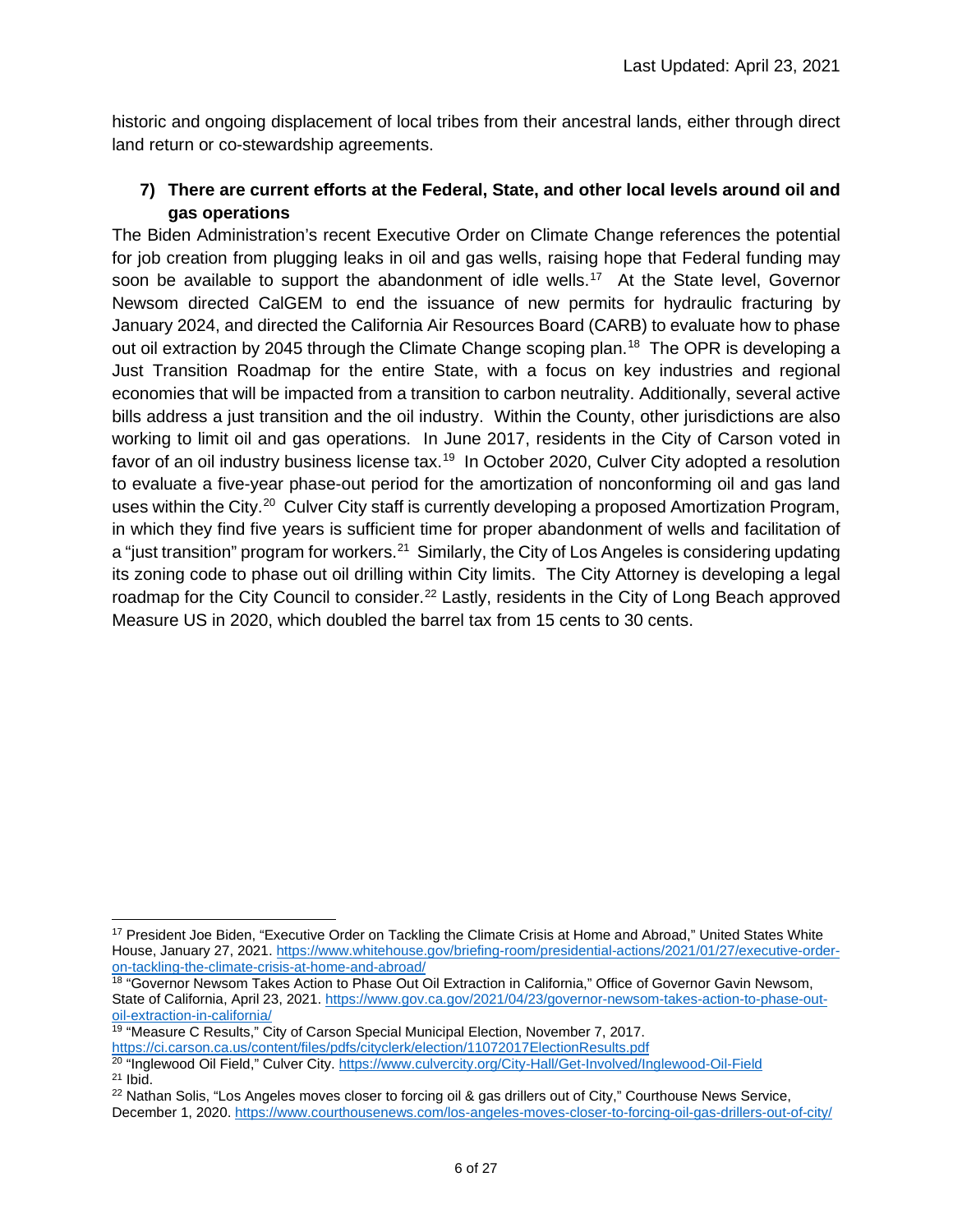historic and ongoing displacement of local tribes from their ancestral lands, either through direct land return or co-stewardship agreements.

**7) There are current efforts at the Federal, State, and other local levels around oil and gas operations**

The Biden Administration's recent Executive Order on Climate Change references the potential for job creation from plugging leaks in oil and gas wells, raising hope that Federal funding may soon be available to support the abandonment of idle wells.[17] At the State level, Governor Newsom directed CalGEM to end the issuance of new permits for hydraulic fracturing by January 2024, and directed the California Air Resources Board (CARB) to evaluate how to phase out oil extraction by 2045 through the Climate Change scoping plan.[18] The OPR is developing a Just Transition Roadmap for the entire State, with a focus on key industries and regional economies that will be impacted from a transition to carbon neutrality. Additionally, several active bills address a just transition and the oil industry. Within the County, other jurisdictions are also working to limit oil and gas operations. In June 2017, residents in the City of Carson voted in favor of an oil industry business license tax.[19] In October 2020, Culver City adopted a resolution to evaluate a five-year phase-out period for the amortization of nonconforming oil and gas land uses within the City.[20] Culver City staff is currently developing a proposed Amortization Program, in which they find five years is sufficient time for proper abandonment of wells and facilitation of a "just transition" program for workers.[21] Similarly, the City of Los Angeles is considering updating its zoning code to phase out oil drilling within City limits. The City Attorney is developing a legal roadmap for the City Council to consider.[22] Lastly, residents in the City of Long Beach approved Measure US in 2020, which doubled the barrel tax from 15 cents to 30 cents.

---

[17] President Joe Biden, "Executive Order on Tackling the Climate Crisis at Home and Abroad," United States White House, January 27, 2021. https://www.whitehouse.gov/briefing-room/presidential-actions/2021/01/27/executive-order-on-tackling-the-climate-crisis-at-home-and-abroad/

[18] "Governor Newsom Takes Action to Phase Out Oil Extraction in California," Office of Governor Gavin Newsom, State of California, April 23, 2021. https://www.gov.ca.gov/2021/04/23/governor-newsom-takes-action-to-phase-out-oil-extraction-in-california/

[19] "Measure C Results," City of Carson Special Municipal Election, November 7, 2017. https://ci.carson.ca.us/content/files/pdfs/cityclerk/election/11072017ElectionResults.pdf

[20] "Inglewood Oil Field," Culver City. https://www.culvercity.org/City-Hall/Get-Involved/Inglewood-Oil-Field

[21] Ibid.

[22] Nathan Solis, "Los Angeles moves closer to forcing oil & gas drillers out of City," Courthouse News Service, December 1, 2020. https://www.courthousenews.com/los-angeles-moves-closer-to-forcing-oil-gas-drillers-out-of-city/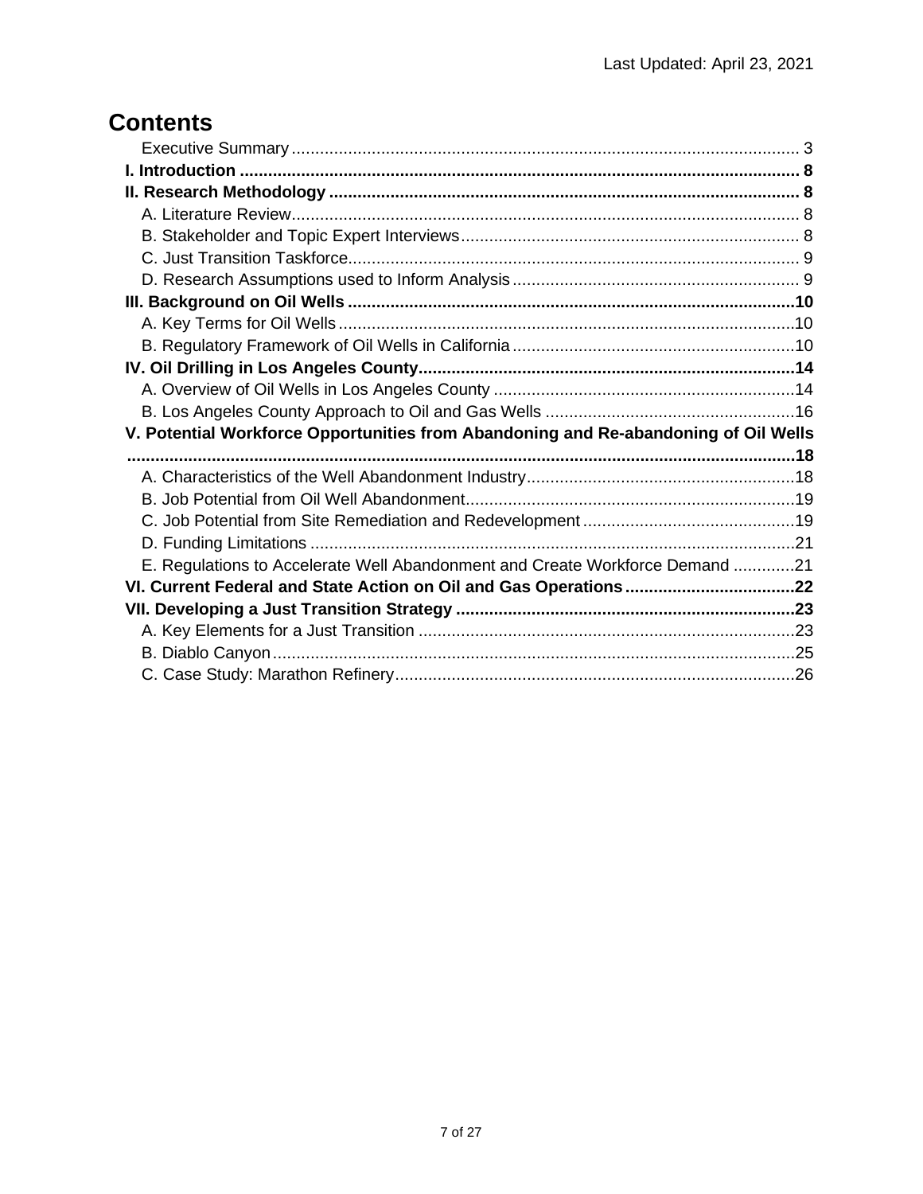# Contents

- Executive Summary .......... 3
- **I. Introduction .......... 8**
- **II. Research Methodology .......... 8**
  - A. Literature Review .......... 8
  - B. Stakeholder and Topic Expert Interviews .......... 8
  - C. Just Transition Taskforce .......... 9
  - D. Research Assumptions used to Inform Analysis .......... 9
- **III. Background on Oil Wells .......... 10**
  - A. Key Terms for Oil Wells .......... 10
  - B. Regulatory Framework of Oil Wells in California .......... 10
- **IV. Oil Drilling in Los Angeles County .......... 14**
  - A. Overview of Oil Wells in Los Angeles County .......... 14
  - B. Los Angeles County Approach to Oil and Gas Wells .......... 16
- **V. Potential Workforce Opportunities from Abandoning and Re-abandoning of Oil Wells .......... 18**
  - A. Characteristics of the Well Abandonment Industry .......... 18
  - B. Job Potential from Oil Well Abandonment .......... 19
  - C. Job Potential from Site Remediation and Redevelopment .......... 19
  - D. Funding Limitations .......... 21
  - E. Regulations to Accelerate Well Abandonment and Create Workforce Demand .......... 21
- **VI. Current Federal and State Action on Oil and Gas Operations .......... 22**
- **VII. Developing a Just Transition Strategy .......... 23**
  - A. Key Elements for a Just Transition .......... 23
  - B. Diablo Canyon .......... 25
  - C. Case Study: Marathon Refinery .......... 26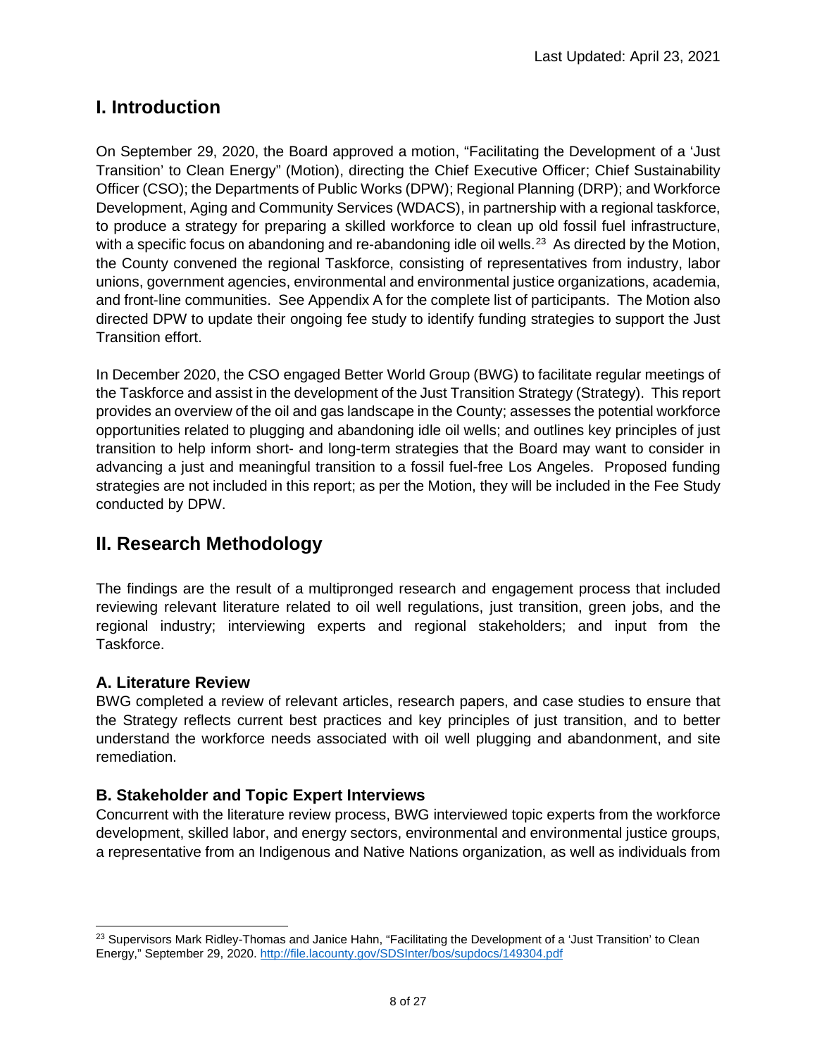# I. Introduction

On September 29, 2020, the Board approved a motion, "Facilitating the Development of a 'Just Transition' to Clean Energy" (Motion), directing the Chief Executive Officer; Chief Sustainability Officer (CSO); the Departments of Public Works (DPW); Regional Planning (DRP); and Workforce Development, Aging and Community Services (WDACS), in partnership with a regional taskforce, to produce a strategy for preparing a skilled workforce to clean up old fossil fuel infrastructure, with a specific focus on abandoning and re-abandoning idle oil wells.[23] As directed by the Motion, the County convened the regional Taskforce, consisting of representatives from industry, labor unions, government agencies, environmental and environmental justice organizations, academia, and front-line communities. See Appendix A for the complete list of participants. The Motion also directed DPW to update their ongoing fee study to identify funding strategies to support the Just Transition effort.

In December 2020, the CSO engaged Better World Group (BWG) to facilitate regular meetings of the Taskforce and assist in the development of the Just Transition Strategy (Strategy). This report provides an overview of the oil and gas landscape in the County; assesses the potential workforce opportunities related to plugging and abandoning idle oil wells; and outlines key principles of just transition to help inform short- and long-term strategies that the Board may want to consider in advancing a just and meaningful transition to a fossil fuel-free Los Angeles. Proposed funding strategies are not included in this report; as per the Motion, they will be included in the Fee Study conducted by DPW.

# II. Research Methodology

The findings are the result of a multipronged research and engagement process that included reviewing relevant literature related to oil well regulations, just transition, green jobs, and the regional industry; interviewing experts and regional stakeholders; and input from the Taskforce.

## A. Literature Review

BWG completed a review of relevant articles, research papers, and case studies to ensure that the Strategy reflects current best practices and key principles of just transition, and to better understand the workforce needs associated with oil well plugging and abandonment, and site remediation.

## B. Stakeholder and Topic Expert Interviews

Concurrent with the literature review process, BWG interviewed topic experts from the workforce development, skilled labor, and energy sectors, environmental and environmental justice groups, a representative from an Indigenous and Native Nations organization, as well as individuals from

---

[23] Supervisors Mark Ridley-Thomas and Janice Hahn, "Facilitating the Development of a 'Just Transition' to Clean Energy," September 29, 2020. http://file.lacounty.gov/SDSInter/bos/supdocs/149304.pdf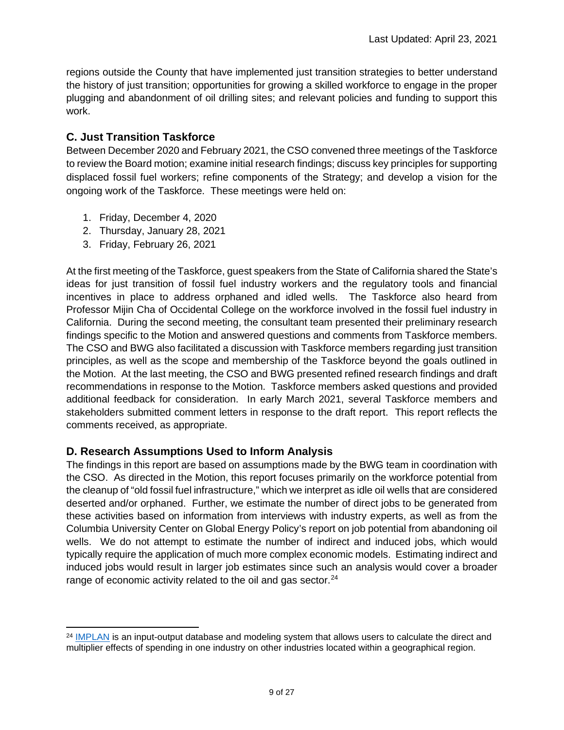regions outside the County that have implemented just transition strategies to better understand the history of just transition; opportunities for growing a skilled workforce to engage in the proper plugging and abandonment of oil drilling sites; and relevant policies and funding to support this work.

## C. Just Transition Taskforce

Between December 2020 and February 2021, the CSO convened three meetings of the Taskforce to review the Board motion; examine initial research findings; discuss key principles for supporting displaced fossil fuel workers; refine components of the Strategy; and develop a vision for the ongoing work of the Taskforce. These meetings were held on:

1. Friday, December 4, 2020
2. Thursday, January 28, 2021
3. Friday, February 26, 2021

At the first meeting of the Taskforce, guest speakers from the State of California shared the State's ideas for just transition of fossil fuel industry workers and the regulatory tools and financial incentives in place to address orphaned and idled wells. The Taskforce also heard from Professor Mijin Cha of Occidental College on the workforce involved in the fossil fuel industry in California. During the second meeting, the consultant team presented their preliminary research findings specific to the Motion and answered questions and comments from Taskforce members. The CSO and BWG also facilitated a discussion with Taskforce members regarding just transition principles, as well as the scope and membership of the Taskforce beyond the goals outlined in the Motion. At the last meeting, the CSO and BWG presented refined research findings and draft recommendations in response to the Motion. Taskforce members asked questions and provided additional feedback for consideration. In early March 2021, several Taskforce members and stakeholders submitted comment letters in response to the draft report. This report reflects the comments received, as appropriate.

## D. Research Assumptions Used to Inform Analysis

The findings in this report are based on assumptions made by the BWG team in coordination with the CSO. As directed in the Motion, this report focuses primarily on the workforce potential from the cleanup of "old fossil fuel infrastructure," which we interpret as idle oil wells that are considered deserted and/or orphaned. Further, we estimate the number of direct jobs to be generated from these activities based on information from interviews with industry experts, as well as from the Columbia University Center on Global Energy Policy's report on job potential from abandoning oil wells. We do not attempt to estimate the number of indirect and induced jobs, which would typically require the application of much more complex economic models. Estimating indirect and induced jobs would result in larger job estimates since such an analysis would cover a broader range of economic activity related to the oil and gas sector.[24]

---

[24] IMPLAN is an input-output database and modeling system that allows users to calculate the direct and multiplier effects of spending in one industry on other industries located within a geographical region.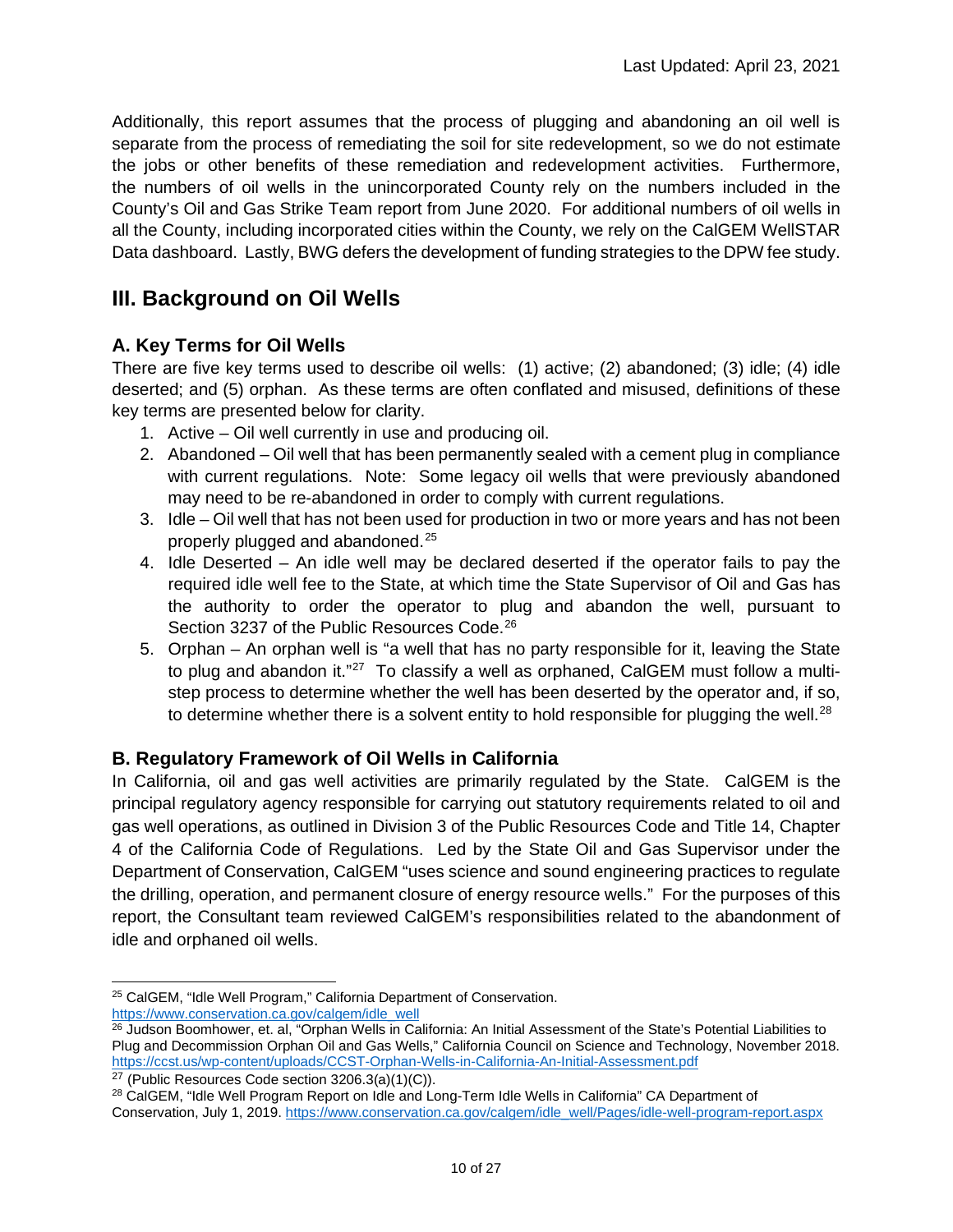Additionally, this report assumes that the process of plugging and abandoning an oil well is separate from the process of remediating the soil for site redevelopment, so we do not estimate the jobs or other benefits of these remediation and redevelopment activities. Furthermore, the numbers of oil wells in the unincorporated County rely on the numbers included in the County's Oil and Gas Strike Team report from June 2020. For additional numbers of oil wells in all the County, including incorporated cities within the County, we rely on the CalGEM WellSTAR Data dashboard. Lastly, BWG defers the development of funding strategies to the DPW fee study.

## III. Background on Oil Wells

### A. Key Terms for Oil Wells

There are five key terms used to describe oil wells: (1) active; (2) abandoned; (3) idle; (4) idle deserted; and (5) orphan. As these terms are often conflated and misused, definitions of these key terms are presented below for clarity.

1. Active – Oil well currently in use and producing oil.
2. Abandoned – Oil well that has been permanently sealed with a cement plug in compliance with current regulations. Note: Some legacy oil wells that were previously abandoned may need to be re-abandoned in order to comply with current regulations.
3. Idle – Oil well that has not been used for production in two or more years and has not been properly plugged and abandoned.[25]
4. Idle Deserted – An idle well may be declared deserted if the operator fails to pay the required idle well fee to the State, at which time the State Supervisor of Oil and Gas has the authority to order the operator to plug and abandon the well, pursuant to Section 3237 of the Public Resources Code.[26]
5. Orphan – An orphan well is "a well that has no party responsible for it, leaving the State to plug and abandon it."[27] To classify a well as orphaned, CalGEM must follow a multi-step process to determine whether the well has been deserted by the operator and, if so, to determine whether there is a solvent entity to hold responsible for plugging the well.[28]

### B. Regulatory Framework of Oil Wells in California

In California, oil and gas well activities are primarily regulated by the State. CalGEM is the principal regulatory agency responsible for carrying out statutory requirements related to oil and gas well operations, as outlined in Division 3 of the Public Resources Code and Title 14, Chapter 4 of the California Code of Regulations. Led by the State Oil and Gas Supervisor under the Department of Conservation, CalGEM "uses science and sound engineering practices to regulate the drilling, operation, and permanent closure of energy resource wells." For the purposes of this report, the Consultant team reviewed CalGEM's responsibilities related to the abandonment of idle and orphaned oil wells.

---

[25] CalGEM, "Idle Well Program," California Department of Conservation. https://www.conservation.ca.gov/calgem/idle_well

[26] Judson Boomhower, et. al, "Orphan Wells in California: An Initial Assessment of the State's Potential Liabilities to Plug and Decommission Orphan Oil and Gas Wells," California Council on Science and Technology, November 2018. https://ccst.us/wp-content/uploads/CCST-Orphan-Wells-in-California-An-Initial-Assessment.pdf

[27] (Public Resources Code section 3206.3(a)(1)(C)).

[28] CalGEM, "Idle Well Program Report on Idle and Long-Term Idle Wells in California" CA Department of Conservation, July 1, 2019. https://www.conservation.ca.gov/calgem/idle_well/Pages/idle-well-program-report.aspx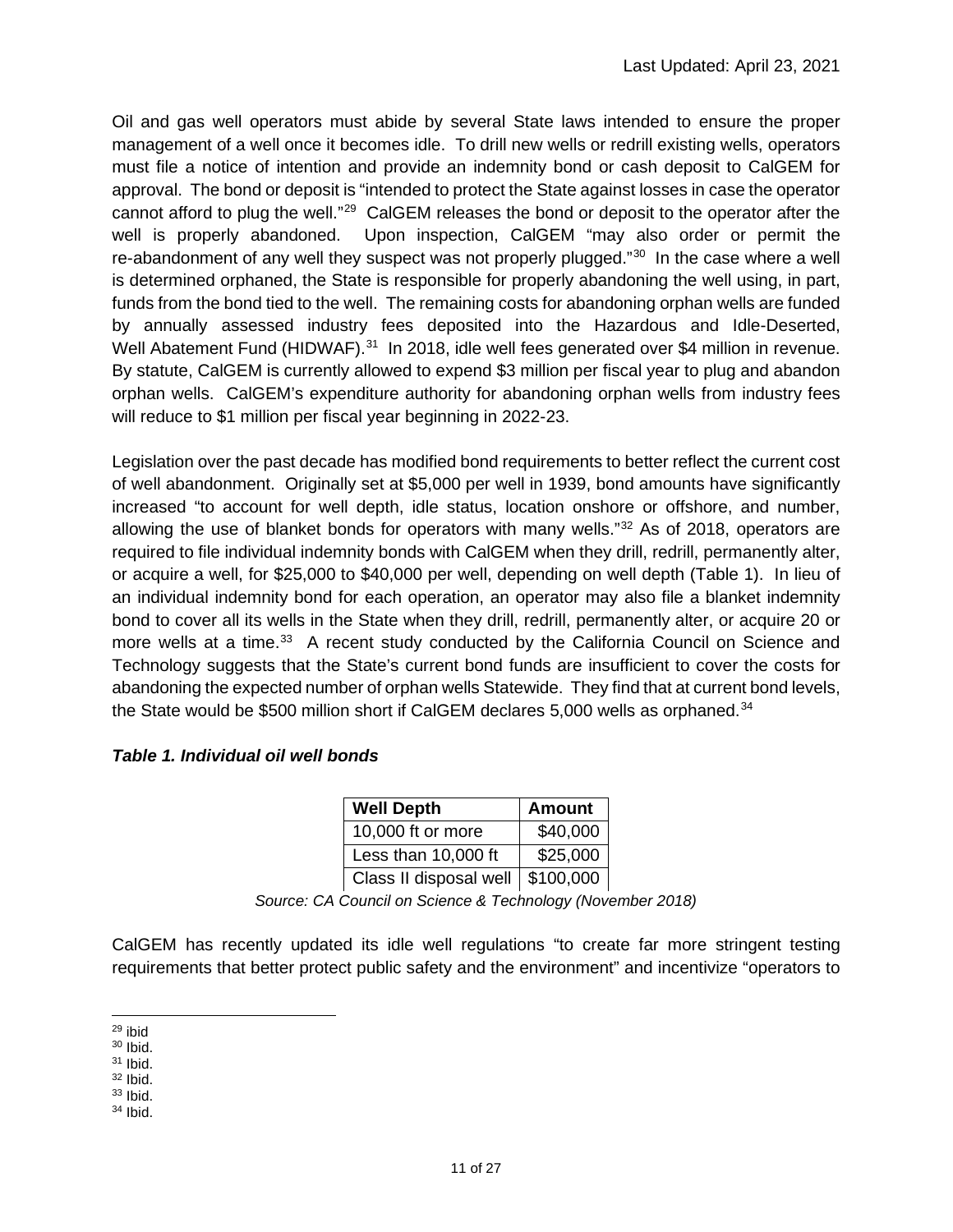Oil and gas well operators must abide by several State laws intended to ensure the proper management of a well once it becomes idle. To drill new wells or redrill existing wells, operators must file a notice of intention and provide an indemnity bond or cash deposit to CalGEM for approval. The bond or deposit is "intended to protect the State against losses in case the operator cannot afford to plug the well."[29] CalGEM releases the bond or deposit to the operator after the well is properly abandoned. Upon inspection, CalGEM "may also order or permit the re-abandonment of any well they suspect was not properly plugged."[30] In the case where a well is determined orphaned, the State is responsible for properly abandoning the well using, in part, funds from the bond tied to the well. The remaining costs for abandoning orphan wells are funded by annually assessed industry fees deposited into the Hazardous and Idle-Deserted, Well Abatement Fund (HIDWAF).[31] In 2018, idle well fees generated over $4 million in revenue. By statute, CalGEM is currently allowed to expend $3 million per fiscal year to plug and abandon orphan wells. CalGEM's expenditure authority for abandoning orphan wells from industry fees will reduce to $1 million per fiscal year beginning in 2022-23.

Legislation over the past decade has modified bond requirements to better reflect the current cost of well abandonment. Originally set at $5,000 per well in 1939, bond amounts have significantly increased "to account for well depth, idle status, location onshore or offshore, and number, allowing the use of blanket bonds for operators with many wells."[32] As of 2018, operators are required to file individual indemnity bonds with CalGEM when they drill, redrill, permanently alter, or acquire a well, for $25,000 to $40,000 per well, depending on well depth (Table 1). In lieu of an individual indemnity bond for each operation, an operator may also file a blanket indemnity bond to cover all its wells in the State when they drill, redrill, permanently alter, or acquire 20 or more wells at a time.[33] A recent study conducted by the California Council on Science and Technology suggests that the State's current bond funds are insufficient to cover the costs for abandoning the expected number of orphan wells Statewide. They find that at current bond levels, the State would be $500 million short if CalGEM declares 5,000 wells as orphaned.[34]

***Table 1. Individual oil well bonds***

| Well Depth | Amount |
|---|---|
| 10,000 ft or more | $40,000 |
| Less than 10,000 ft | $25,000 |
| Class II disposal well | $100,000 |

*Source: CA Council on Science & Technology (November 2018)*

CalGEM has recently updated its idle well regulations "to create far more stringent testing requirements that better protect public safety and the environment" and incentivize "operators to

[29] ibid
[30] Ibid.
[31] Ibid.
[32] Ibid.
[33] Ibid.
[34] Ibid.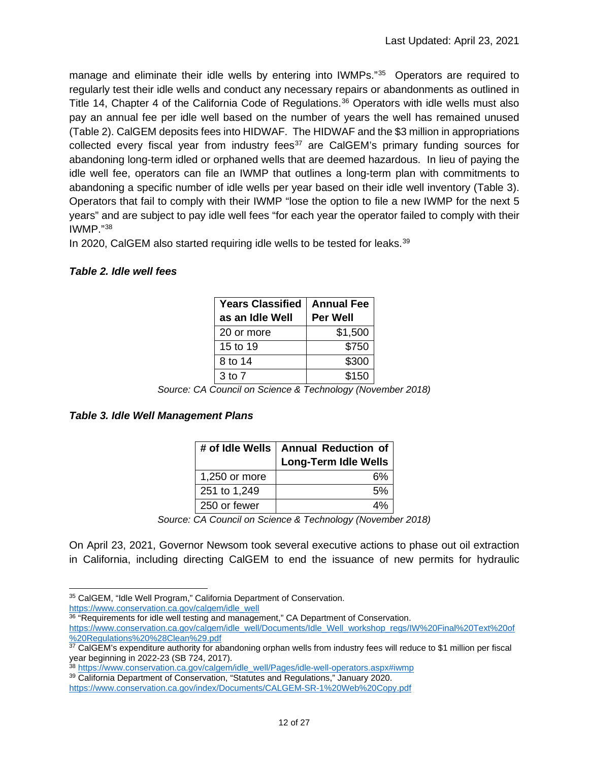manage and eliminate their idle wells by entering into IWMPs."[35] Operators are required to regularly test their idle wells and conduct any necessary repairs or abandonments as outlined in Title 14, Chapter 4 of the California Code of Regulations.[36] Operators with idle wells must also pay an annual fee per idle well based on the number of years the well has remained unused (Table 2). CalGEM deposits fees into HIDWAF. The HIDWAF and the $3 million in appropriations collected every fiscal year from industry fees[37] are CalGEM's primary funding sources for abandoning long-term idled or orphaned wells that are deemed hazardous. In lieu of paying the idle well fee, operators can file an IWMP that outlines a long-term plan with commitments to abandoning a specific number of idle wells per year based on their idle well inventory (Table 3). Operators that fail to comply with their IWMP "lose the option to file a new IWMP for the next 5 years" and are subject to pay idle well fees "for each year the operator failed to comply with their IWMP."[38]

In 2020, CalGEM also started requiring idle wells to be tested for leaks.[39]

***Table 2. Idle well fees***

| Years Classified as an Idle Well | Annual Fee Per Well |
|---|---:|
| 20 or more | $1,500 |
| 15 to 19 | $750 |
| 8 to 14 | $300 |
| 3 to 7 | $150 |

*Source: CA Council on Science & Technology (November 2018)*

***Table 3. Idle Well Management Plans***

| # of Idle Wells | Annual Reduction of Long-Term Idle Wells |
|---|---:|
| 1,250 or more | 6% |
| 251 to 1,249 | 5% |
| 250 or fewer | 4% |

*Source: CA Council on Science & Technology (November 2018)*

On April 23, 2021, Governor Newsom took several executive actions to phase out oil extraction in California, including directing CalGEM to end the issuance of new permits for hydraulic

---

[35] CalGEM, "Idle Well Program," California Department of Conservation. https://www.conservation.ca.gov/calgem/idle_well

[36] "Requirements for idle well testing and management," CA Department of Conservation. https://www.conservation.ca.gov/calgem/idle_well/Documents/Idle_Well_workshop_regs/IW%20Final%20Text%20of%20Regulations%20%28Clean%29.pdf

[37] CalGEM's expenditure authority for abandoning orphan wells from industry fees will reduce to $1 million per fiscal year beginning in 2022-23 (SB 724, 2017).

[38] https://www.conservation.ca.gov/calgem/idle_well/Pages/idle-well-operators.aspx#iwmp

[39] California Department of Conservation, "Statutes and Regulations," January 2020. https://www.conservation.ca.gov/index/Documents/CALGEM-SR-1%20Web%20Copy.pdf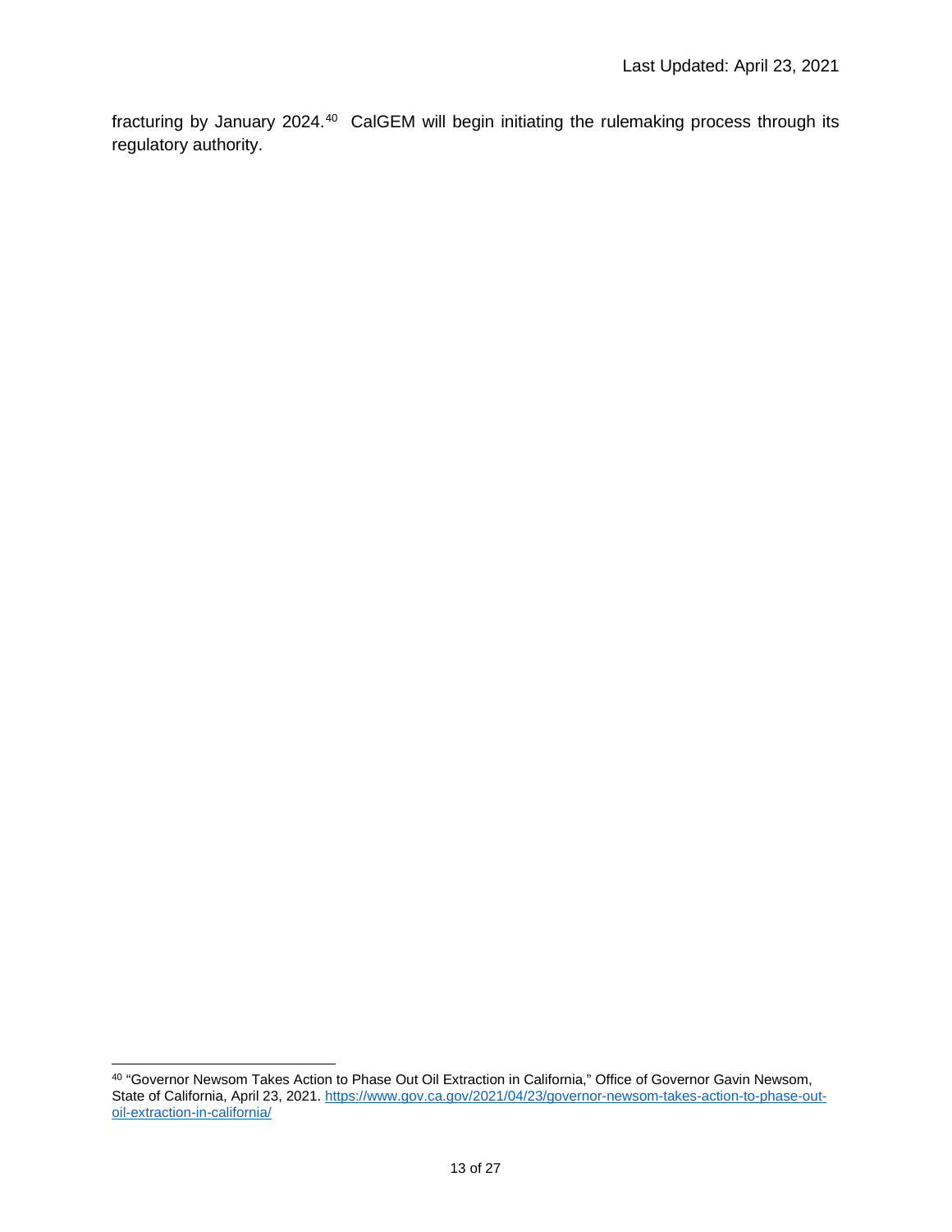fracturing by January 2024.[40] CalGEM will begin initiating the rulemaking process through its regulatory authority.

[40] "Governor Newsom Takes Action to Phase Out Oil Extraction in California," Office of Governor Gavin Newsom, State of California, April 23, 2021. https://www.gov.ca.gov/2021/04/23/governor-newsom-takes-action-to-phase-out-oil-extraction-in-california/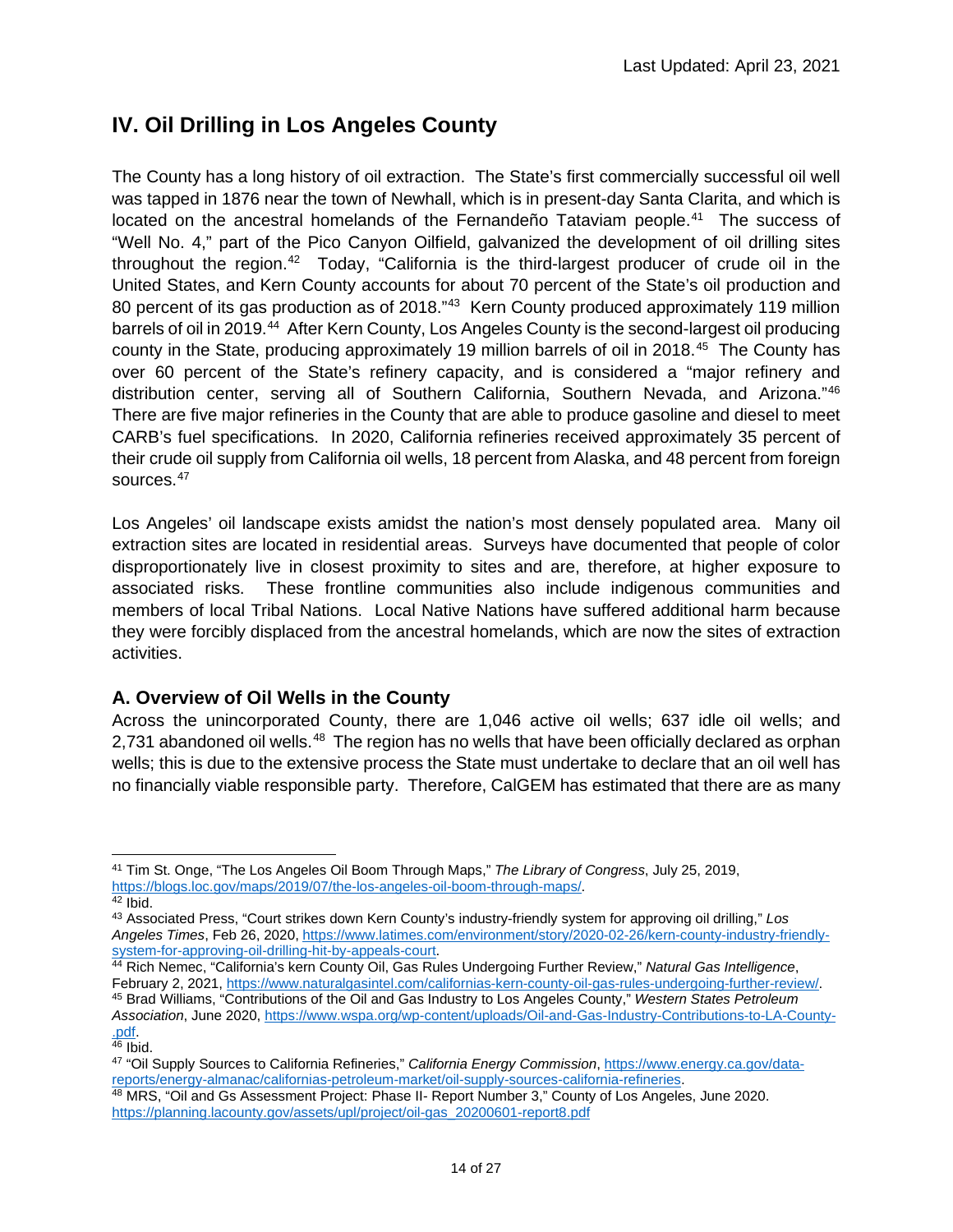## IV. Oil Drilling in Los Angeles County

The County has a long history of oil extraction. The State's first commercially successful oil well was tapped in 1876 near the town of Newhall, which is in present-day Santa Clarita, and which is located on the ancestral homelands of the Fernandeño Tataviam people.[41] The success of "Well No. 4," part of the Pico Canyon Oilfield, galvanized the development of oil drilling sites throughout the region.[42] Today, "California is the third-largest producer of crude oil in the United States, and Kern County accounts for about 70 percent of the State's oil production and 80 percent of its gas production as of 2018."[43] Kern County produced approximately 119 million barrels of oil in 2019.[44] After Kern County, Los Angeles County is the second-largest oil producing county in the State, producing approximately 19 million barrels of oil in 2018.[45] The County has over 60 percent of the State's refinery capacity, and is considered a "major refinery and distribution center, serving all of Southern California, Southern Nevada, and Arizona."[46] There are five major refineries in the County that are able to produce gasoline and diesel to meet CARB's fuel specifications. In 2020, California refineries received approximately 35 percent of their crude oil supply from California oil wells, 18 percent from Alaska, and 48 percent from foreign sources.[47]

Los Angeles' oil landscape exists amidst the nation's most densely populated area. Many oil extraction sites are located in residential areas. Surveys have documented that people of color disproportionately live in closest proximity to sites and are, therefore, at higher exposure to associated risks. These frontline communities also include indigenous communities and members of local Tribal Nations. Local Native Nations have suffered additional harm because they were forcibly displaced from the ancestral homelands, which are now the sites of extraction activities.

### A. Overview of Oil Wells in the County

Across the unincorporated County, there are 1,046 active oil wells; 637 idle oil wells; and 2,731 abandoned oil wells.[48] The region has no wells that have been officially declared as orphan wells; this is due to the extensive process the State must undertake to declare that an oil well has no financially viable responsible party. Therefore, CalGEM has estimated that there are as many

---

[41] Tim St. Onge, "The Los Angeles Oil Boom Through Maps," *The Library of Congress*, July 25, 2019, https://blogs.loc.gov/maps/2019/07/the-los-angeles-oil-boom-through-maps/.

[42] Ibid.

[43] Associated Press, "Court strikes down Kern County's industry-friendly system for approving oil drilling," *Los Angeles Times*, Feb 26, 2020, https://www.latimes.com/environment/story/2020-02-26/kern-county-industry-friendly-system-for-approving-oil-drilling-hit-by-appeals-court.

[44] Rich Nemec, "California's kern County Oil, Gas Rules Undergoing Further Review," *Natural Gas Intelligence*, February 2, 2021, https://www.naturalgasintel.com/californias-kern-county-oil-gas-rules-undergoing-further-review/.

[45] Brad Williams, "Contributions of the Oil and Gas Industry to Los Angeles County," *Western States Petroleum Association*, June 2020, https://www.wspa.org/wp-content/uploads/Oil-and-Gas-Industry-Contributions-to-LA-County-.pdf.

[46] Ibid.

[47] "Oil Supply Sources to California Refineries," *California Energy Commission*, https://www.energy.ca.gov/data-reports/energy-almanac/californias-petroleum-market/oil-supply-sources-california-refineries.

[48] MRS, "Oil and Gs Assessment Project: Phase II- Report Number 3," County of Los Angeles, June 2020. https://planning.lacounty.gov/assets/upl/project/oil-gas_20200601-report8.pdf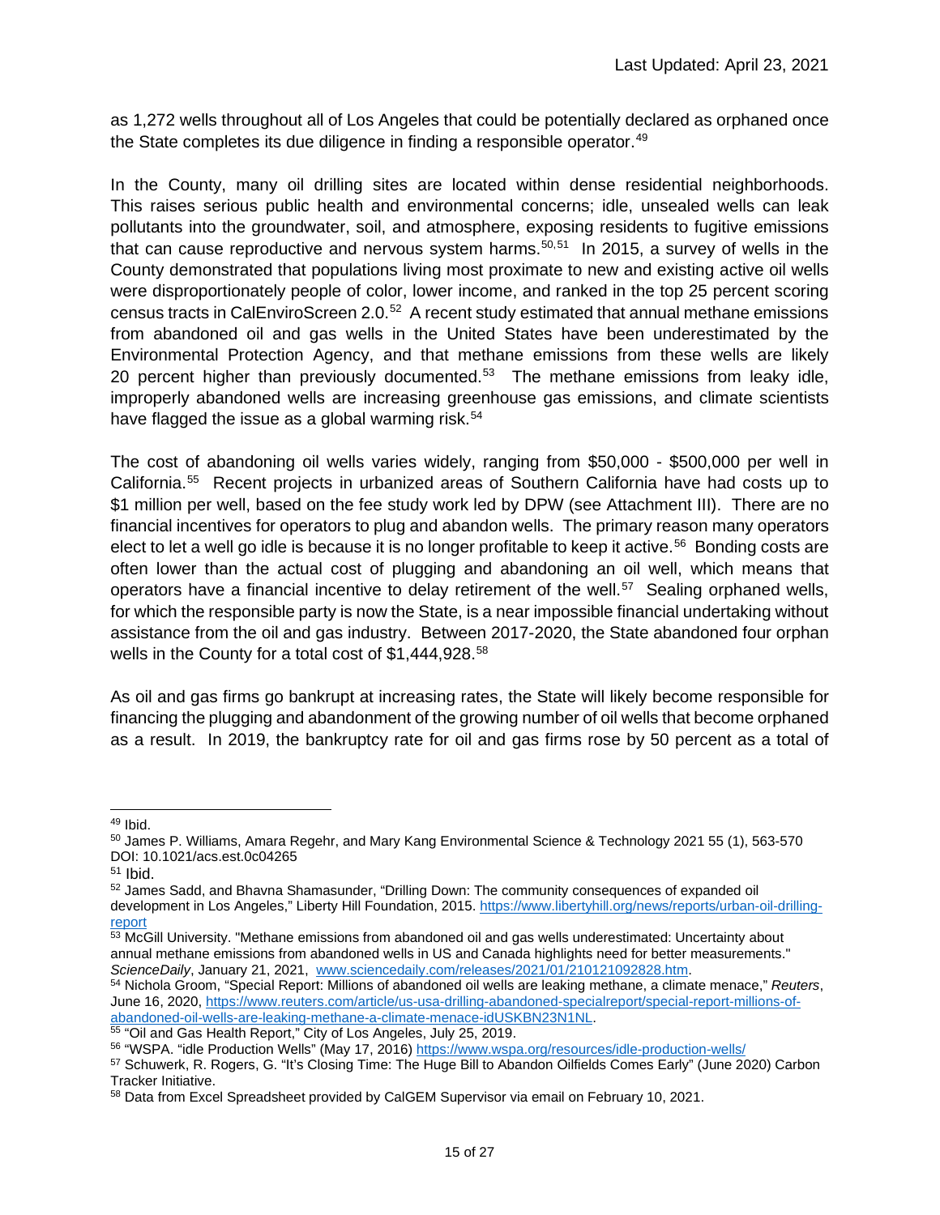as 1,272 wells throughout all of Los Angeles that could be potentially declared as orphaned once the State completes its due diligence in finding a responsible operator.[49]

In the County, many oil drilling sites are located within dense residential neighborhoods. This raises serious public health and environmental concerns; idle, unsealed wells can leak pollutants into the groundwater, soil, and atmosphere, exposing residents to fugitive emissions that can cause reproductive and nervous system harms.[50,51] In 2015, a survey of wells in the County demonstrated that populations living most proximate to new and existing active oil wells were disproportionately people of color, lower income, and ranked in the top 25 percent scoring census tracts in CalEnviroScreen 2.0.[52] A recent study estimated that annual methane emissions from abandoned oil and gas wells in the United States have been underestimated by the Environmental Protection Agency, and that methane emissions from these wells are likely 20 percent higher than previously documented.[53] The methane emissions from leaky idle, improperly abandoned wells are increasing greenhouse gas emissions, and climate scientists have flagged the issue as a global warming risk.[54]

The cost of abandoning oil wells varies widely, ranging from \$50,000 - \$500,000 per well in California.[55] Recent projects in urbanized areas of Southern California have had costs up to \$1 million per well, based on the fee study work led by DPW (see Attachment III). There are no financial incentives for operators to plug and abandon wells. The primary reason many operators elect to let a well go idle is because it is no longer profitable to keep it active.[56] Bonding costs are often lower than the actual cost of plugging and abandoning an oil well, which means that operators have a financial incentive to delay retirement of the well.[57] Sealing orphaned wells, for which the responsible party is now the State, is a near impossible financial undertaking without assistance from the oil and gas industry. Between 2017-2020, the State abandoned four orphan wells in the County for a total cost of \$1,444,928.[58]

As oil and gas firms go bankrupt at increasing rates, the State will likely become responsible for financing the plugging and abandonment of the growing number of oil wells that become orphaned as a result. In 2019, the bankruptcy rate for oil and gas firms rose by 50 percent as a total of

---

[49] Ibid.

[50] James P. Williams, Amara Regehr, and Mary Kang Environmental Science & Technology 2021 55 (1), 563-570 DOI: 10.1021/acs.est.0c04265

[51] Ibid.

[52] James Sadd, and Bhavna Shamasunder, "Drilling Down: The community consequences of expanded oil development in Los Angeles," Liberty Hill Foundation, 2015. https://www.libertyhill.org/news/reports/urban-oil-drilling-report

[53] McGill University. "Methane emissions from abandoned oil and gas wells underestimated: Uncertainty about annual methane emissions from abandoned wells in US and Canada highlights need for better measurements." *ScienceDaily*, January 21, 2021, www.sciencedaily.com/releases/2021/01/210121092828.htm.

[54] Nichola Groom, "Special Report: Millions of abandoned oil wells are leaking methane, a climate menace," *Reuters*, June 16, 2020, https://www.reuters.com/article/us-usa-drilling-abandoned-specialreport/special-report-millions-of-abandoned-oil-wells-are-leaking-methane-a-climate-menace-idUSKBN23N1NL.

[55] "Oil and Gas Health Report," City of Los Angeles, July 25, 2019.

[56] "WSPA. "idle Production Wells" (May 17, 2016) https://www.wspa.org/resources/idle-production-wells/

[57] Schuwerk, R. Rogers, G. "It's Closing Time: The Huge Bill to Abandon Oilfields Comes Early" (June 2020) Carbon Tracker Initiative.

[58] Data from Excel Spreadsheet provided by CalGEM Supervisor via email on February 10, 2021.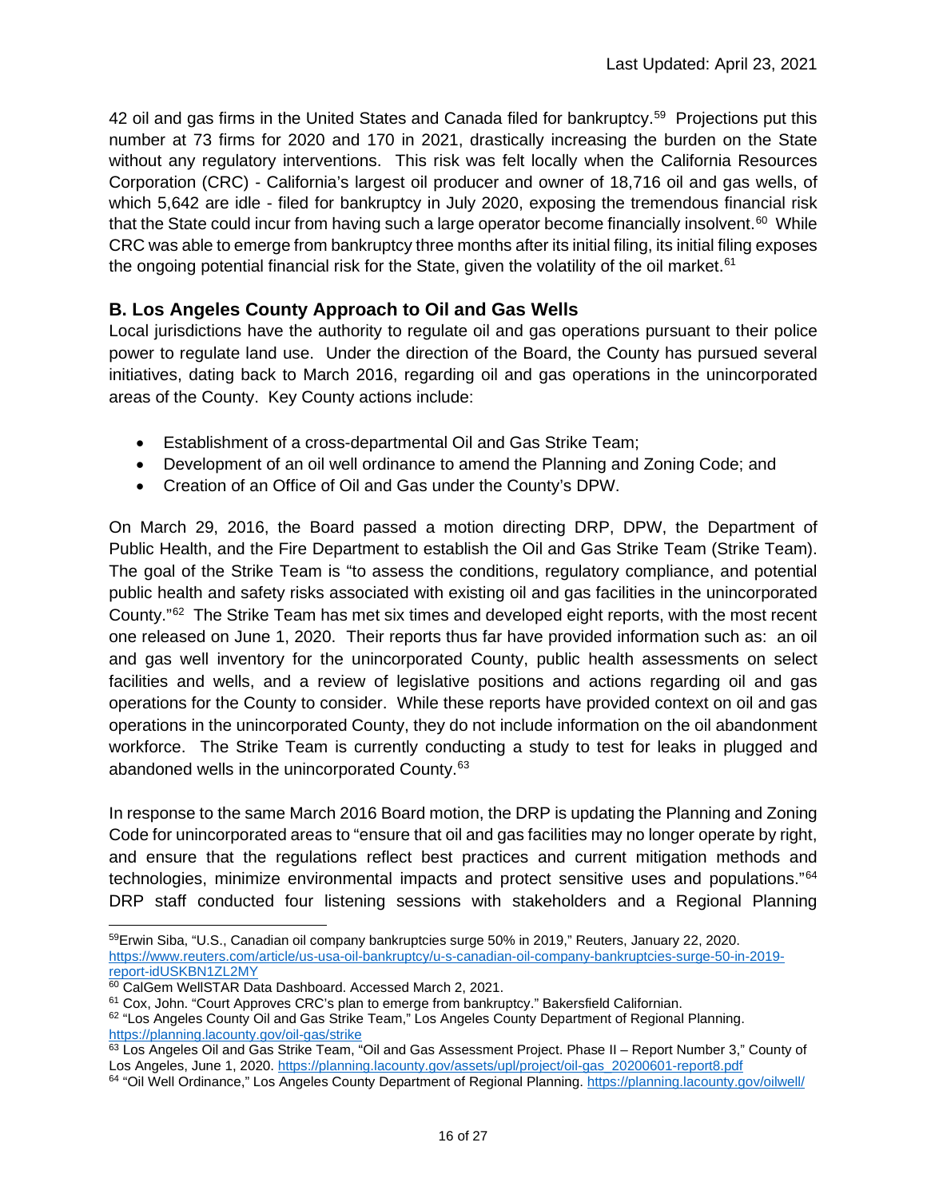42 oil and gas firms in the United States and Canada filed for bankruptcy.[59] Projections put this number at 73 firms for 2020 and 170 in 2021, drastically increasing the burden on the State without any regulatory interventions. This risk was felt locally when the California Resources Corporation (CRC) - California's largest oil producer and owner of 18,716 oil and gas wells, of which 5,642 are idle - filed for bankruptcy in July 2020, exposing the tremendous financial risk that the State could incur from having such a large operator become financially insolvent.[60] While CRC was able to emerge from bankruptcy three months after its initial filing, its initial filing exposes the ongoing potential financial risk for the State, given the volatility of the oil market.[61]

### B. Los Angeles County Approach to Oil and Gas Wells

Local jurisdictions have the authority to regulate oil and gas operations pursuant to their police power to regulate land use. Under the direction of the Board, the County has pursued several initiatives, dating back to March 2016, regarding oil and gas operations in the unincorporated areas of the County. Key County actions include:

- Establishment of a cross-departmental Oil and Gas Strike Team;
- Development of an oil well ordinance to amend the Planning and Zoning Code; and
- Creation of an Office of Oil and Gas under the County's DPW.

On March 29, 2016, the Board passed a motion directing DRP, DPW, the Department of Public Health, and the Fire Department to establish the Oil and Gas Strike Team (Strike Team). The goal of the Strike Team is "to assess the conditions, regulatory compliance, and potential public health and safety risks associated with existing oil and gas facilities in the unincorporated County."[62] The Strike Team has met six times and developed eight reports, with the most recent one released on June 1, 2020. Their reports thus far have provided information such as: an oil and gas well inventory for the unincorporated County, public health assessments on select facilities and wells, and a review of legislative positions and actions regarding oil and gas operations for the County to consider. While these reports have provided context on oil and gas operations in the unincorporated County, they do not include information on the oil abandonment workforce. The Strike Team is currently conducting a study to test for leaks in plugged and abandoned wells in the unincorporated County.[63]

In response to the same March 2016 Board motion, the DRP is updating the Planning and Zoning Code for unincorporated areas to "ensure that oil and gas facilities may no longer operate by right, and ensure that the regulations reflect best practices and current mitigation methods and technologies, minimize environmental impacts and protect sensitive uses and populations."[64] DRP staff conducted four listening sessions with stakeholders and a Regional Planning

---

[59] Erwin Siba, "U.S., Canadian oil company bankruptcies surge 50% in 2019," Reuters, January 22, 2020. https://www.reuters.com/article/us-usa-oil-bankruptcy/u-s-canadian-oil-company-bankruptcies-surge-50-in-2019-report-idUSKBN1ZL2MY

[60] CalGem WellSTAR Data Dashboard. Accessed March 2, 2021.

[61] Cox, John. "Court Approves CRC's plan to emerge from bankruptcy." Bakersfield Californian.

[62] "Los Angeles County Oil and Gas Strike Team," Los Angeles County Department of Regional Planning. https://planning.lacounty.gov/oil-gas/strike

[63] Los Angeles Oil and Gas Strike Team, "Oil and Gas Assessment Project. Phase II – Report Number 3," County of Los Angeles, June 1, 2020. https://planning.lacounty.gov/assets/upl/project/oil-gas_20200601-report8.pdf

[64] "Oil Well Ordinance," Los Angeles County Department of Regional Planning. https://planning.lacounty.gov/oilwell/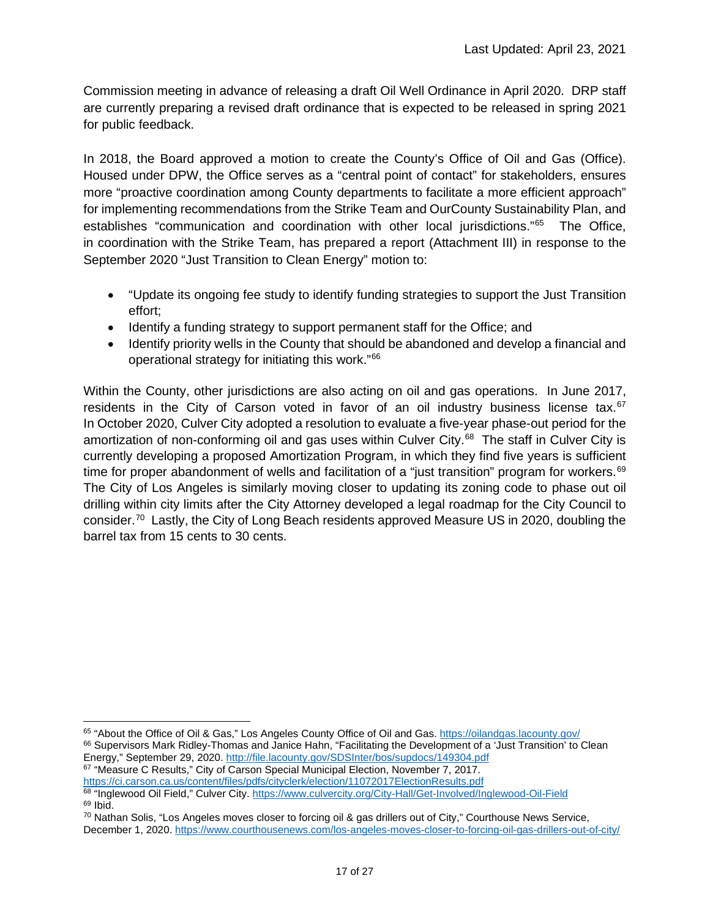Commission meeting in advance of releasing a draft Oil Well Ordinance in April 2020. DRP staff are currently preparing a revised draft ordinance that is expected to be released in spring 2021 for public feedback.

In 2018, the Board approved a motion to create the County's Office of Oil and Gas (Office). Housed under DPW, the Office serves as a "central point of contact" for stakeholders, ensures more "proactive coordination among County departments to facilitate a more efficient approach" for implementing recommendations from the Strike Team and OurCounty Sustainability Plan, and establishes "communication and coordination with other local jurisdictions."[65] The Office, in coordination with the Strike Team, has prepared a report (Attachment III) in response to the September 2020 "Just Transition to Clean Energy" motion to:

- "Update its ongoing fee study to identify funding strategies to support the Just Transition effort;
- Identify a funding strategy to support permanent staff for the Office; and
- Identify priority wells in the County that should be abandoned and develop a financial and operational strategy for initiating this work."[66]

Within the County, other jurisdictions are also acting on oil and gas operations. In June 2017, residents in the City of Carson voted in favor of an oil industry business license tax.[67] In October 2020, Culver City adopted a resolution to evaluate a five-year phase-out period for the amortization of non-conforming oil and gas uses within Culver City.[68] The staff in Culver City is currently developing a proposed Amortization Program, in which they find five years is sufficient time for proper abandonment of wells and facilitation of a "just transition" program for workers.[69] The City of Los Angeles is similarly moving closer to updating its zoning code to phase out oil drilling within city limits after the City Attorney developed a legal roadmap for the City Council to consider.[70] Lastly, the City of Long Beach residents approved Measure US in 2020, doubling the barrel tax from 15 cents to 30 cents.

---

[65] "About the Office of Oil & Gas," Los Angeles County Office of Oil and Gas. https://oilandgas.lacounty.gov/

[66] Supervisors Mark Ridley-Thomas and Janice Hahn, "Facilitating the Development of a 'Just Transition' to Clean Energy," September 29, 2020. http://file.lacounty.gov/SDSInter/bos/supdocs/149304.pdf

[67] "Measure C Results," City of Carson Special Municipal Election, November 7, 2017. https://ci.carson.ca.us/content/files/pdfs/cityclerk/election/11072017ElectionResults.pdf

[68] "Inglewood Oil Field," Culver City. https://www.culvercity.org/City-Hall/Get-Involved/Inglewood-Oil-Field

[69] Ibid.

[70] Nathan Solis, "Los Angeles moves closer to forcing oil & gas drillers out of City," Courthouse News Service, December 1, 2020. https://www.courthousenews.com/los-angeles-moves-closer-to-forcing-oil-gas-drillers-out-of-city/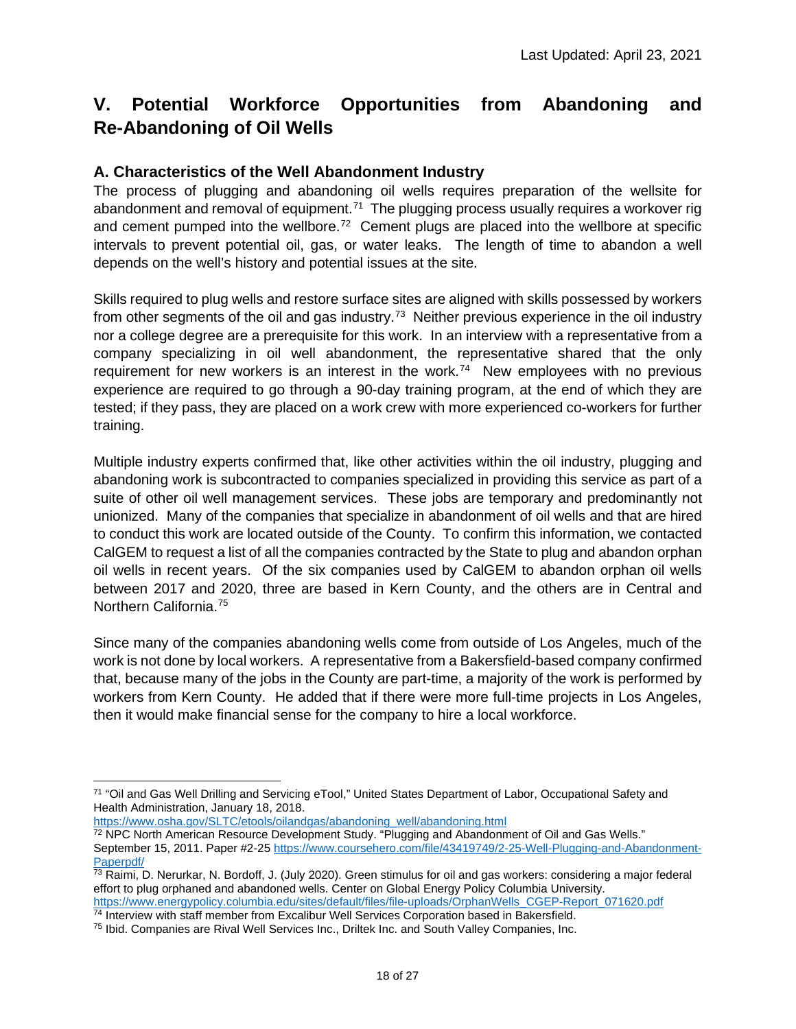## V. Potential Workforce Opportunities from Abandoning and Re-Abandoning of Oil Wells

### A. Characteristics of the Well Abandonment Industry

The process of plugging and abandoning oil wells requires preparation of the wellsite for abandonment and removal of equipment.[71] The plugging process usually requires a workover rig and cement pumped into the wellbore.[72] Cement plugs are placed into the wellbore at specific intervals to prevent potential oil, gas, or water leaks. The length of time to abandon a well depends on the well's history and potential issues at the site.

Skills required to plug wells and restore surface sites are aligned with skills possessed by workers from other segments of the oil and gas industry.[73] Neither previous experience in the oil industry nor a college degree are a prerequisite for this work. In an interview with a representative from a company specializing in oil well abandonment, the representative shared that the only requirement for new workers is an interest in the work.[74] New employees with no previous experience are required to go through a 90-day training program, at the end of which they are tested; if they pass, they are placed on a work crew with more experienced co-workers for further training.

Multiple industry experts confirmed that, like other activities within the oil industry, plugging and abandoning work is subcontracted to companies specialized in providing this service as part of a suite of other oil well management services. These jobs are temporary and predominantly not unionized. Many of the companies that specialize in abandonment of oil wells and that are hired to conduct this work are located outside of the County. To confirm this information, we contacted CalGEM to request a list of all the companies contracted by the State to plug and abandon orphan oil wells in recent years. Of the six companies used by CalGEM to abandon orphan oil wells between 2017 and 2020, three are based in Kern County, and the others are in Central and Northern California.[75]

Since many of the companies abandoning wells come from outside of Los Angeles, much of the work is not done by local workers. A representative from a Bakersfield-based company confirmed that, because many of the jobs in the County are part-time, a majority of the work is performed by workers from Kern County. He added that if there were more full-time projects in Los Angeles, then it would make financial sense for the company to hire a local workforce.

---

[71] "Oil and Gas Well Drilling and Servicing eTool," United States Department of Labor, Occupational Safety and Health Administration, January 18, 2018. https://www.osha.gov/SLTC/etools/oilandgas/abandoning_well/abandoning.html

[72] NPC North American Resource Development Study. "Plugging and Abandonment of Oil and Gas Wells." September 15, 2011. Paper #2-25 https://www.coursehero.com/file/43419749/2-25-Well-Plugging-and-Abandonment-Paperpdf/

[73] Raimi, D. Nerurkar, N. Bordoff, J. (July 2020). Green stimulus for oil and gas workers: considering a major federal effort to plug orphaned and abandoned wells. Center on Global Energy Policy Columbia University. https://www.energypolicy.columbia.edu/sites/default/files/file-uploads/OrphanWells_CGEP-Report_071620.pdf

[74] Interview with staff member from Excalibur Well Services Corporation based in Bakersfield.

[75] Ibid. Companies are Rival Well Services Inc., Driltek Inc. and South Valley Companies, Inc.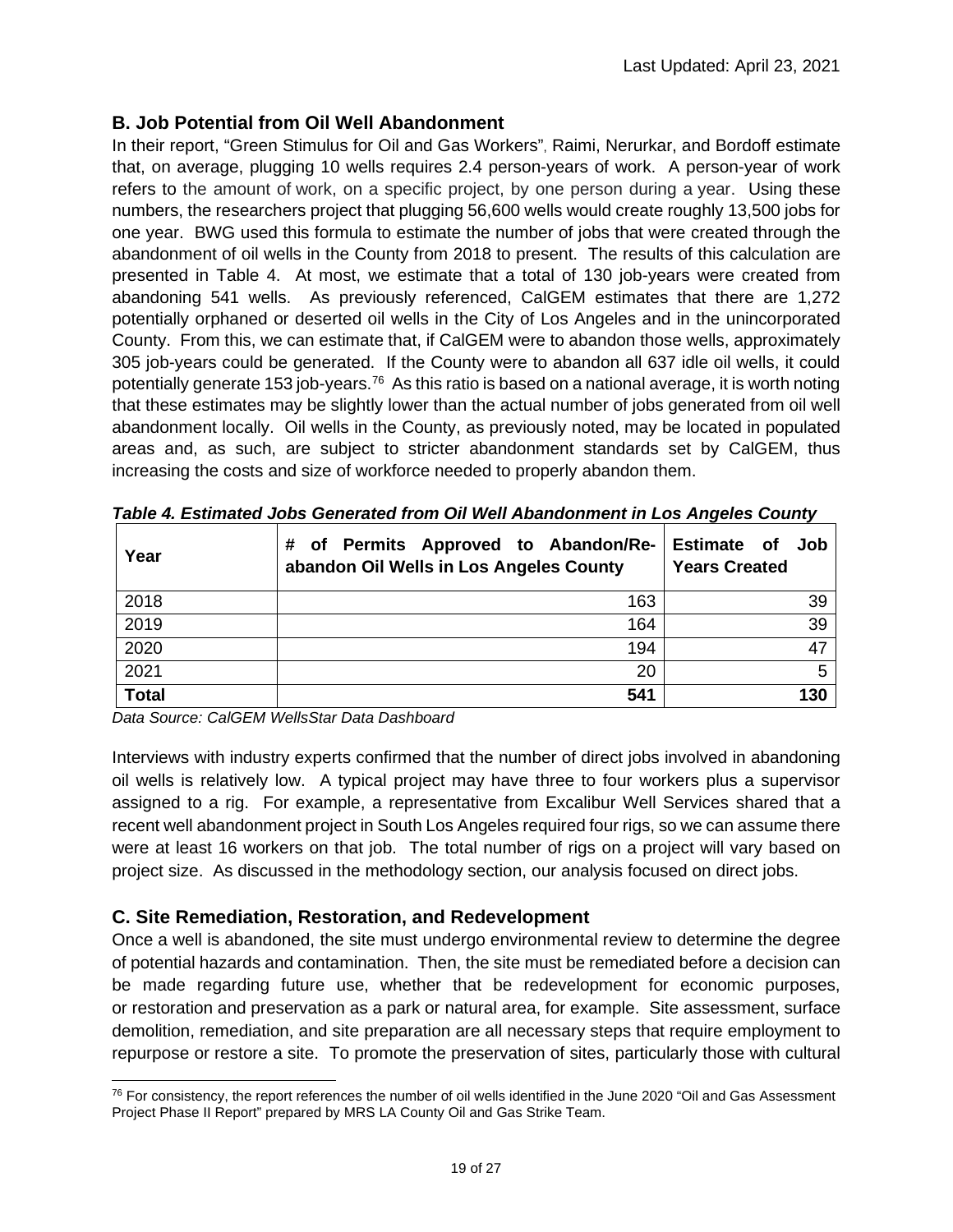## B. Job Potential from Oil Well Abandonment

In their report, "Green Stimulus for Oil and Gas Workers", Raimi, Nerurkar, and Bordoff estimate that, on average, plugging 10 wells requires 2.4 person-years of work. A person-year of work refers to the amount of work, on a specific project, by one person during a year. Using these numbers, the researchers project that plugging 56,600 wells would create roughly 13,500 jobs for one year. BWG used this formula to estimate the number of jobs that were created through the abandonment of oil wells in the County from 2018 to present. The results of this calculation are presented in Table 4. At most, we estimate that a total of 130 job-years were created from abandoning 541 wells. As previously referenced, CalGEM estimates that there are 1,272 potentially orphaned or deserted oil wells in the City of Los Angeles and in the unincorporated County. From this, we can estimate that, if CalGEM were to abandon those wells, approximately 305 job-years could be generated. If the County were to abandon all 637 idle oil wells, it could potentially generate 153 job-years.[76] As this ratio is based on a national average, it is worth noting that these estimates may be slightly lower than the actual number of jobs generated from oil well abandonment locally. Oil wells in the County, as previously noted, may be located in populated areas and, as such, are subject to stricter abandonment standards set by CalGEM, thus increasing the costs and size of workforce needed to properly abandon them.

***Table 4. Estimated Jobs Generated from Oil Well Abandonment in Los Angeles County***

| Year | # of Permits Approved to Abandon/Re-abandon Oil Wells in Los Angeles County | Estimate of Job Years Created |
|---|---|---|
| 2018 | 163 | 39 |
| 2019 | 164 | 39 |
| 2020 | 194 | 47 |
| 2021 | 20 | 5 |
| **Total** | **541** | **130** |

*Data Source: CalGEM WellsStar Data Dashboard*

Interviews with industry experts confirmed that the number of direct jobs involved in abandoning oil wells is relatively low. A typical project may have three to four workers plus a supervisor assigned to a rig. For example, a representative from Excalibur Well Services shared that a recent well abandonment project in South Los Angeles required four rigs, so we can assume there were at least 16 workers on that job. The total number of rigs on a project will vary based on project size. As discussed in the methodology section, our analysis focused on direct jobs.

## C. Site Remediation, Restoration, and Redevelopment

Once a well is abandoned, the site must undergo environmental review to determine the degree of potential hazards and contamination. Then, the site must be remediated before a decision can be made regarding future use, whether that be redevelopment for economic purposes, or restoration and preservation as a park or natural area, for example. Site assessment, surface demolition, remediation, and site preparation are all necessary steps that require employment to repurpose or restore a site. To promote the preservation of sites, particularly those with cultural

[76] For consistency, the report references the number of oil wells identified in the June 2020 "Oil and Gas Assessment Project Phase II Report" prepared by MRS LA County Oil and Gas Strike Team.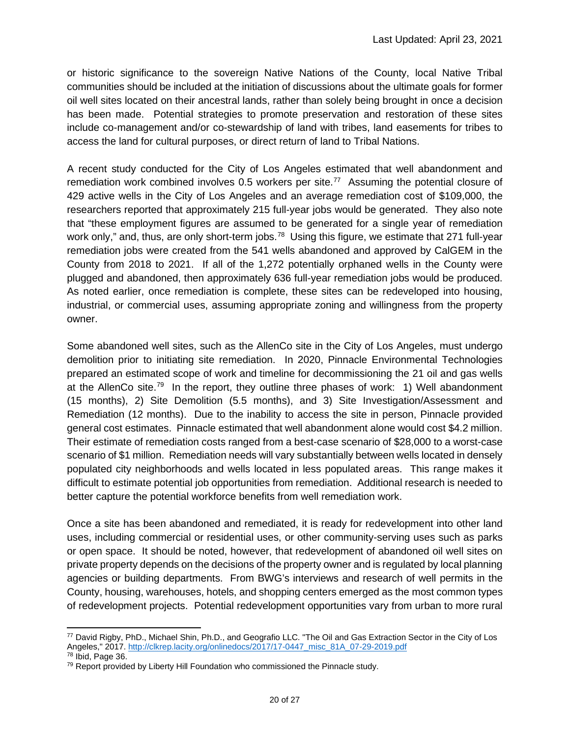or historic significance to the sovereign Native Nations of the County, local Native Tribal communities should be included at the initiation of discussions about the ultimate goals for former oil well sites located on their ancestral lands, rather than solely being brought in once a decision has been made. Potential strategies to promote preservation and restoration of these sites include co-management and/or co-stewardship of land with tribes, land easements for tribes to access the land for cultural purposes, or direct return of land to Tribal Nations.

A recent study conducted for the City of Los Angeles estimated that well abandonment and remediation work combined involves 0.5 workers per site.[77] Assuming the potential closure of 429 active wells in the City of Los Angeles and an average remediation cost of $109,000, the researchers reported that approximately 215 full-year jobs would be generated. They also note that "these employment figures are assumed to be generated for a single year of remediation work only," and, thus, are only short-term jobs.[78] Using this figure, we estimate that 271 full-year remediation jobs were created from the 541 wells abandoned and approved by CalGEM in the County from 2018 to 2021. If all of the 1,272 potentially orphaned wells in the County were plugged and abandoned, then approximately 636 full-year remediation jobs would be produced. As noted earlier, once remediation is complete, these sites can be redeveloped into housing, industrial, or commercial uses, assuming appropriate zoning and willingness from the property owner.

Some abandoned well sites, such as the AllenCo site in the City of Los Angeles, must undergo demolition prior to initiating site remediation. In 2020, Pinnacle Environmental Technologies prepared an estimated scope of work and timeline for decommissioning the 21 oil and gas wells at the AllenCo site.[79] In the report, they outline three phases of work: 1) Well abandonment (15 months), 2) Site Demolition (5.5 months), and 3) Site Investigation/Assessment and Remediation (12 months). Due to the inability to access the site in person, Pinnacle provided general cost estimates. Pinnacle estimated that well abandonment alone would cost $4.2 million. Their estimate of remediation costs ranged from a best-case scenario of $28,000 to a worst-case scenario of $1 million. Remediation needs will vary substantially between wells located in densely populated city neighborhoods and wells located in less populated areas. This range makes it difficult to estimate potential job opportunities from remediation. Additional research is needed to better capture the potential workforce benefits from well remediation work.

Once a site has been abandoned and remediated, it is ready for redevelopment into other land uses, including commercial or residential uses, or other community-serving uses such as parks or open space. It should be noted, however, that redevelopment of abandoned oil well sites on private property depends on the decisions of the property owner and is regulated by local planning agencies or building departments. From BWG's interviews and research of well permits in the County, housing, warehouses, hotels, and shopping centers emerged as the most common types of redevelopment projects. Potential redevelopment opportunities vary from urban to more rural

---

[77] David Rigby, PhD., Michael Shin, Ph.D., and Geografio LLC. "The Oil and Gas Extraction Sector in the City of Los Angeles," 2017. http://clkrep.lacity.org/onlinedocs/2017/17-0447_misc_81A_07-29-2019.pdf

[78] Ibid, Page 36.

[79] Report provided by Liberty Hill Foundation who commissioned the Pinnacle study.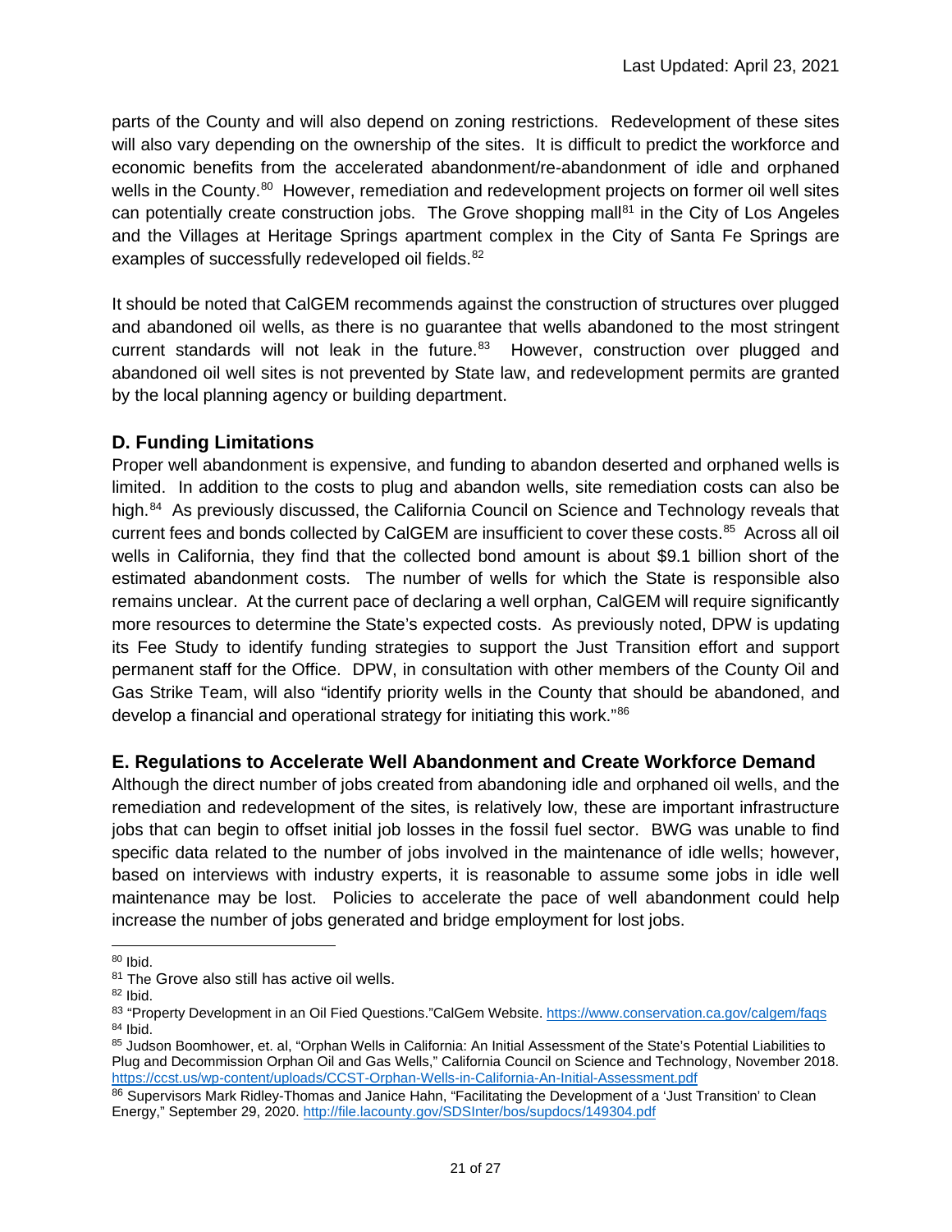parts of the County and will also depend on zoning restrictions. Redevelopment of these sites will also vary depending on the ownership of the sites. It is difficult to predict the workforce and economic benefits from the accelerated abandonment/re-abandonment of idle and orphaned wells in the County.[80] However, remediation and redevelopment projects on former oil well sites can potentially create construction jobs. The Grove shopping mall[81] in the City of Los Angeles and the Villages at Heritage Springs apartment complex in the City of Santa Fe Springs are examples of successfully redeveloped oil fields.[82]

It should be noted that CalGEM recommends against the construction of structures over plugged and abandoned oil wells, as there is no guarantee that wells abandoned to the most stringent current standards will not leak in the future.[83] However, construction over plugged and abandoned oil well sites is not prevented by State law, and redevelopment permits are granted by the local planning agency or building department.

## D. Funding Limitations

Proper well abandonment is expensive, and funding to abandon deserted and orphaned wells is limited. In addition to the costs to plug and abandon wells, site remediation costs can also be high.[84] As previously discussed, the California Council on Science and Technology reveals that current fees and bonds collected by CalGEM are insufficient to cover these costs.[85] Across all oil wells in California, they find that the collected bond amount is about $9.1 billion short of the estimated abandonment costs. The number of wells for which the State is responsible also remains unclear. At the current pace of declaring a well orphan, CalGEM will require significantly more resources to determine the State's expected costs. As previously noted, DPW is updating its Fee Study to identify funding strategies to support the Just Transition effort and support permanent staff for the Office. DPW, in consultation with other members of the County Oil and Gas Strike Team, will also "identify priority wells in the County that should be abandoned, and develop a financial and operational strategy for initiating this work."[86]

## E. Regulations to Accelerate Well Abandonment and Create Workforce Demand

Although the direct number of jobs created from abandoning idle and orphaned oil wells, and the remediation and redevelopment of the sites, is relatively low, these are important infrastructure jobs that can begin to offset initial job losses in the fossil fuel sector. BWG was unable to find specific data related to the number of jobs involved in the maintenance of idle wells; however, based on interviews with industry experts, it is reasonable to assume some jobs in idle well maintenance may be lost. Policies to accelerate the pace of well abandonment could help increase the number of jobs generated and bridge employment for lost jobs.

---

[80] Ibid.

[81] The Grove also still has active oil wells.

[82] Ibid.

[83] "Property Development in an Oil Fied Questions."CalGem Website. https://www.conservation.ca.gov/calgem/faqs

[84] Ibid.

[85] Judson Boomhower, et. al, "Orphan Wells in California: An Initial Assessment of the State's Potential Liabilities to Plug and Decommission Orphan Oil and Gas Wells," California Council on Science and Technology, November 2018. https://ccst.us/wp-content/uploads/CCST-Orphan-Wells-in-California-An-Initial-Assessment.pdf

[86] Supervisors Mark Ridley-Thomas and Janice Hahn, "Facilitating the Development of a 'Just Transition' to Clean Energy," September 29, 2020. http://file.lacounty.gov/SDSInter/bos/supdocs/149304.pdf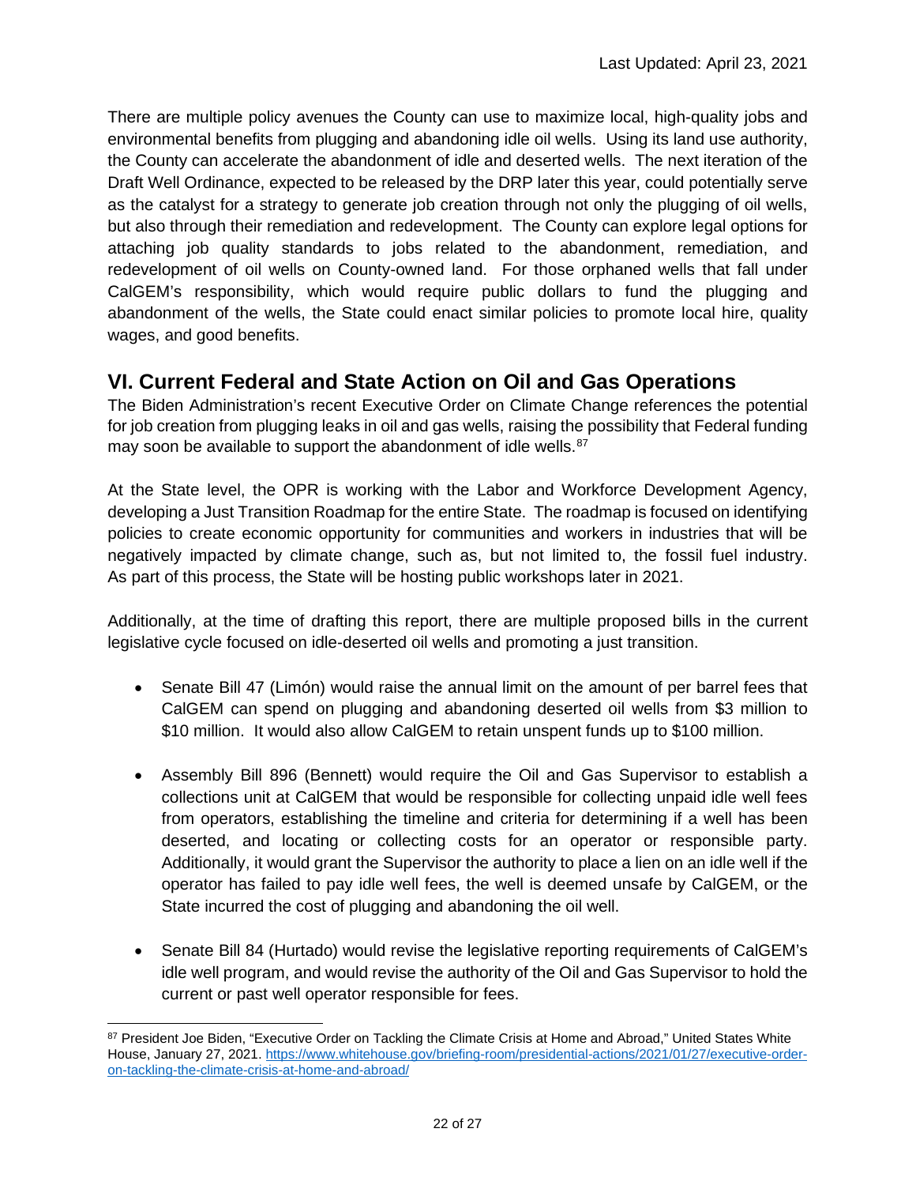There are multiple policy avenues the County can use to maximize local, high-quality jobs and environmental benefits from plugging and abandoning idle oil wells. Using its land use authority, the County can accelerate the abandonment of idle and deserted wells. The next iteration of the Draft Well Ordinance, expected to be released by the DRP later this year, could potentially serve as the catalyst for a strategy to generate job creation through not only the plugging of oil wells, but also through their remediation and redevelopment. The County can explore legal options for attaching job quality standards to jobs related to the abandonment, remediation, and redevelopment of oil wells on County-owned land. For those orphaned wells that fall under CalGEM's responsibility, which would require public dollars to fund the plugging and abandonment of the wells, the State could enact similar policies to promote local hire, quality wages, and good benefits.

## VI. Current Federal and State Action on Oil and Gas Operations

The Biden Administration's recent Executive Order on Climate Change references the potential for job creation from plugging leaks in oil and gas wells, raising the possibility that Federal funding may soon be available to support the abandonment of idle wells.[87]

At the State level, the OPR is working with the Labor and Workforce Development Agency, developing a Just Transition Roadmap for the entire State. The roadmap is focused on identifying policies to create economic opportunity for communities and workers in industries that will be negatively impacted by climate change, such as, but not limited to, the fossil fuel industry. As part of this process, the State will be hosting public workshops later in 2021.

Additionally, at the time of drafting this report, there are multiple proposed bills in the current legislative cycle focused on idle-deserted oil wells and promoting a just transition.

- Senate Bill 47 (Limón) would raise the annual limit on the amount of per barrel fees that CalGEM can spend on plugging and abandoning deserted oil wells from $3 million to $10 million. It would also allow CalGEM to retain unspent funds up to $100 million.

- Assembly Bill 896 (Bennett) would require the Oil and Gas Supervisor to establish a collections unit at CalGEM that would be responsible for collecting unpaid idle well fees from operators, establishing the timeline and criteria for determining if a well has been deserted, and locating or collecting costs for an operator or responsible party. Additionally, it would grant the Supervisor the authority to place a lien on an idle well if the operator has failed to pay idle well fees, the well is deemed unsafe by CalGEM, or the State incurred the cost of plugging and abandoning the oil well.

- Senate Bill 84 (Hurtado) would revise the legislative reporting requirements of CalGEM's idle well program, and would revise the authority of the Oil and Gas Supervisor to hold the current or past well operator responsible for fees.

---

[87] President Joe Biden, "Executive Order on Tackling the Climate Crisis at Home and Abroad," United States White House, January 27, 2021. https://www.whitehouse.gov/briefing-room/presidential-actions/2021/01/27/executive-order-on-tackling-the-climate-crisis-at-home-and-abroad/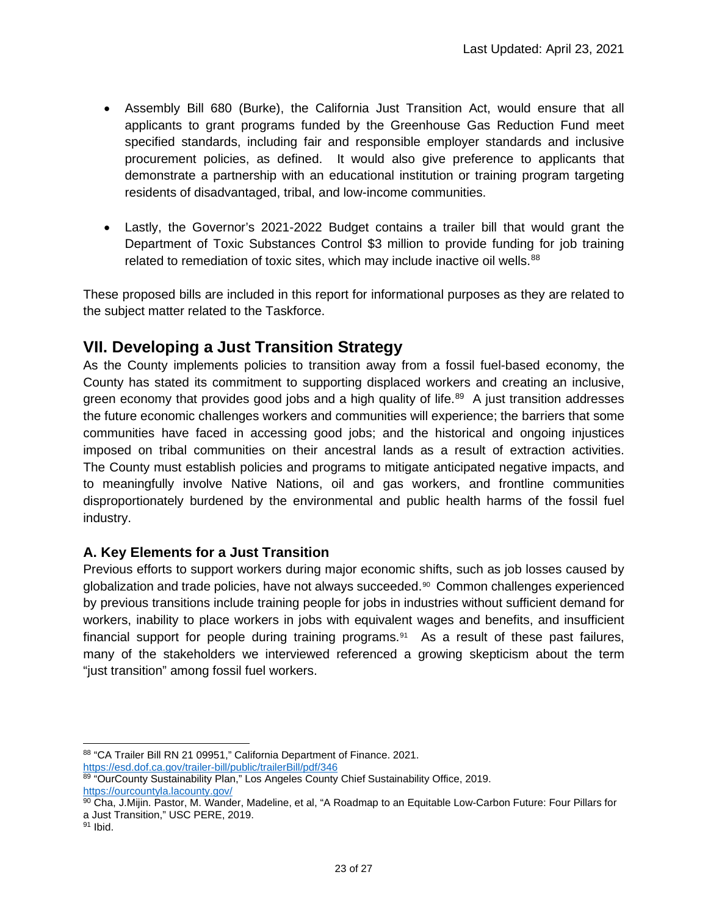- Assembly Bill 680 (Burke), the California Just Transition Act, would ensure that all applicants to grant programs funded by the Greenhouse Gas Reduction Fund meet specified standards, including fair and responsible employer standards and inclusive procurement policies, as defined. It would also give preference to applicants that demonstrate a partnership with an educational institution or training program targeting residents of disadvantaged, tribal, and low-income communities.

- Lastly, the Governor's 2021-2022 Budget contains a trailer bill that would grant the Department of Toxic Substances Control $3 million to provide funding for job training related to remediation of toxic sites, which may include inactive oil wells.[88]

These proposed bills are included in this report for informational purposes as they are related to the subject matter related to the Taskforce.

## VII. Developing a Just Transition Strategy

As the County implements policies to transition away from a fossil fuel-based economy, the County has stated its commitment to supporting displaced workers and creating an inclusive, green economy that provides good jobs and a high quality of life.[89] A just transition addresses the future economic challenges workers and communities will experience; the barriers that some communities have faced in accessing good jobs; and the historical and ongoing injustices imposed on tribal communities on their ancestral lands as a result of extraction activities. The County must establish policies and programs to mitigate anticipated negative impacts, and to meaningfully involve Native Nations, oil and gas workers, and frontline communities disproportionately burdened by the environmental and public health harms of the fossil fuel industry.

### A. Key Elements for a Just Transition

Previous efforts to support workers during major economic shifts, such as job losses caused by globalization and trade policies, have not always succeeded.[90] Common challenges experienced by previous transitions include training people for jobs in industries without sufficient demand for workers, inability to place workers in jobs with equivalent wages and benefits, and insufficient financial support for people during training programs.[91] As a result of these past failures, many of the stakeholders we interviewed referenced a growing skepticism about the term "just transition" among fossil fuel workers.

---

[88] "CA Trailer Bill RN 21 09951," California Department of Finance. 2021. https://esd.dof.ca.gov/trailer-bill/public/trailerBill/pdf/346

[89] "OurCounty Sustainability Plan," Los Angeles County Chief Sustainability Office, 2019. https://ourcountyla.lacounty.gov/

[90] Cha, J.Mijin. Pastor, M. Wander, Madeline, et al, "A Roadmap to an Equitable Low-Carbon Future: Four Pillars for a Just Transition," USC PERE, 2019.

[91] Ibid.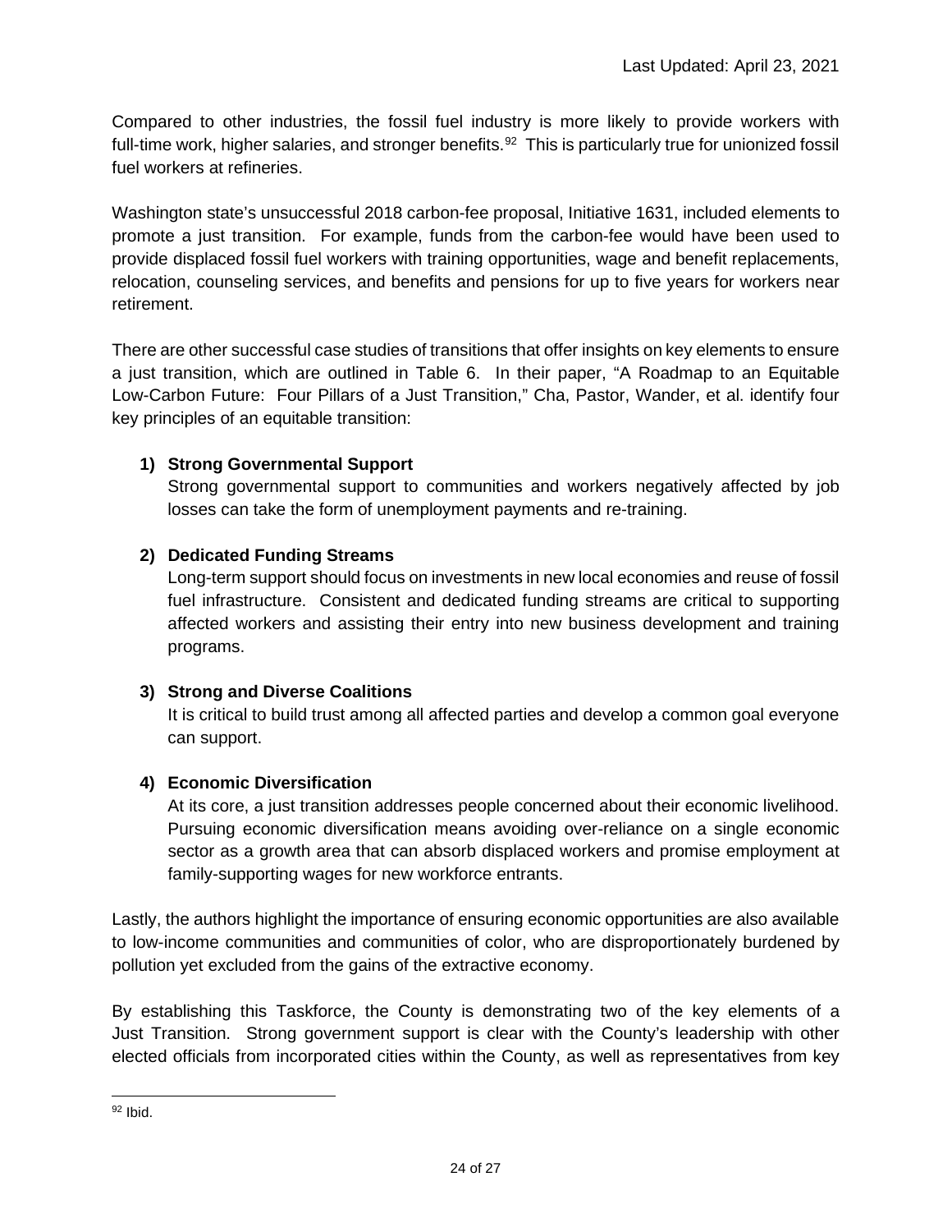Compared to other industries, the fossil fuel industry is more likely to provide workers with full-time work, higher salaries, and stronger benefits.[92] This is particularly true for unionized fossil fuel workers at refineries.

Washington state's unsuccessful 2018 carbon-fee proposal, Initiative 1631, included elements to promote a just transition. For example, funds from the carbon-fee would have been used to provide displaced fossil fuel workers with training opportunities, wage and benefit replacements, relocation, counseling services, and benefits and pensions for up to five years for workers near retirement.

There are other successful case studies of transitions that offer insights on key elements to ensure a just transition, which are outlined in Table 6. In their paper, "A Roadmap to an Equitable Low-Carbon Future: Four Pillars of a Just Transition," Cha, Pastor, Wander, et al. identify four key principles of an equitable transition:

1) **Strong Governmental Support**
   Strong governmental support to communities and workers negatively affected by job losses can take the form of unemployment payments and re-training.

2) **Dedicated Funding Streams**
   Long-term support should focus on investments in new local economies and reuse of fossil fuel infrastructure. Consistent and dedicated funding streams are critical to supporting affected workers and assisting their entry into new business development and training programs.

3) **Strong and Diverse Coalitions**
   It is critical to build trust among all affected parties and develop a common goal everyone can support.

4) **Economic Diversification**
   At its core, a just transition addresses people concerned about their economic livelihood. Pursuing economic diversification means avoiding over-reliance on a single economic sector as a growth area that can absorb displaced workers and promise employment at family-supporting wages for new workforce entrants.

Lastly, the authors highlight the importance of ensuring economic opportunities are also available to low-income communities and communities of color, who are disproportionately burdened by pollution yet excluded from the gains of the extractive economy.

By establishing this Taskforce, the County is demonstrating two of the key elements of a Just Transition. Strong government support is clear with the County's leadership with other elected officials from incorporated cities within the County, as well as representatives from key

[92] Ibid.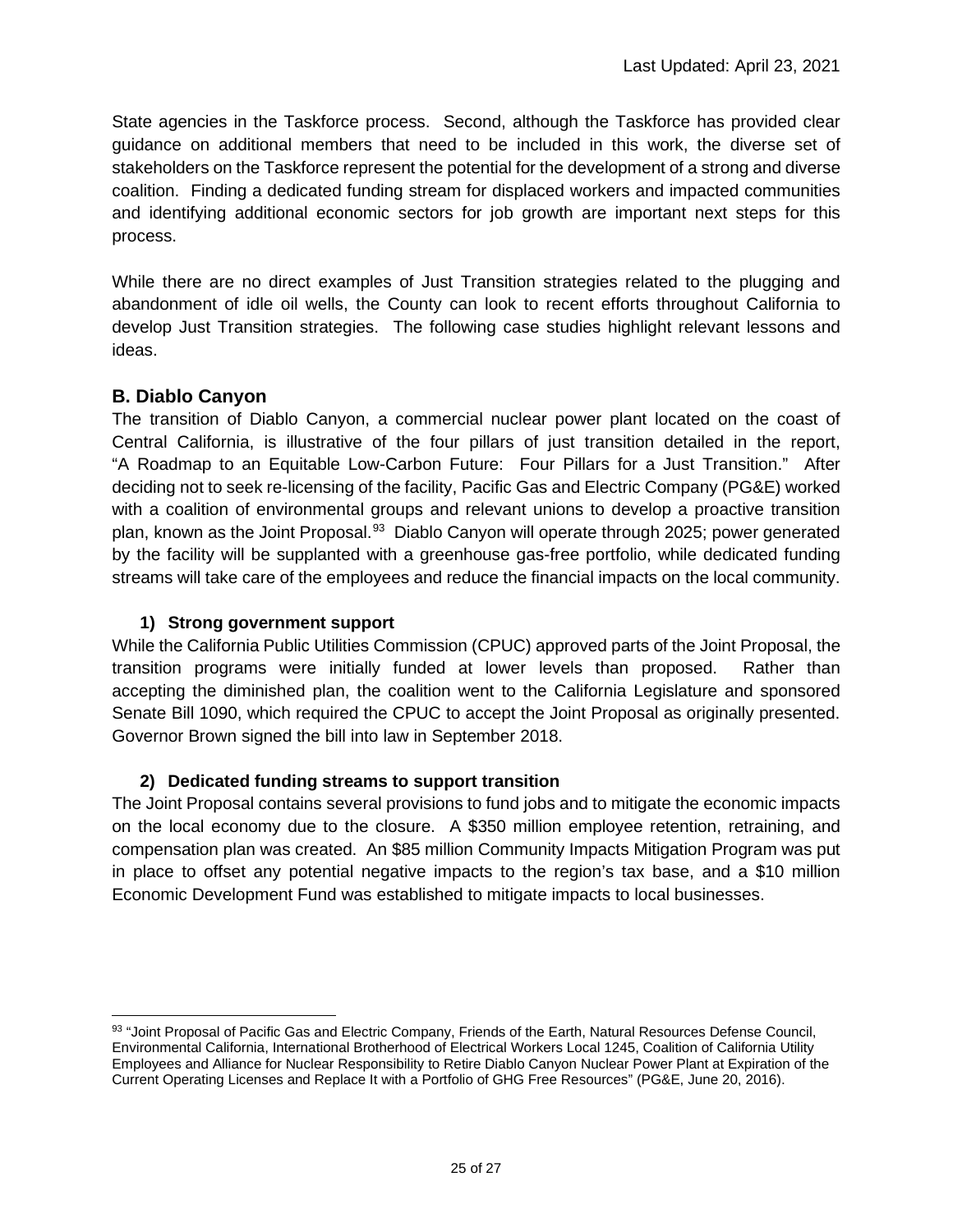State agencies in the Taskforce process. Second, although the Taskforce has provided clear guidance on additional members that need to be included in this work, the diverse set of stakeholders on the Taskforce represent the potential for the development of a strong and diverse coalition. Finding a dedicated funding stream for displaced workers and impacted communities and identifying additional economic sectors for job growth are important next steps for this process.

While there are no direct examples of Just Transition strategies related to the plugging and abandonment of idle oil wells, the County can look to recent efforts throughout California to develop Just Transition strategies. The following case studies highlight relevant lessons and ideas.

### B. Diablo Canyon

The transition of Diablo Canyon, a commercial nuclear power plant located on the coast of Central California, is illustrative of the four pillars of just transition detailed in the report, "A Roadmap to an Equitable Low-Carbon Future: Four Pillars for a Just Transition." After deciding not to seek re-licensing of the facility, Pacific Gas and Electric Company (PG&E) worked with a coalition of environmental groups and relevant unions to develop a proactive transition plan, known as the Joint Proposal.[93] Diablo Canyon will operate through 2025; power generated by the facility will be supplanted with a greenhouse gas-free portfolio, while dedicated funding streams will take care of the employees and reduce the financial impacts on the local community.

#### 1) Strong government support

While the California Public Utilities Commission (CPUC) approved parts of the Joint Proposal, the transition programs were initially funded at lower levels than proposed. Rather than accepting the diminished plan, the coalition went to the California Legislature and sponsored Senate Bill 1090, which required the CPUC to accept the Joint Proposal as originally presented. Governor Brown signed the bill into law in September 2018.

#### 2) Dedicated funding streams to support transition

The Joint Proposal contains several provisions to fund jobs and to mitigate the economic impacts on the local economy due to the closure. A $350 million employee retention, retraining, and compensation plan was created. An $85 million Community Impacts Mitigation Program was put in place to offset any potential negative impacts to the region's tax base, and a $10 million Economic Development Fund was established to mitigate impacts to local businesses.

---

[93] "Joint Proposal of Pacific Gas and Electric Company, Friends of the Earth, Natural Resources Defense Council, Environmental California, International Brotherhood of Electrical Workers Local 1245, Coalition of California Utility Employees and Alliance for Nuclear Responsibility to Retire Diablo Canyon Nuclear Power Plant at Expiration of the Current Operating Licenses and Replace It with a Portfolio of GHG Free Resources" (PG&E, June 20, 2016).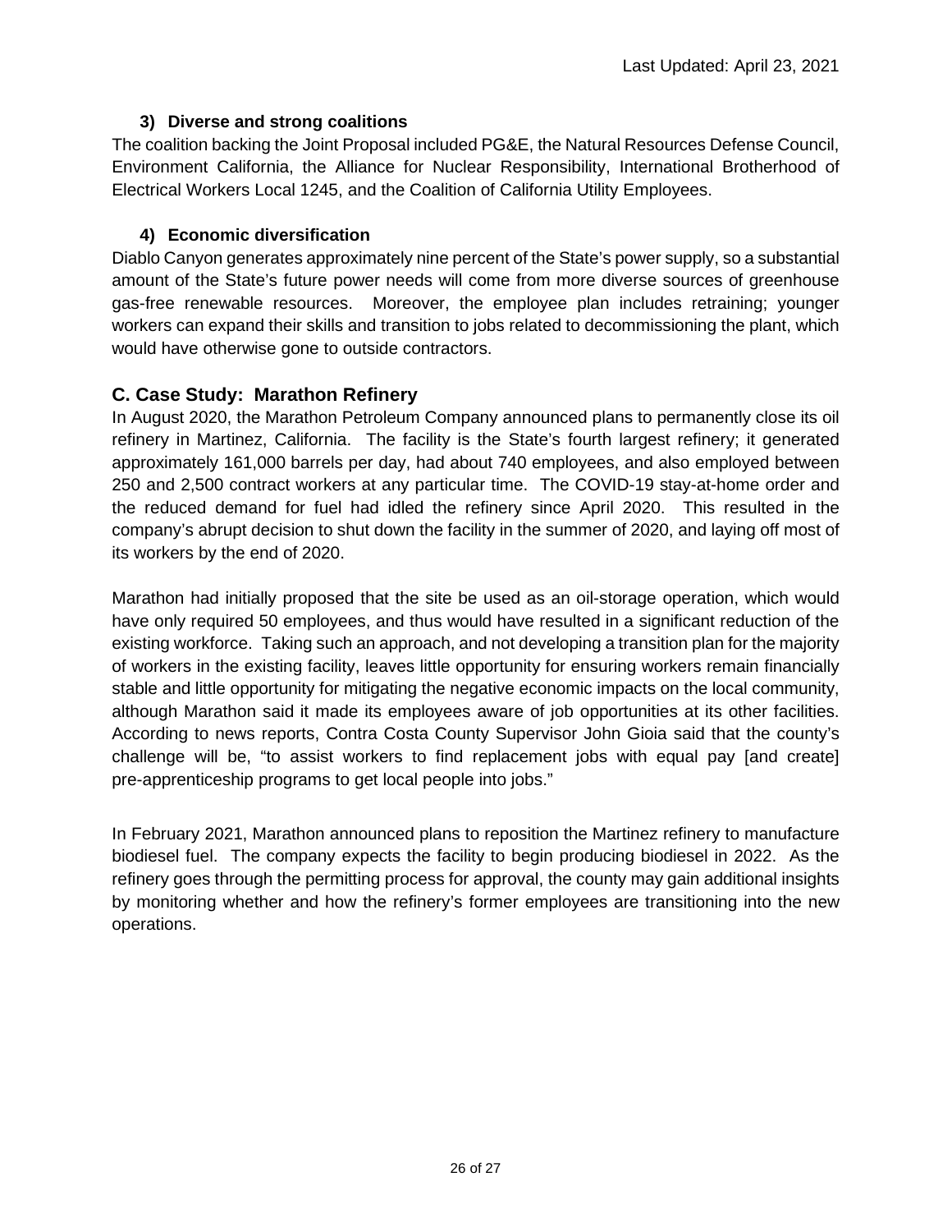#### 3) Diverse and strong coalitions

The coalition backing the Joint Proposal included PG&E, the Natural Resources Defense Council, Environment California, the Alliance for Nuclear Responsibility, International Brotherhood of Electrical Workers Local 1245, and the Coalition of California Utility Employees.

#### 4) Economic diversification

Diablo Canyon generates approximately nine percent of the State's power supply, so a substantial amount of the State's future power needs will come from more diverse sources of greenhouse gas-free renewable resources. Moreover, the employee plan includes retraining; younger workers can expand their skills and transition to jobs related to decommissioning the plant, which would have otherwise gone to outside contractors.

### C. Case Study: Marathon Refinery

In August 2020, the Marathon Petroleum Company announced plans to permanently close its oil refinery in Martinez, California. The facility is the State's fourth largest refinery; it generated approximately 161,000 barrels per day, had about 740 employees, and also employed between 250 and 2,500 contract workers at any particular time. The COVID-19 stay-at-home order and the reduced demand for fuel had idled the refinery since April 2020. This resulted in the company's abrupt decision to shut down the facility in the summer of 2020, and laying off most of its workers by the end of 2020.

Marathon had initially proposed that the site be used as an oil-storage operation, which would have only required 50 employees, and thus would have resulted in a significant reduction of the existing workforce. Taking such an approach, and not developing a transition plan for the majority of workers in the existing facility, leaves little opportunity for ensuring workers remain financially stable and little opportunity for mitigating the negative economic impacts on the local community, although Marathon said it made its employees aware of job opportunities at its other facilities. According to news reports, Contra Costa County Supervisor John Gioia said that the county's challenge will be, "to assist workers to find replacement jobs with equal pay [and create] pre-apprenticeship programs to get local people into jobs."

In February 2021, Marathon announced plans to reposition the Martinez refinery to manufacture biodiesel fuel. The company expects the facility to begin producing biodiesel in 2022. As the refinery goes through the permitting process for approval, the county may gain additional insights by monitoring whether and how the refinery's former employees are transitioning into the new operations.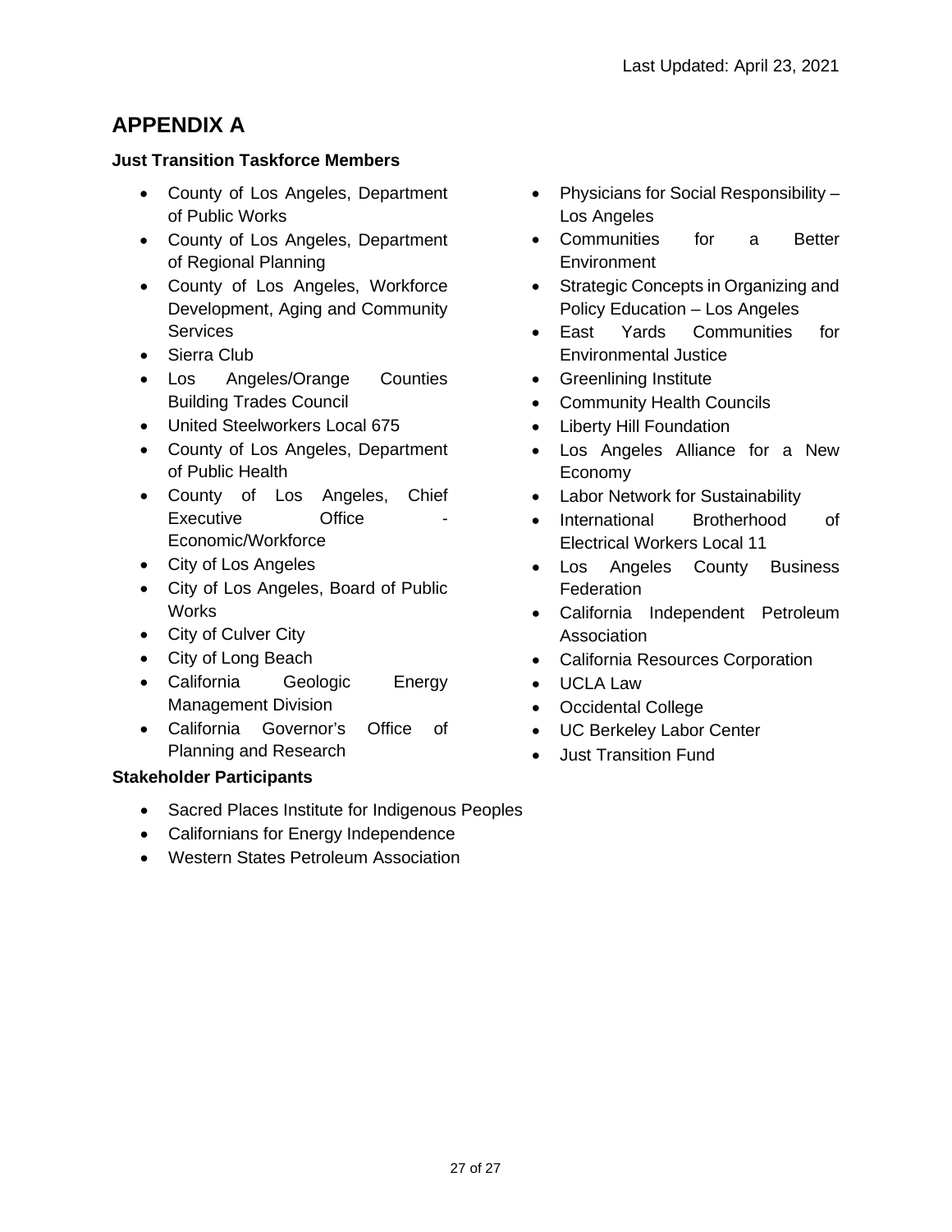Last Updated: April 23, 2021

# APPENDIX A

**Just Transition Taskforce Members**

- County of Los Angeles, Department of Public Works
- County of Los Angeles, Department of Regional Planning
- County of Los Angeles, Workforce Development, Aging and Community Services
- Sierra Club
- Los Angeles/Orange Counties Building Trades Council
- United Steelworkers Local 675
- County of Los Angeles, Department of Public Health
- County of Los Angeles, Chief Executive Office - Economic/Workforce
- City of Los Angeles
- City of Los Angeles, Board of Public Works
- City of Culver City
- City of Long Beach
- California Geologic Energy Management Division
- California Governor's Office of Planning and Research
- Physicians for Social Responsibility – Los Angeles
- Communities for a Better Environment
- Strategic Concepts in Organizing and Policy Education – Los Angeles
- East Yards Communities for Environmental Justice
- Greenlining Institute
- Community Health Councils
- Liberty Hill Foundation
- Los Angeles Alliance for a New Economy
- Labor Network for Sustainability
- International Brotherhood of Electrical Workers Local 11
- Los Angeles County Business Federation
- California Independent Petroleum Association
- California Resources Corporation
- UCLA Law
- Occidental College
- UC Berkeley Labor Center
- Just Transition Fund

**Stakeholder Participants**

- Sacred Places Institute for Indigenous Peoples
- Californians for Energy Independence
- Western States Petroleum Association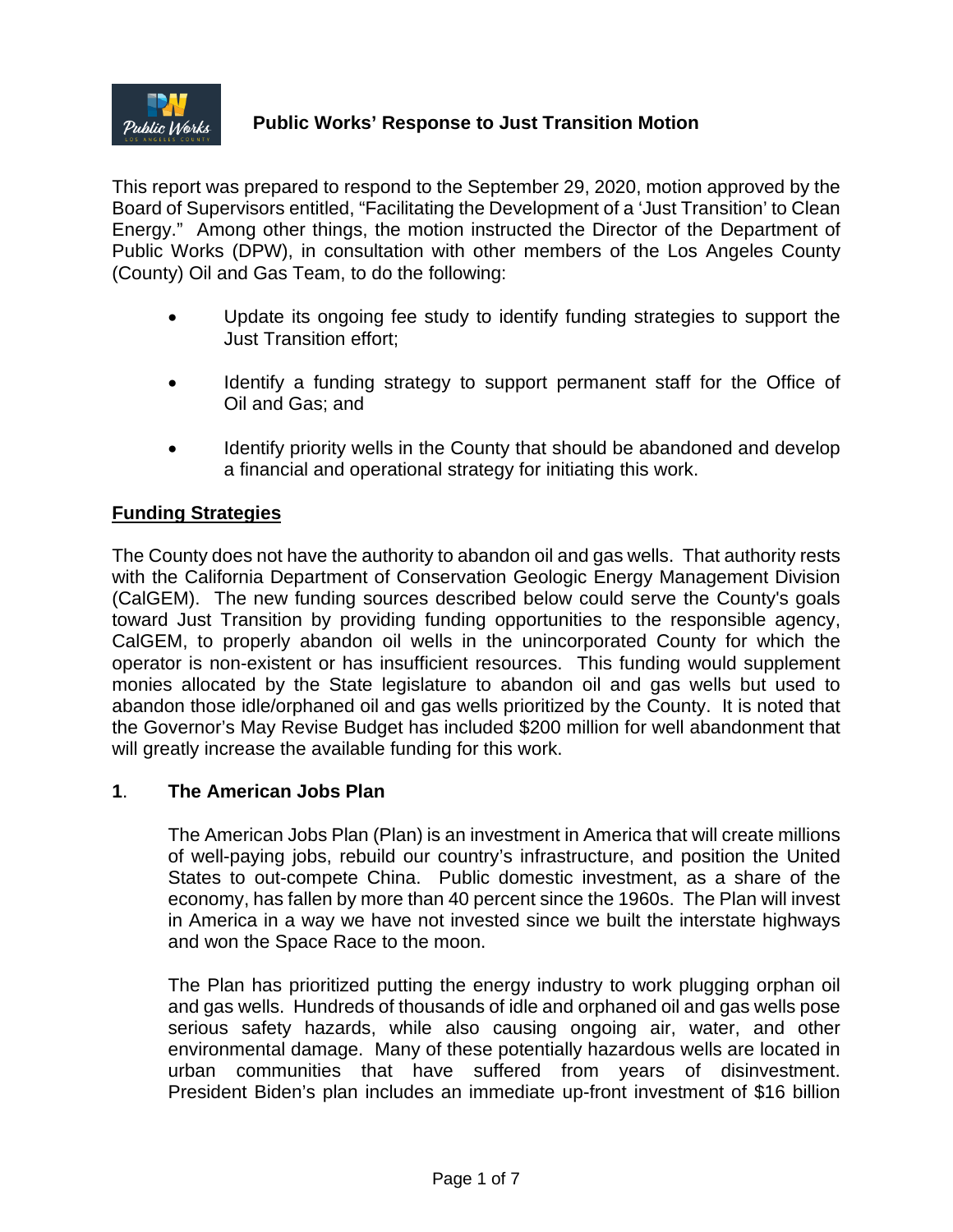# Public Works' Response to Just Transition Motion

This report was prepared to respond to the September 29, 2020, motion approved by the Board of Supervisors entitled, "Facilitating the Development of a 'Just Transition' to Clean Energy." Among other things, the motion instructed the Director of the Department of Public Works (DPW), in consultation with other members of the Los Angeles County (County) Oil and Gas Team, to do the following:

- Update its ongoing fee study to identify funding strategies to support the Just Transition effort;
- Identify a funding strategy to support permanent staff for the Office of Oil and Gas; and
- Identify priority wells in the County that should be abandoned and develop a financial and operational strategy for initiating this work.

## Funding Strategies

The County does not have the authority to abandon oil and gas wells. That authority rests with the California Department of Conservation Geologic Energy Management Division (CalGEM). The new funding sources described below could serve the County's goals toward Just Transition by providing funding opportunities to the responsible agency, CalGEM, to properly abandon oil wells in the unincorporated County for which the operator is non-existent or has insufficient resources. This funding would supplement monies allocated by the State legislature to abandon oil and gas wells but used to abandon those idle/orphaned oil and gas wells prioritized by the County. It is noted that the Governor's May Revise Budget has included $200 million for well abandonment that will greatly increase the available funding for this work.

### 1. The American Jobs Plan

The American Jobs Plan (Plan) is an investment in America that will create millions of well-paying jobs, rebuild our country's infrastructure, and position the United States to out-compete China. Public domestic investment, as a share of the economy, has fallen by more than 40 percent since the 1960s. The Plan will invest in America in a way we have not invested since we built the interstate highways and won the Space Race to the moon.

The Plan has prioritized putting the energy industry to work plugging orphan oil and gas wells. Hundreds of thousands of idle and orphaned oil and gas wells pose serious safety hazards, while also causing ongoing air, water, and other environmental damage. Many of these potentially hazardous wells are located in urban communities that have suffered from years of disinvestment. President Biden's plan includes an immediate up-front investment of $16 billion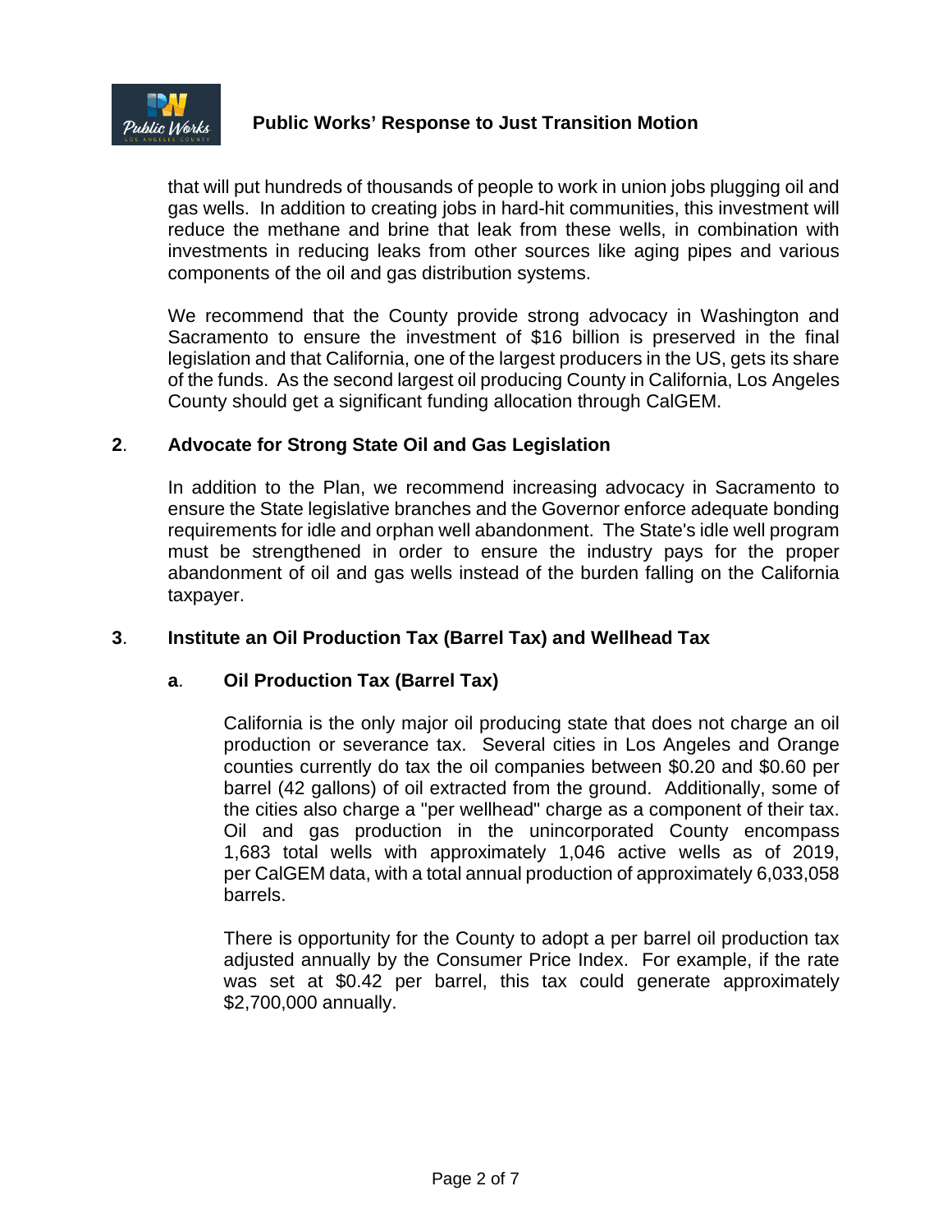that will put hundreds of thousands of people to work in union jobs plugging oil and gas wells. In addition to creating jobs in hard-hit communities, this investment will reduce the methane and brine that leak from these wells, in combination with investments in reducing leaks from other sources like aging pipes and various components of the oil and gas distribution systems.

We recommend that the County provide strong advocacy in Washington and Sacramento to ensure the investment of $16 billion is preserved in the final legislation and that California, one of the largest producers in the US, gets its share of the funds. As the second largest oil producing County in California, Los Angeles County should get a significant funding allocation through CalGEM.

## 2. Advocate for Strong State Oil and Gas Legislation

In addition to the Plan, we recommend increasing advocacy in Sacramento to ensure the State legislative branches and the Governor enforce adequate bonding requirements for idle and orphan well abandonment. The State's idle well program must be strengthened in order to ensure the industry pays for the proper abandonment of oil and gas wells instead of the burden falling on the California taxpayer.

## 3. Institute an Oil Production Tax (Barrel Tax) and Wellhead Tax

### a. Oil Production Tax (Barrel Tax)

California is the only major oil producing state that does not charge an oil production or severance tax. Several cities in Los Angeles and Orange counties currently do tax the oil companies between $0.20 and $0.60 per barrel (42 gallons) of oil extracted from the ground. Additionally, some of the cities also charge a "per wellhead" charge as a component of their tax. Oil and gas production in the unincorporated County encompass 1,683 total wells with approximately 1,046 active wells as of 2019, per CalGEM data, with a total annual production of approximately 6,033,058 barrels.

There is opportunity for the County to adopt a per barrel oil production tax adjusted annually by the Consumer Price Index. For example, if the rate was set at $0.42 per barrel, this tax could generate approximately $2,700,000 annually.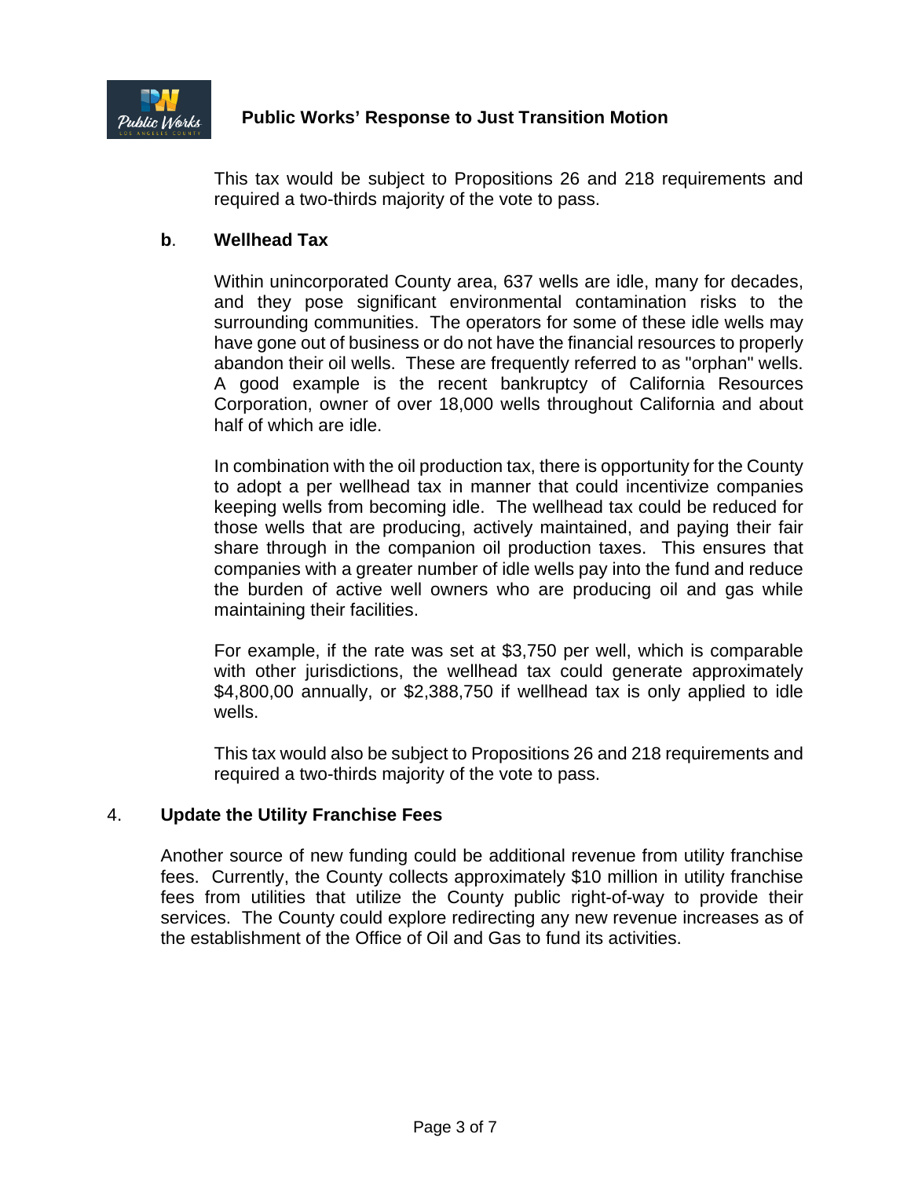This tax would be subject to Propositions 26 and 218 requirements and required a two-thirds majority of the vote to pass.

**b**. **Wellhead Tax**

Within unincorporated County area, 637 wells are idle, many for decades, and they pose significant environmental contamination risks to the surrounding communities. The operators for some of these idle wells may have gone out of business or do not have the financial resources to properly abandon their oil wells. These are frequently referred to as "orphan" wells. A good example is the recent bankruptcy of California Resources Corporation, owner of over 18,000 wells throughout California and about half of which are idle.

In combination with the oil production tax, there is opportunity for the County to adopt a per wellhead tax in manner that could incentivize companies keeping wells from becoming idle. The wellhead tax could be reduced for those wells that are producing, actively maintained, and paying their fair share through in the companion oil production taxes. This ensures that companies with a greater number of idle wells pay into the fund and reduce the burden of active well owners who are producing oil and gas while maintaining their facilities.

For example, if the rate was set at $3,750 per well, which is comparable with other jurisdictions, the wellhead tax could generate approximately $4,800,00 annually, or $2,388,750 if wellhead tax is only applied to idle wells.

This tax would also be subject to Propositions 26 and 218 requirements and required a two-thirds majority of the vote to pass.

4. **Update the Utility Franchise Fees**

Another source of new funding could be additional revenue from utility franchise fees. Currently, the County collects approximately $10 million in utility franchise fees from utilities that utilize the County public right-of-way to provide their services. The County could explore redirecting any new revenue increases as of the establishment of the Office of Oil and Gas to fund its activities.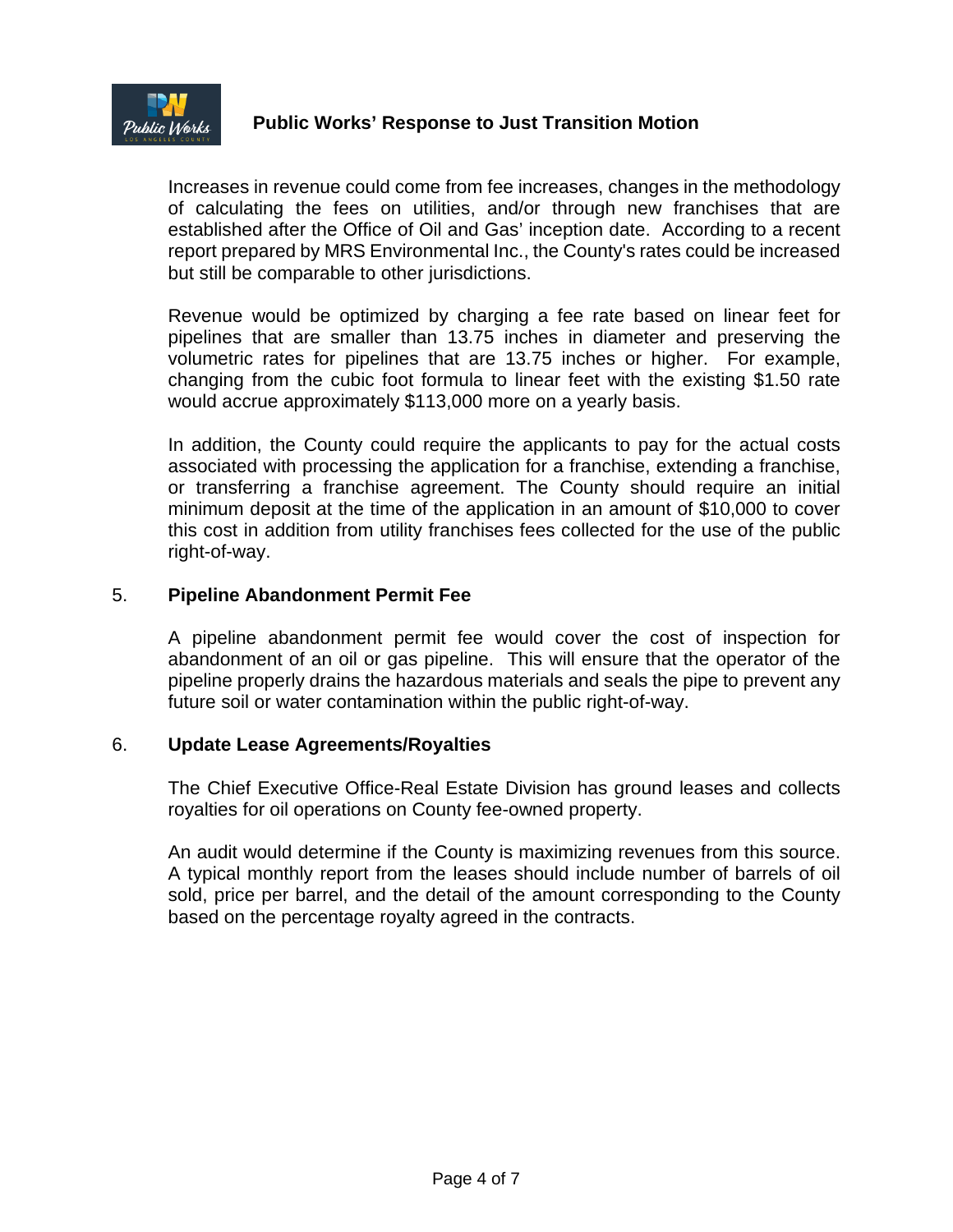Increases in revenue could come from fee increases, changes in the methodology of calculating the fees on utilities, and/or through new franchises that are established after the Office of Oil and Gas' inception date. According to a recent report prepared by MRS Environmental Inc., the County's rates could be increased but still be comparable to other jurisdictions.

Revenue would be optimized by charging a fee rate based on linear feet for pipelines that are smaller than 13.75 inches in diameter and preserving the volumetric rates for pipelines that are 13.75 inches or higher. For example, changing from the cubic foot formula to linear feet with the existing $1.50 rate would accrue approximately $113,000 more on a yearly basis.

In addition, the County could require the applicants to pay for the actual costs associated with processing the application for a franchise, extending a franchise, or transferring a franchise agreement. The County should require an initial minimum deposit at the time of the application in an amount of $10,000 to cover this cost in addition from utility franchises fees collected for the use of the public right-of-way.

5. **Pipeline Abandonment Permit Fee**

A pipeline abandonment permit fee would cover the cost of inspection for abandonment of an oil or gas pipeline. This will ensure that the operator of the pipeline properly drains the hazardous materials and seals the pipe to prevent any future soil or water contamination within the public right-of-way.

6. **Update Lease Agreements/Royalties**

The Chief Executive Office-Real Estate Division has ground leases and collects royalties for oil operations on County fee-owned property.

An audit would determine if the County is maximizing revenues from this source. A typical monthly report from the leases should include number of barrels of oil sold, price per barrel, and the detail of the amount corresponding to the County based on the percentage royalty agreed in the contracts.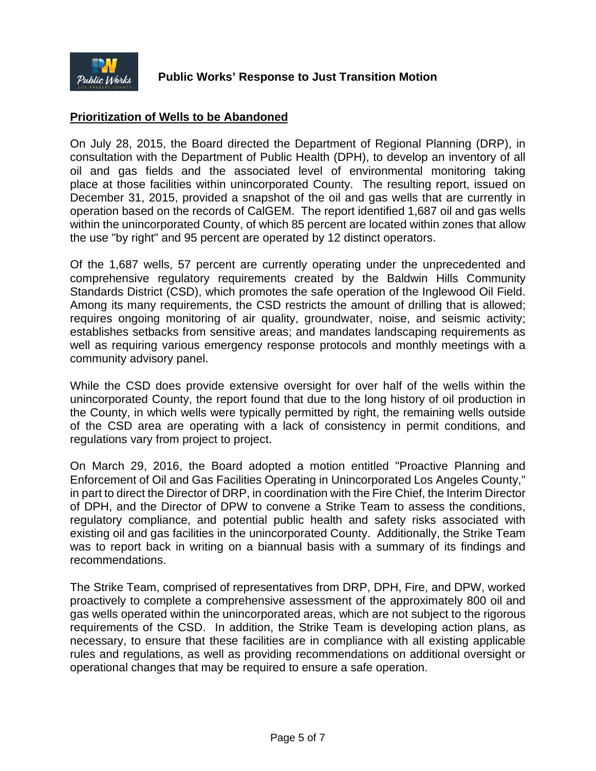## Prioritization of Wells to be Abandoned

On July 28, 2015, the Board directed the Department of Regional Planning (DRP), in consultation with the Department of Public Health (DPH), to develop an inventory of all oil and gas fields and the associated level of environmental monitoring taking place at those facilities within unincorporated County. The resulting report, issued on December 31, 2015, provided a snapshot of the oil and gas wells that are currently in operation based on the records of CalGEM. The report identified 1,687 oil and gas wells within the unincorporated County, of which 85 percent are located within zones that allow the use "by right" and 95 percent are operated by 12 distinct operators.

Of the 1,687 wells, 57 percent are currently operating under the unprecedented and comprehensive regulatory requirements created by the Baldwin Hills Community Standards District (CSD), which promotes the safe operation of the Inglewood Oil Field. Among its many requirements, the CSD restricts the amount of drilling that is allowed; requires ongoing monitoring of air quality, groundwater, noise, and seismic activity; establishes setbacks from sensitive areas; and mandates landscaping requirements as well as requiring various emergency response protocols and monthly meetings with a community advisory panel.

While the CSD does provide extensive oversight for over half of the wells within the unincorporated County, the report found that due to the long history of oil production in the County, in which wells were typically permitted by right, the remaining wells outside of the CSD area are operating with a lack of consistency in permit conditions, and regulations vary from project to project.

On March 29, 2016, the Board adopted a motion entitled "Proactive Planning and Enforcement of Oil and Gas Facilities Operating in Unincorporated Los Angeles County," in part to direct the Director of DRP, in coordination with the Fire Chief, the Interim Director of DPH, and the Director of DPW to convene a Strike Team to assess the conditions, regulatory compliance, and potential public health and safety risks associated with existing oil and gas facilities in the unincorporated County. Additionally, the Strike Team was to report back in writing on a biannual basis with a summary of its findings and recommendations.

The Strike Team, comprised of representatives from DRP, DPH, Fire, and DPW, worked proactively to complete a comprehensive assessment of the approximately 800 oil and gas wells operated within the unincorporated areas, which are not subject to the rigorous requirements of the CSD. In addition, the Strike Team is developing action plans, as necessary, to ensure that these facilities are in compliance with all existing applicable rules and regulations, as well as providing recommendations on additional oversight or operational changes that may be required to ensure a safe operation.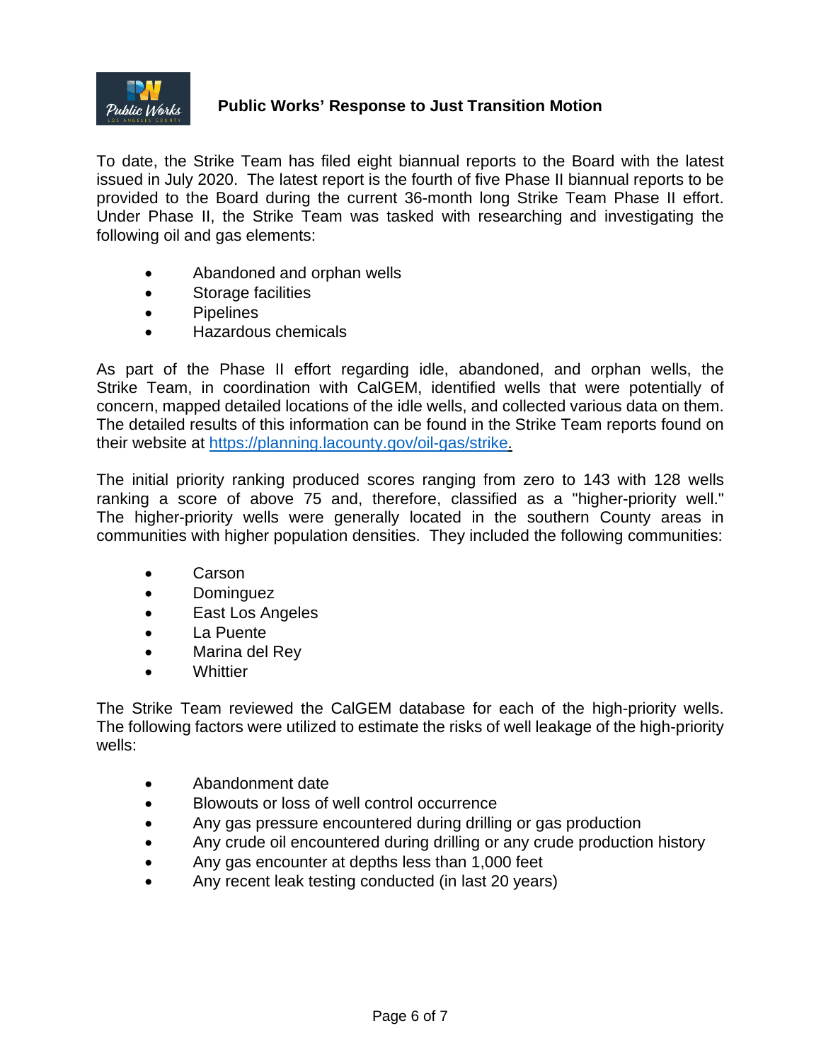To date, the Strike Team has filed eight biannual reports to the Board with the latest issued in July 2020. The latest report is the fourth of five Phase II biannual reports to be provided to the Board during the current 36-month long Strike Team Phase II effort. Under Phase II, the Strike Team was tasked with researching and investigating the following oil and gas elements:

- Abandoned and orphan wells
- Storage facilities
- Pipelines
- Hazardous chemicals

As part of the Phase II effort regarding idle, abandoned, and orphan wells, the Strike Team, in coordination with CalGEM, identified wells that were potentially of concern, mapped detailed locations of the idle wells, and collected various data on them. The detailed results of this information can be found in the Strike Team reports found on their website at https://planning.lacounty.gov/oil-gas/strike.

The initial priority ranking produced scores ranging from zero to 143 with 128 wells ranking a score of above 75 and, therefore, classified as a "higher-priority well." The higher-priority wells were generally located in the southern County areas in communities with higher population densities. They included the following communities:

- Carson
- Dominguez
- East Los Angeles
- La Puente
- Marina del Rey
- Whittier

The Strike Team reviewed the CalGEM database for each of the high-priority wells. The following factors were utilized to estimate the risks of well leakage of the high-priority wells:

- Abandonment date
- Blowouts or loss of well control occurrence
- Any gas pressure encountered during drilling or gas production
- Any crude oil encountered during drilling or any crude production history
- Any gas encounter at depths less than 1,000 feet
- Any recent leak testing conducted (in last 20 years)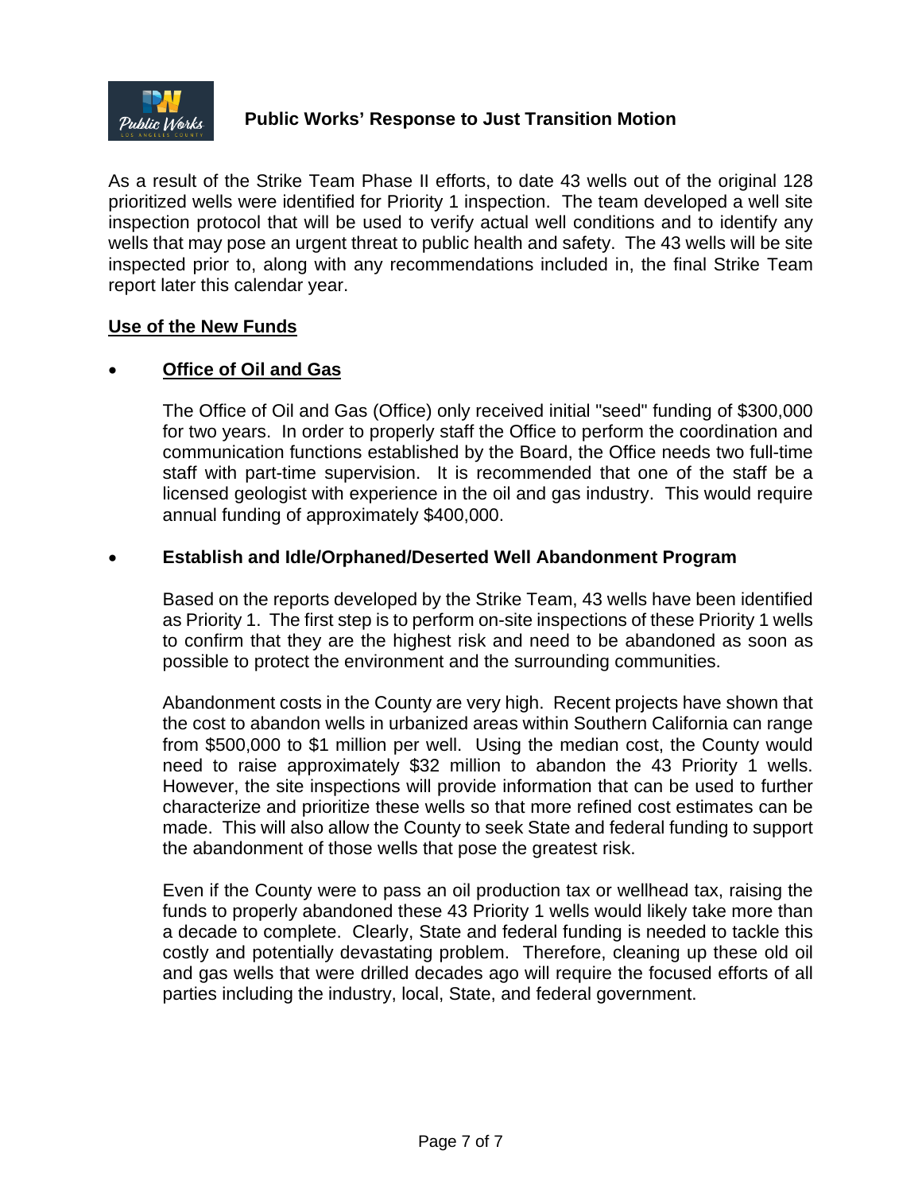As a result of the Strike Team Phase II efforts, to date 43 wells out of the original 128 prioritized wells were identified for Priority 1 inspection. The team developed a well site inspection protocol that will be used to verify actual well conditions and to identify any wells that may pose an urgent threat to public health and safety. The 43 wells will be site inspected prior to, along with any recommendations included in, the final Strike Team report later this calendar year.

## Use of the New Funds

- **Office of Oil and Gas**

  The Office of Oil and Gas (Office) only received initial "seed" funding of $300,000 for two years. In order to properly staff the Office to perform the coordination and communication functions established by the Board, the Office needs two full-time staff with part-time supervision. It is recommended that one of the staff be a licensed geologist with experience in the oil and gas industry. This would require annual funding of approximately $400,000.

- **Establish and Idle/Orphaned/Deserted Well Abandonment Program**

  Based on the reports developed by the Strike Team, 43 wells have been identified as Priority 1. The first step is to perform on-site inspections of these Priority 1 wells to confirm that they are the highest risk and need to be abandoned as soon as possible to protect the environment and the surrounding communities.

  Abandonment costs in the County are very high. Recent projects have shown that the cost to abandon wells in urbanized areas within Southern California can range from $500,000 to $1 million per well. Using the median cost, the County would need to raise approximately $32 million to abandon the 43 Priority 1 wells. However, the site inspections will provide information that can be used to further characterize and prioritize these wells so that more refined cost estimates can be made. This will also allow the County to seek State and federal funding to support the abandonment of those wells that pose the greatest risk.

  Even if the County were to pass an oil production tax or wellhead tax, raising the funds to properly abandoned these 43 Priority 1 wells would likely take more than a decade to complete. Clearly, State and federal funding is needed to tackle this costly and potentially devastating problem. Therefore, cleaning up these old oil and gas wells that were drilled decades ago will require the focused efforts of all parties including the industry, local, State, and federal government.